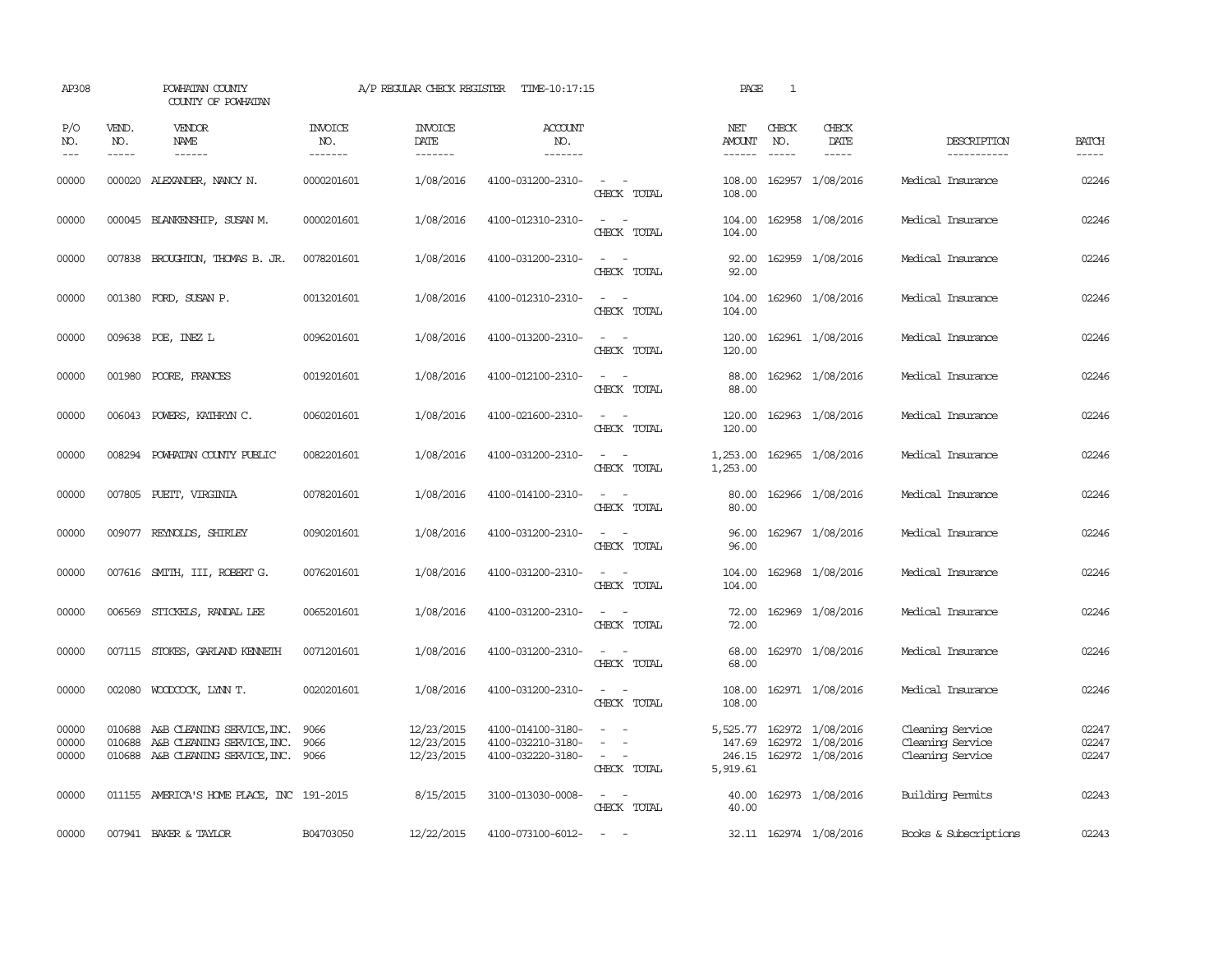AP308 POWHATAN COUNTY A/P REGULAR CHECK REGISTER TIME-10:17:15 PAGE 1

COUNTY OF POWHATAN

| P/O NO. | VEND. NO. | VENDOR NAME | INVOICE NO. | INVOICE DATE | ACCOUNT NO. | | NET AMOUNT | CHECK NO. | CHECK DATE | DESCRIPTION | BATCH |
|---|---|---|---|---|---|---|---|---|---|---|---|
| 00000 | 000020 | ALEXANDER, NANCY N. | 0000201601 | 1/08/2016 | 4100-031200-2310- | - - | 108.00 | 162957 | 1/08/2016 | Medical Insurance | 02246 |
| | | | | | | CHECK TOTAL | 108.00 | | | | |
| 00000 | 000045 | BLANKENSHIP, SUSAN M. | 0000201601 | 1/08/2016 | 4100-012310-2310- | - - | 104.00 | 162958 | 1/08/2016 | Medical Insurance | 02246 |
| | | | | | | CHECK TOTAL | 104.00 | | | | |
| 00000 | 007838 | BROUGHTON, THOMAS B. JR. | 0078201601 | 1/08/2016 | 4100-031200-2310- | - - | 92.00 | 162959 | 1/08/2016 | Medical Insurance | 02246 |
| | | | | | | CHECK TOTAL | 92.00 | | | | |
| 00000 | 001380 | FORD, SUSAN P. | 0013201601 | 1/08/2016 | 4100-012310-2310- | - - | 104.00 | 162960 | 1/08/2016 | Medical Insurance | 02246 |
| | | | | | | CHECK TOTAL | 104.00 | | | | |
| 00000 | 009638 | POE, INEZ L | 0096201601 | 1/08/2016 | 4100-013200-2310- | - - | 120.00 | 162961 | 1/08/2016 | Medical Insurance | 02246 |
| | | | | | | CHECK TOTAL | 120.00 | | | | |
| 00000 | 001980 | POORE, FRANCES | 0019201601 | 1/08/2016 | 4100-012100-2310- | - - | 88.00 | 162962 | 1/08/2016 | Medical Insurance | 02246 |
| | | | | | | CHECK TOTAL | 88.00 | | | | |
| 00000 | 006043 | POWERS, KATHRYN C. | 0060201601 | 1/08/2016 | 4100-021600-2310- | - - | 120.00 | 162963 | 1/08/2016 | Medical Insurance | 02246 |
| | | | | | | CHECK TOTAL | 120.00 | | | | |
| 00000 | 008294 | POWHATAN COUNTY PUBLIC | 0082201601 | 1/08/2016 | 4100-031200-2310- | - - | 1,253.00 | 162965 | 1/08/2016 | Medical Insurance | 02246 |
| | | | | | | CHECK TOTAL | 1,253.00 | | | | |
| 00000 | 007805 | PUETT, VIRGINIA | 0078201601 | 1/08/2016 | 4100-014100-2310- | - - | 80.00 | 162966 | 1/08/2016 | Medical Insurance | 02246 |
| | | | | | | CHECK TOTAL | 80.00 | | | | |
| 00000 | 009077 | REYNOLDS, SHIRLEY | 0090201601 | 1/08/2016 | 4100-031200-2310- | - - | 96.00 | 162967 | 1/08/2016 | Medical Insurance | 02246 |
| | | | | | | CHECK TOTAL | 96.00 | | | | |
| 00000 | 007616 | SMITH, III, ROBERT G. | 0076201601 | 1/08/2016 | 4100-031200-2310- | - - | 104.00 | 162968 | 1/08/2016 | Medical Insurance | 02246 |
| | | | | | | CHECK TOTAL | 104.00 | | | | |
| 00000 | 006569 | STICKELS, RANDAL LEE | 0065201601 | 1/08/2016 | 4100-031200-2310- | - - | 72.00 | 162969 | 1/08/2016 | Medical Insurance | 02246 |
| | | | | | | CHECK TOTAL | 72.00 | | | | |
| 00000 | 007115 | STOKES, GARLAND KENNETH | 0071201601 | 1/08/2016 | 4100-031200-2310- | - - | 68.00 | 162970 | 1/08/2016 | Medical Insurance | 02246 |
| | | | | | | CHECK TOTAL | 68.00 | | | | |
| 00000 | 002080 | WOODCOCK, LYNN T. | 0020201601 | 1/08/2016 | 4100-031200-2310- | - - | 108.00 | 162971 | 1/08/2016 | Medical Insurance | 02246 |
| | | | | | | CHECK TOTAL | 108.00 | | | | |
| 00000 | 010688 | A&B CLEANING SERVICE,INC. | 9066 | 12/23/2015 | 4100-014100-3180- | - - | 5,525.77 | 162972 | 1/08/2016 | Cleaning Service | 02247 |
| 00000 | 010688 | A&B CLEANING SERVICE,INC. | 9066 | 12/23/2015 | 4100-032210-3180- | - - | 147.69 | 162972 | 1/08/2016 | Cleaning Service | 02247 |
| 00000 | 010688 | A&B CLEANING SERVICE,INC. | 9066 | 12/23/2015 | 4100-032220-3180- | - - | 246.15 | 162972 | 1/08/2016 | Cleaning Service | 02247 |
| | | | | | | CHECK TOTAL | 5,919.61 | | | | |
| 00000 | 011155 | AMERICA'S HOME PLACE, INC | 191-2015 | 8/15/2015 | 3100-013030-0008- | - - | 40.00 | 162973 | 1/08/2016 | Building Permits | 02243 |
| | | | | | | CHECK TOTAL | 40.00 | | | | |
| 00000 | 007941 | BAKER & TAYLOR | B04703050 | 12/22/2015 | 4100-073100-6012- | - - | 32.11 | 162974 | 1/08/2016 | Books & Subscriptions | 02243 |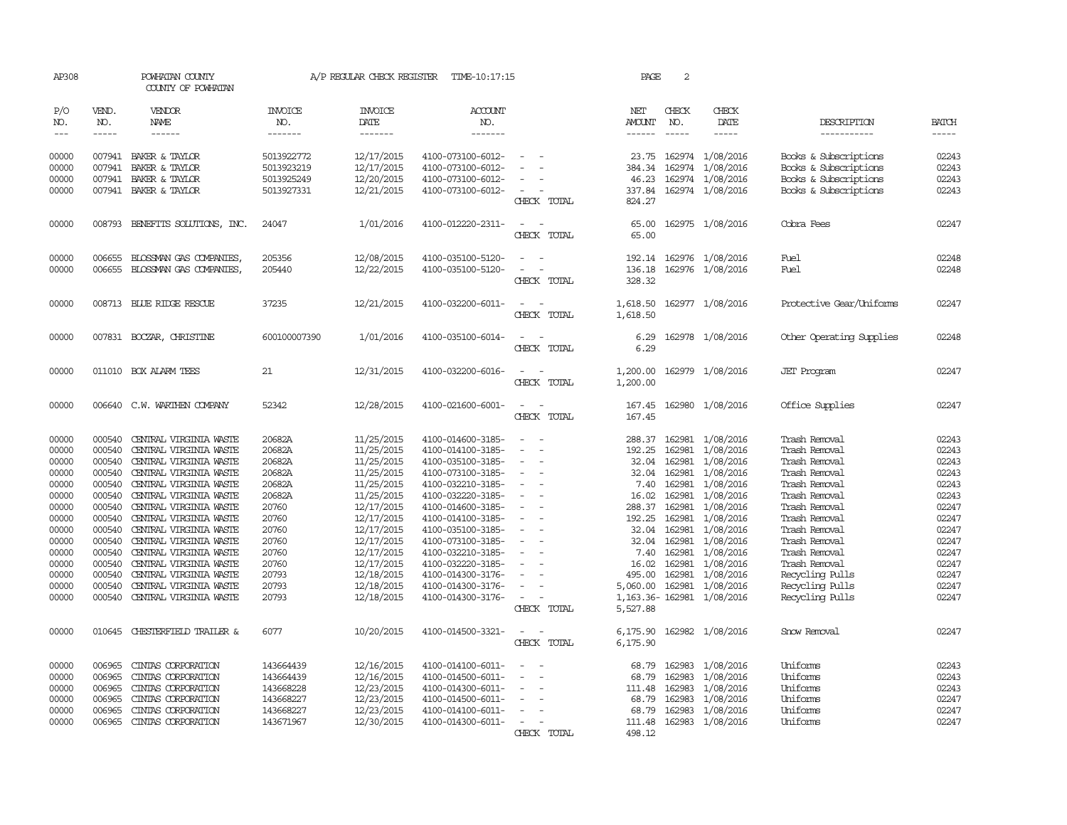AP308 POWHATAN COUNTY A/P REGULAR CHECK REGISTER TIME-10:17:15 PAGE 2
COUNTY OF POWHATAN

| P/O NO. | VEND. NO. | VENDOR NAME | INVOICE NO. | INVOICE DATE | ACCOUNT NO. | | NET AMOUNT | CHECK NO. | CHECK DATE | DESCRIPTION | BATCH |
|---|---|---|---|---|---|---|---|---|---|---|---|
| 00000 | 007941 | BAKER & TAYLOR | 5013922772 | 12/17/2015 | 4100-073100-6012- | - - | 23.75 | 162974 | 1/08/2016 | Books & Subscriptions | 02243 |
| 00000 | 007941 | BAKER & TAYLOR | 5013923219 | 12/17/2015 | 4100-073100-6012- | - - | 384.34 | 162974 | 1/08/2016 | Books & Subscriptions | 02243 |
| 00000 | 007941 | BAKER & TAYLOR | 5013925249 | 12/20/2015 | 4100-073100-6012- | - - | 46.23 | 162974 | 1/08/2016 | Books & Subscriptions | 02243 |
| 00000 | 007941 | BAKER & TAYLOR | 5013927331 | 12/21/2015 | 4100-073100-6012- | - - | 337.84 | 162974 | 1/08/2016 | Books & Subscriptions | 02243 |
| | | | | | | CHECK TOTAL | 824.27 | | | | |
| 00000 | 008793 | BENEFITS SOLUTIONS, INC. | 24047 | 1/01/2016 | 4100-012220-2311- | - - | 65.00 | 162975 | 1/08/2016 | Cobra Fees | 02247 |
| | | | | | | CHECK TOTAL | 65.00 | | | | |
| 00000 | 006655 | BLOSSMAN GAS COMPANIES, | 205356 | 12/08/2015 | 4100-035100-5120- | - - | 192.14 | 162976 | 1/08/2016 | Fuel | 02248 |
| 00000 | 006655 | BLOSSMAN GAS COMPANIES, | 205440 | 12/22/2015 | 4100-035100-5120- | - - | 136.18 | 162976 | 1/08/2016 | Fuel | 02248 |
| | | | | | | CHECK TOTAL | 328.32 | | | | |
| 00000 | 008713 | BLUE RIDGE RESCUE | 37235 | 12/21/2015 | 4100-032200-6011- | - - | 1,618.50 | 162977 | 1/08/2016 | Protective Gear/Uniforms | 02247 |
| | | | | | | CHECK TOTAL | 1,618.50 | | | | |
| 00000 | 007831 | BOCZAR, CHRISTINE | 600100007390 | 1/01/2016 | 4100-035100-6014- | - - | 6.29 | 162978 | 1/08/2016 | Other Operating Supplies | 02248 |
| | | | | | | CHECK TOTAL | 6.29 | | | | |
| 00000 | 011010 | BOX ALARM TEES | 21 | 12/31/2015 | 4100-032200-6016- | - - | 1,200.00 | 162979 | 1/08/2016 | JET Program | 02247 |
| | | | | | | CHECK TOTAL | 1,200.00 | | | | |
| 00000 | 006640 | C.W. WARTHEN COMPANY | 52342 | 12/28/2015 | 4100-021600-6001- | - - | 167.45 | 162980 | 1/08/2016 | Office Supplies | 02247 |
| | | | | | | CHECK TOTAL | 167.45 | | | | |
| 00000 | 000540 | CENTRAL VIRGINIA WASTE | 20682A | 11/25/2015 | 4100-014600-3185- | - - | 288.37 | 162981 | 1/08/2016 | Trash Removal | 02243 |
| 00000 | 000540 | CENTRAL VIRGINIA WASTE | 20682A | 11/25/2015 | 4100-014100-3185- | - - | 192.25 | 162981 | 1/08/2016 | Trash Removal | 02243 |
| 00000 | 000540 | CENTRAL VIRGINIA WASTE | 20682A | 11/25/2015 | 4100-035100-3185- | - - | 32.04 | 162981 | 1/08/2016 | Trash Removal | 02243 |
| 00000 | 000540 | CENTRAL VIRGINIA WASTE | 20682A | 11/25/2015 | 4100-073100-3185- | - - | 32.04 | 162981 | 1/08/2016 | Trash Removal | 02243 |
| 00000 | 000540 | CENTRAL VIRGINIA WASTE | 20682A | 11/25/2015 | 4100-032210-3185- | - - | 7.40 | 162981 | 1/08/2016 | Trash Removal | 02243 |
| 00000 | 000540 | CENTRAL VIRGINIA WASTE | 20682A | 11/25/2015 | 4100-032220-3185- | - - | 16.02 | 162981 | 1/08/2016 | Trash Removal | 02243 |
| 00000 | 000540 | CENTRAL VIRGINIA WASTE | 20760 | 12/17/2015 | 4100-014600-3185- | - - | 288.37 | 162981 | 1/08/2016 | Trash Removal | 02247 |
| 00000 | 000540 | CENTRAL VIRGINIA WASTE | 20760 | 12/17/2015 | 4100-014100-3185- | - - | 192.25 | 162981 | 1/08/2016 | Trash Removal | 02247 |
| 00000 | 000540 | CENTRAL VIRGINIA WASTE | 20760 | 12/17/2015 | 4100-035100-3185- | - - | 32.04 | 162981 | 1/08/2016 | Trash Removal | 02247 |
| 00000 | 000540 | CENTRAL VIRGINIA WASTE | 20760 | 12/17/2015 | 4100-073100-3185- | - - | 32.04 | 162981 | 1/08/2016 | Trash Removal | 02247 |
| 00000 | 000540 | CENTRAL VIRGINIA WASTE | 20760 | 12/17/2015 | 4100-032210-3185- | - - | 7.40 | 162981 | 1/08/2016 | Trash Removal | 02247 |
| 00000 | 000540 | CENTRAL VIRGINIA WASTE | 20760 | 12/17/2015 | 4100-032220-3185- | - - | 16.02 | 162981 | 1/08/2016 | Trash Removal | 02247 |
| 00000 | 000540 | CENTRAL VIRGINIA WASTE | 20793 | 12/18/2015 | 4100-014300-3176- | - - | 495.00 | 162981 | 1/08/2016 | Recycling Pulls | 02247 |
| 00000 | 000540 | CENTRAL VIRGINIA WASTE | 20793 | 12/18/2015 | 4100-014300-3176- | - - | 5,060.00 | 162981 | 1/08/2016 | Recycling Pulls | 02247 |
| 00000 | 000540 | CENTRAL VIRGINIA WASTE | 20793 | 12/18/2015 | 4100-014300-3176- | - - | 1,163.36- | 162981 | 1/08/2016 | Recycling Pulls | 02247 |
| | | | | | | CHECK TOTAL | 5,527.88 | | | | |
| 00000 | 010645 | CHESTERFIELD TRAILER & | 6077 | 10/20/2015 | 4100-014500-3321- | - - | 6,175.90 | 162982 | 1/08/2016 | Snow Removal | 02247 |
| | | | | | | CHECK TOTAL | 6,175.90 | | | | |
| 00000 | 006965 | CINTAS CORPORATION | 143664439 | 12/16/2015 | 4100-014100-6011- | - - | 68.79 | 162983 | 1/08/2016 | Uniforms | 02243 |
| 00000 | 006965 | CINTAS CORPORATION | 143664439 | 12/16/2015 | 4100-014500-6011- | - - | 68.79 | 162983 | 1/08/2016 | Uniforms | 02243 |
| 00000 | 006965 | CINTAS CORPORATION | 143668228 | 12/23/2015 | 4100-014300-6011- | - - | 111.48 | 162983 | 1/08/2016 | Uniforms | 02243 |
| 00000 | 006965 | CINTAS CORPORATION | 143668227 | 12/23/2015 | 4100-014500-6011- | - - | 68.79 | 162983 | 1/08/2016 | Uniforms | 02247 |
| 00000 | 006965 | CINTAS CORPORATION | 143668227 | 12/23/2015 | 4100-014100-6011- | - - | 68.79 | 162983 | 1/08/2016 | Uniforms | 02247 |
| 00000 | 006965 | CINTAS CORPORATION | 143671967 | 12/30/2015 | 4100-014300-6011- | - - | 111.48 | 162983 | 1/08/2016 | Uniforms | 02247 |
| | | | | | | CHECK TOTAL | 498.12 | | | | |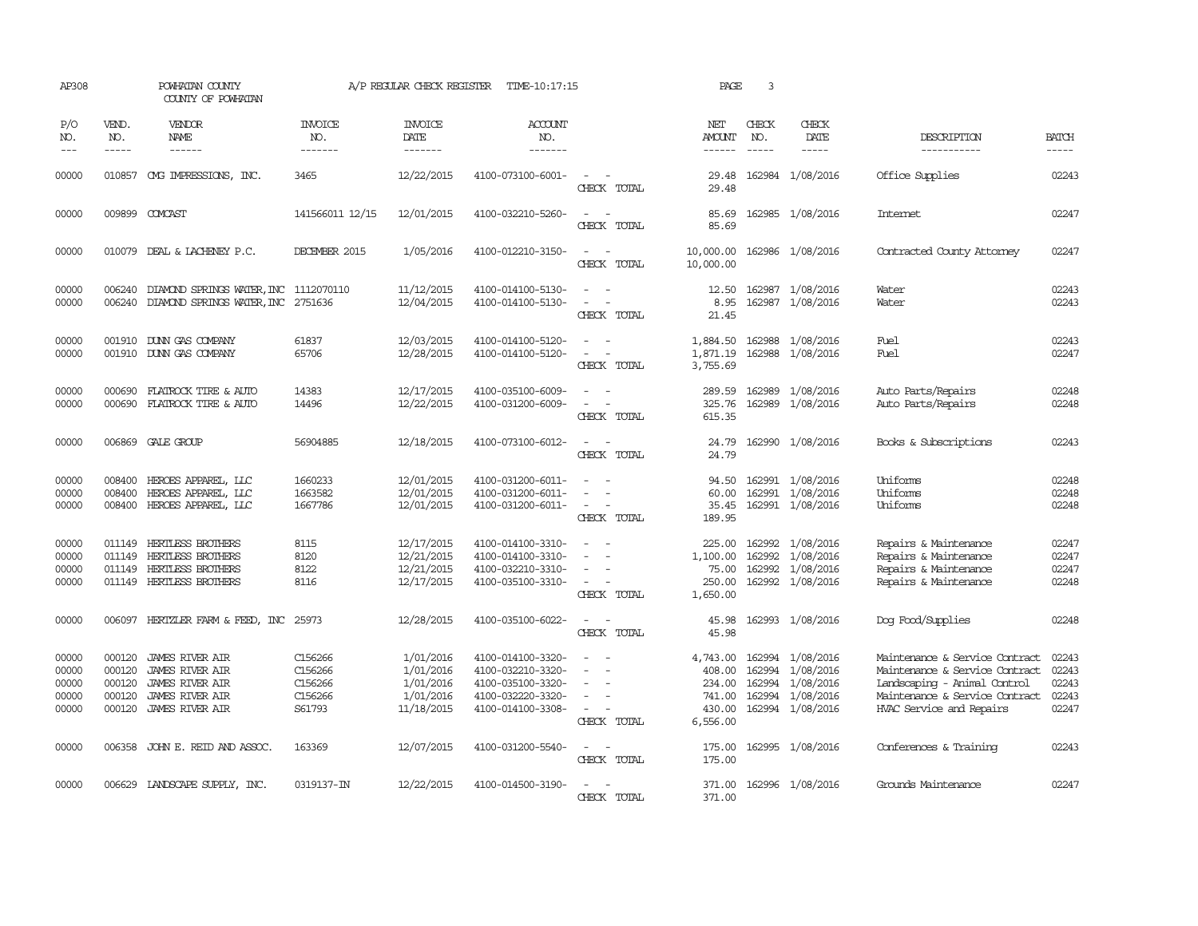AP308 POWHATAN COUNTY A/P REGULAR CHECK REGISTER TIME-10:17:15 PAGE 3

COUNTY OF POWHATAN

| P/O NO. | VEND. NO. | VENDOR NAME | INVOICE NO. | INVOICE DATE | ACCOUNT NO. | | NET AMOUNT | CHECK NO. | CHECK DATE | DESCRIPTION | BATCH |
|---|---|---|---|---|---|---|---|---|---|---|---|
| 00000 | 010857 | CMG IMPRESSIONS, INC. | 3465 | 12/22/2015 | 4100-073100-6001- | - - | 29.48 | 162984 | 1/08/2016 | Office Supplies | 02243 |
| | | | | | | CHECK TOTAL | 29.48 | | | | |
| 00000 | 009899 | COMCAST | 141566011 12/15 | 12/01/2015 | 4100-032210-5260- | - - | 85.69 | 162985 | 1/08/2016 | Internet | 02247 |
| | | | | | | CHECK TOTAL | 85.69 | | | | |
| 00000 | 010079 | DEAL & LACHENEY P.C. | DECEMBER 2015 | 1/05/2016 | 4100-012210-3150- | - - | 10,000.00 | 162986 | 1/08/2016 | Contracted County Attorney | 02247 |
| | | | | | | CHECK TOTAL | 10,000.00 | | | | |
| 00000 | 006240 | DIAMOND SPRINGS WATER, INC | 1112070110 | 11/12/2015 | 4100-014100-5130- | - - | 12.50 | 162987 | 1/08/2016 | Water | 02243 |
| 00000 | 006240 | DIAMOND SPRINGS WATER, INC | 2751636 | 12/04/2015 | 4100-014100-5130- | - - | 8.95 | 162987 | 1/08/2016 | Water | 02243 |
| | | | | | | CHECK TOTAL | 21.45 | | | | |
| 00000 | 001910 | DUNN GAS COMPANY | 61837 | 12/03/2015 | 4100-014100-5120- | - - | 1,884.50 | 162988 | 1/08/2016 | Fuel | 02243 |
| 00000 | 001910 | DUNN GAS COMPANY | 65706 | 12/28/2015 | 4100-014100-5120- | - - | 1,871.19 | 162988 | 1/08/2016 | Fuel | 02247 |
| | | | | | | CHECK TOTAL | 3,755.69 | | | | |
| 00000 | 000690 | FLATROCK TIRE & AUTO | 14383 | 12/17/2015 | 4100-035100-6009- | - - | 289.59 | 162989 | 1/08/2016 | Auto Parts/Repairs | 02248 |
| 00000 | 000690 | FLATROCK TIRE & AUTO | 14496 | 12/22/2015 | 4100-031200-6009- | - - | 325.76 | 162989 | 1/08/2016 | Auto Parts/Repairs | 02248 |
| | | | | | | CHECK TOTAL | 615.35 | | | | |
| 00000 | 006869 | GALE GROUP | 56904885 | 12/18/2015 | 4100-073100-6012- | - - | 24.79 | 162990 | 1/08/2016 | Books & Subscriptions | 02243 |
| | | | | | | CHECK TOTAL | 24.79 | | | | |
| 00000 | 008400 | HEROES APPAREL, LLC | 1660233 | 12/01/2015 | 4100-031200-6011- | - - | 94.50 | 162991 | 1/08/2016 | Uniforms | 02248 |
| 00000 | 008400 | HEROES APPAREL, LLC | 1663582 | 12/01/2015 | 4100-031200-6011- | - - | 60.00 | 162991 | 1/08/2016 | Uniforms | 02248 |
| 00000 | 008400 | HEROES APPAREL, LLC | 1667786 | 12/01/2015 | 4100-031200-6011- | - - | 35.45 | 162991 | 1/08/2016 | Uniforms | 02248 |
| | | | | | | CHECK TOTAL | 189.95 | | | | |
| 00000 | 011149 | HERTLESS BROTHERS | 8115 | 12/17/2015 | 4100-014100-3310- | - - | 225.00 | 162992 | 1/08/2016 | Repairs & Maintenance | 02247 |
| 00000 | 011149 | HERTLESS BROTHERS | 8120 | 12/21/2015 | 4100-014100-3310- | - - | 1,100.00 | 162992 | 1/08/2016 | Repairs & Maintenance | 02247 |
| 00000 | 011149 | HERTLESS BROTHERS | 8122 | 12/21/2015 | 4100-032210-3310- | - - | 75.00 | 162992 | 1/08/2016 | Repairs & Maintenance | 02247 |
| 00000 | 011149 | HERTLESS BROTHERS | 8116 | 12/17/2015 | 4100-035100-3310- | - - | 250.00 | 162992 | 1/08/2016 | Repairs & Maintenance | 02248 |
| | | | | | | CHECK TOTAL | 1,650.00 | | | | |
| 00000 | 006097 | HERTZLER FARM & FEED, INC | 25973 | 12/28/2015 | 4100-035100-6022- | - - | 45.98 | 162993 | 1/08/2016 | Dog Food/Supplies | 02248 |
| | | | | | | CHECK TOTAL | 45.98 | | | | |
| 00000 | 000120 | JAMES RIVER AIR | C156266 | 1/01/2016 | 4100-014100-3320- | - - | 4,743.00 | 162994 | 1/08/2016 | Maintenance & Service Contract | 02243 |
| 00000 | 000120 | JAMES RIVER AIR | C156266 | 1/01/2016 | 4100-032210-3320- | - - | 408.00 | 162994 | 1/08/2016 | Maintenance & Service Contract | 02243 |
| 00000 | 000120 | JAMES RIVER AIR | C156266 | 1/01/2016 | 4100-035100-3320- | - - | 234.00 | 162994 | 1/08/2016 | Landscaping - Animal Control | 02243 |
| 00000 | 000120 | JAMES RIVER AIR | C156266 | 1/01/2016 | 4100-032220-3320- | - - | 741.00 | 162994 | 1/08/2016 | Maintenance & Service Contract | 02243 |
| 00000 | 000120 | JAMES RIVER AIR | S61793 | 11/18/2015 | 4100-014100-3308- | - - | 430.00 | 162994 | 1/08/2016 | HVAC Service and Repairs | 02247 |
| | | | | | | CHECK TOTAL | 6,556.00 | | | | |
| 00000 | 006358 | JOHN E. REID AND ASSOC. | 163369 | 12/07/2015 | 4100-031200-5540- | - - | 175.00 | 162995 | 1/08/2016 | Conferences & Training | 02243 |
| | | | | | | CHECK TOTAL | 175.00 | | | | |
| 00000 | 006629 | LANDSCAPE SUPPLY, INC. | 0319137-IN | 12/22/2015 | 4100-014500-3190- | - - | 371.00 | 162996 | 1/08/2016 | Grounds Maintenance | 02247 |
| | | | | | | CHECK TOTAL | 371.00 | | | | |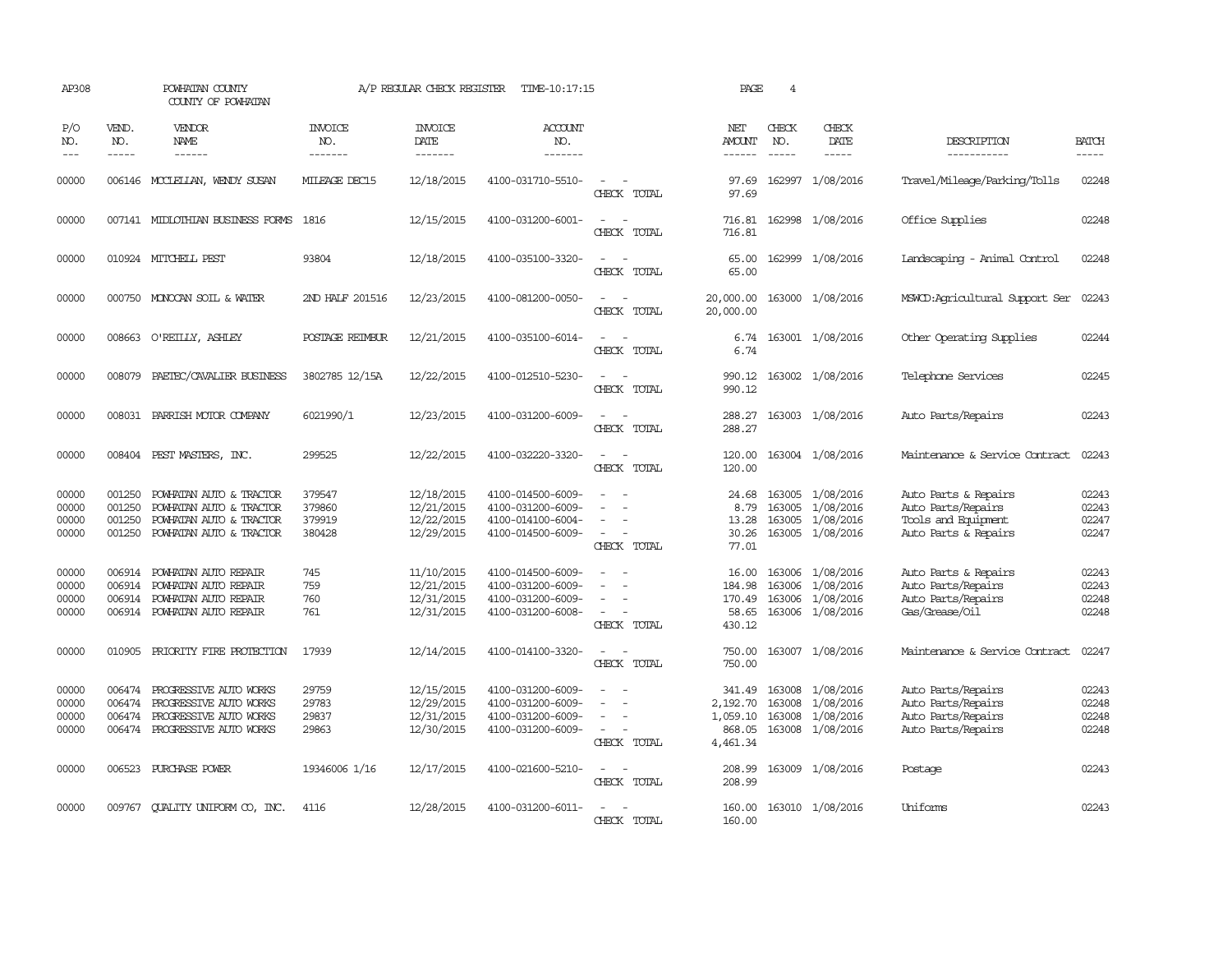AP308 POWHATAN COUNTY A/P REGULAR CHECK REGISTER TIME-10:17:15 PAGE 4

COUNTY OF POWHATAN

| P/O NO. | VEND. NO. | VENDOR NAME | INVOICE NO. | INVOICE DATE | ACCOUNT NO. | | NET AMOUNT | CHECK NO. | CHECK DATE | DESCRIPTION | BATCH |
|---|---|---|---|---|---|---|---|---|---|---|---|
| 00000 | 006146 | MCCLELLAN, WENDY SUSAN | MILEAGE DEC15 | 12/18/2015 | 4100-031710-5510- | - - | 97.69 | 162997 | 1/08/2016 | Travel/Mileage/Parking/Tolls | 02248 |
| | | | | | | CHECK TOTAL | 97.69 | | | | |
| 00000 | 007141 | MIDLOTHIAN BUSINESS FORMS | 1816 | 12/15/2015 | 4100-031200-6001- | - - | 716.81 | 162998 | 1/08/2016 | Office Supplies | 02248 |
| | | | | | | CHECK TOTAL | 716.81 | | | | |
| 00000 | 010924 | MITCHELL PEST | 93804 | 12/18/2015 | 4100-035100-3320- | - - | 65.00 | 162999 | 1/08/2016 | Landscaping - Animal Control | 02248 |
| | | | | | | CHECK TOTAL | 65.00 | | | | |
| 00000 | 000750 | MONOCAN SOIL & WATER | 2ND HALF 201516 | 12/23/2015 | 4100-081200-0050- | - - | 20,000.00 | 163000 | 1/08/2016 | MSWCD:Agricultural Support Ser | 02243 |
| | | | | | | CHECK TOTAL | 20,000.00 | | | | |
| 00000 | 008663 | O'REILLY, ASHLEY | POSTAGE REIMBUR | 12/21/2015 | 4100-035100-6014- | - - | 6.74 | 163001 | 1/08/2016 | Other Operating Supplies | 02244 |
| | | | | | | CHECK TOTAL | 6.74 | | | | |
| 00000 | 008079 | PAETEC/CAVALIER BUSINESS | 3802785 12/15A | 12/22/2015 | 4100-012510-5230- | - - | 990.12 | 163002 | 1/08/2016 | Telephone Services | 02245 |
| | | | | | | CHECK TOTAL | 990.12 | | | | |
| 00000 | 008031 | PARRISH MOTOR COMPANY | 6021990/1 | 12/23/2015 | 4100-031200-6009- | - - | 288.27 | 163003 | 1/08/2016 | Auto Parts/Repairs | 02243 |
| | | | | | | CHECK TOTAL | 288.27 | | | | |
| 00000 | 008404 | PEST MASTERS, INC. | 299525 | 12/22/2015 | 4100-032220-3320- | - - | 120.00 | 163004 | 1/08/2016 | Maintenance & Service Contract | 02243 |
| | | | | | | CHECK TOTAL | 120.00 | | | | |
| 00000 | 001250 | POWHATAN AUTO & TRACTOR | 379547 | 12/18/2015 | 4100-014500-6009- | - - | 24.68 | 163005 | 1/08/2016 | Auto Parts & Repairs | 02243 |
| 00000 | 001250 | POWHATAN AUTO & TRACTOR | 379860 | 12/21/2015 | 4100-031200-6009- | - - | 8.79 | 163005 | 1/08/2016 | Auto Parts/Repairs | 02243 |
| 00000 | 001250 | POWHATAN AUTO & TRACTOR | 379919 | 12/22/2015 | 4100-014100-6004- | - - | 13.28 | 163005 | 1/08/2016 | Tools and Equipment | 02247 |
| 00000 | 001250 | POWHATAN AUTO & TRACTOR | 380428 | 12/29/2015 | 4100-014500-6009- | - - | 30.26 | 163005 | 1/08/2016 | Auto Parts & Repairs | 02247 |
| | | | | | | CHECK TOTAL | 77.01 | | | | |
| 00000 | 006914 | POWHATAN AUTO REPAIR | 745 | 11/10/2015 | 4100-014500-6009- | - - | 16.00 | 163006 | 1/08/2016 | Auto Parts & Repairs | 02243 |
| 00000 | 006914 | POWHATAN AUTO REPAIR | 759 | 12/21/2015 | 4100-031200-6009- | - - | 184.98 | 163006 | 1/08/2016 | Auto Parts/Repairs | 02243 |
| 00000 | 006914 | POWHATAN AUTO REPAIR | 760 | 12/31/2015 | 4100-031200-6009- | - - | 170.49 | 163006 | 1/08/2016 | Auto Parts/Repairs | 02248 |
| 00000 | 006914 | POWHATAN AUTO REPAIR | 761 | 12/31/2015 | 4100-031200-6008- | - - | 58.65 | 163006 | 1/08/2016 | Gas/Grease/Oil | 02248 |
| | | | | | | CHECK TOTAL | 430.12 | | | | |
| 00000 | 010905 | PRIORITY FIRE PROTECTION | 17939 | 12/14/2015 | 4100-014100-3320- | - - | 750.00 | 163007 | 1/08/2016 | Maintenance & Service Contract | 02247 |
| | | | | | | CHECK TOTAL | 750.00 | | | | |
| 00000 | 006474 | PROGRESSIVE AUTO WORKS | 29759 | 12/15/2015 | 4100-031200-6009- | - - | 341.49 | 163008 | 1/08/2016 | Auto Parts/Repairs | 02243 |
| 00000 | 006474 | PROGRESSIVE AUTO WORKS | 29783 | 12/29/2015 | 4100-031200-6009- | - - | 2,192.70 | 163008 | 1/08/2016 | Auto Parts/Repairs | 02248 |
| 00000 | 006474 | PROGRESSIVE AUTO WORKS | 29837 | 12/31/2015 | 4100-031200-6009- | - - | 1,059.10 | 163008 | 1/08/2016 | Auto Parts/Repairs | 02248 |
| 00000 | 006474 | PROGRESSIVE AUTO WORKS | 29863 | 12/30/2015 | 4100-031200-6009- | - - | 868.05 | 163008 | 1/08/2016 | Auto Parts/Repairs | 02248 |
| | | | | | | CHECK TOTAL | 4,461.34 | | | | |
| 00000 | 006523 | PURCHASE POWER | 19346006 1/16 | 12/17/2015 | 4100-021600-5210- | - - | 208.99 | 163009 | 1/08/2016 | Postage | 02243 |
| | | | | | | CHECK TOTAL | 208.99 | | | | |
| 00000 | 009767 | QUALITY UNIFORM CO, INC. | 4116 | 12/28/2015 | 4100-031200-6011- | - - | 160.00 | 163010 | 1/08/2016 | Uniforms | 02243 |
| | | | | | | CHECK TOTAL | 160.00 | | | | |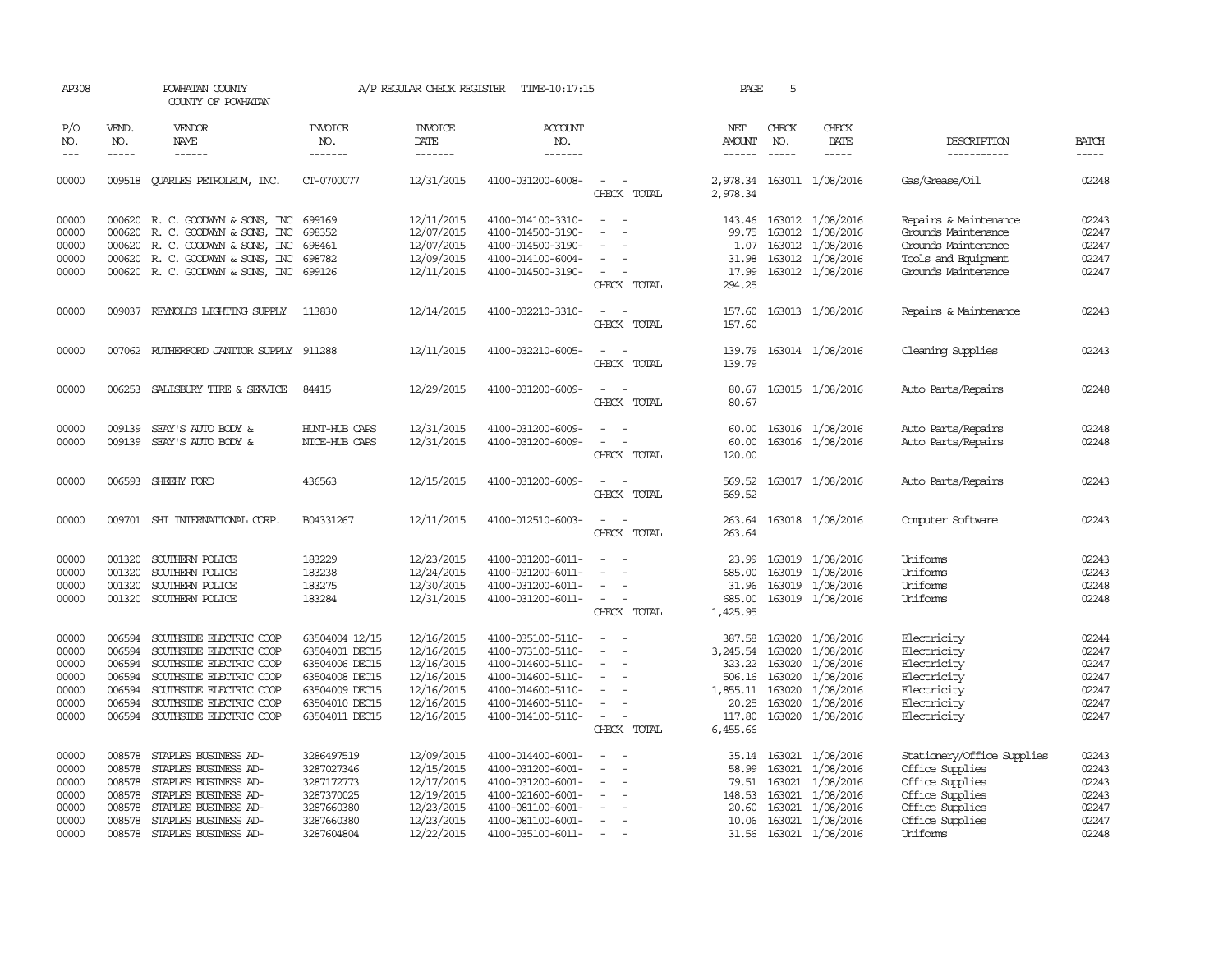AP308 POWHATAN COUNTY A/P REGULAR CHECK REGISTER TIME-10:17:15 PAGE 5
COUNTY OF POWHATAN

| P/O NO. | VEND. NO. | VENDOR NAME | INVOICE NO. | INVOICE DATE | ACCOUNT NO. | | NET AMOUNT | CHECK NO. | CHECK DATE | DESCRIPTION | BATCH |
|---|---|---|---|---|---|---|---|---|---|---|---|
| 00000 | 009518 | QUARLES PETROLEUM, INC. | CT-0700077 | 12/31/2015 | 4100-031200-6008- | - - | 2,978.34 | 163011 | 1/08/2016 | Gas/Grease/Oil | 02248 |
| | | | | | | CHECK TOTAL | 2,978.34 | | | | |
| 00000 | 000620 | R. C. GOODWYN & SONS, INC | 699169 | 12/11/2015 | 4100-014100-3310- | - - | 143.46 | 163012 | 1/08/2016 | Repairs & Maintenance | 02243 |
| 00000 | 000620 | R. C. GOODWYN & SONS, INC | 698352 | 12/07/2015 | 4100-014500-3190- | - - | 99.75 | 163012 | 1/08/2016 | Grounds Maintenance | 02247 |
| 00000 | 000620 | R. C. GOODWYN & SONS, INC | 698461 | 12/07/2015 | 4100-014500-3190- | - - | 1.07 | 163012 | 1/08/2016 | Grounds Maintenance | 02247 |
| 00000 | 000620 | R. C. GOODWYN & SONS, INC | 698782 | 12/09/2015 | 4100-014100-6004- | - - | 31.98 | 163012 | 1/08/2016 | Tools and Equipment | 02247 |
| 00000 | 000620 | R. C. GOODWYN & SONS, INC | 699126 | 12/11/2015 | 4100-014500-3190- | - - | 17.99 | 163012 | 1/08/2016 | Grounds Maintenance | 02247 |
| | | | | | | CHECK TOTAL | 294.25 | | | | |
| 00000 | 009037 | REYNOLDS LIGHTING SUPPLY | 113830 | 12/14/2015 | 4100-032210-3310- | - - | 157.60 | 163013 | 1/08/2016 | Repairs & Maintenance | 02243 |
| | | | | | | CHECK TOTAL | 157.60 | | | | |
| 00000 | 007062 | RUTHERFORD JANITOR SUPPLY | 911288 | 12/11/2015 | 4100-032210-6005- | - - | 139.79 | 163014 | 1/08/2016 | Cleaning Supplies | 02243 |
| | | | | | | CHECK TOTAL | 139.79 | | | | |
| 00000 | 006253 | SALISBURY TIRE & SERVICE | 84415 | 12/29/2015 | 4100-031200-6009- | - - | 80.67 | 163015 | 1/08/2016 | Auto Parts/Repairs | 02248 |
| | | | | | | CHECK TOTAL | 80.67 | | | | |
| 00000 | 009139 | SEAY'S AUTO BODY & | HUNT-HUB CAPS | 12/31/2015 | 4100-031200-6009- | - - | 60.00 | 163016 | 1/08/2016 | Auto Parts/Repairs | 02248 |
| 00000 | 009139 | SEAY'S AUTO BODY & | NICE-HUB CAPS | 12/31/2015 | 4100-031200-6009- | - - | 60.00 | 163016 | 1/08/2016 | Auto Parts/Repairs | 02248 |
| | | | | | | CHECK TOTAL | 120.00 | | | | |
| 00000 | 006593 | SHEEHY FORD | 436563 | 12/15/2015 | 4100-031200-6009- | - - | 569.52 | 163017 | 1/08/2016 | Auto Parts/Repairs | 02243 |
| | | | | | | CHECK TOTAL | 569.52 | | | | |
| 00000 | 009701 | SHI INTERNATIONAL CORP. | B04331267 | 12/11/2015 | 4100-012510-6003- | - - | 263.64 | 163018 | 1/08/2016 | Computer Software | 02243 |
| | | | | | | CHECK TOTAL | 263.64 | | | | |
| 00000 | 001320 | SOUTHERN POLICE | 183229 | 12/23/2015 | 4100-031200-6011- | - - | 23.99 | 163019 | 1/08/2016 | Uniforms | 02243 |
| 00000 | 001320 | SOUTHERN POLICE | 183238 | 12/24/2015 | 4100-031200-6011- | - - | 685.00 | 163019 | 1/08/2016 | Uniforms | 02243 |
| 00000 | 001320 | SOUTHERN POLICE | 183275 | 12/30/2015 | 4100-031200-6011- | - - | 31.96 | 163019 | 1/08/2016 | Uniforms | 02248 |
| 00000 | 001320 | SOUTHERN POLICE | 183284 | 12/31/2015 | 4100-031200-6011- | - - | 685.00 | 163019 | 1/08/2016 | Uniforms | 02248 |
| | | | | | | CHECK TOTAL | 1,425.95 | | | | |
| 00000 | 006594 | SOUTHSIDE ELECTRIC COOP | 63504004 12/15 | 12/16/2015 | 4100-035100-5110- | - - | 387.58 | 163020 | 1/08/2016 | Electricity | 02244 |
| 00000 | 006594 | SOUTHSIDE ELECTRIC COOP | 63504001 DEC15 | 12/16/2015 | 4100-073100-5110- | - - | 3,245.54 | 163020 | 1/08/2016 | Electricity | 02247 |
| 00000 | 006594 | SOUTHSIDE ELECTRIC COOP | 63504006 DEC15 | 12/16/2015 | 4100-014600-5110- | - - | 323.22 | 163020 | 1/08/2016 | Electricity | 02247 |
| 00000 | 006594 | SOUTHSIDE ELECTRIC COOP | 63504008 DEC15 | 12/16/2015 | 4100-014600-5110- | - - | 506.16 | 163020 | 1/08/2016 | Electricity | 02247 |
| 00000 | 006594 | SOUTHSIDE ELECTRIC COOP | 63504009 DEC15 | 12/16/2015 | 4100-014600-5110- | - - | 1,855.11 | 163020 | 1/08/2016 | Electricity | 02247 |
| 00000 | 006594 | SOUTHSIDE ELECTRIC COOP | 63504010 DEC15 | 12/16/2015 | 4100-014600-5110- | - - | 20.25 | 163020 | 1/08/2016 | Electricity | 02247 |
| 00000 | 006594 | SOUTHSIDE ELECTRIC COOP | 63504011 DEC15 | 12/16/2015 | 4100-014100-5110- | - - | 117.80 | 163020 | 1/08/2016 | Electricity | 02247 |
| | | | | | | CHECK TOTAL | 6,455.66 | | | | |
| 00000 | 008578 | STAPLES BUSINESS AD- | 3286497519 | 12/09/2015 | 4100-014400-6001- | - - | 35.14 | 163021 | 1/08/2016 | Stationery/Office Supplies | 02243 |
| 00000 | 008578 | STAPLES BUSINESS AD- | 3287027346 | 12/15/2015 | 4100-031200-6001- | - - | 58.99 | 163021 | 1/08/2016 | Office Supplies | 02243 |
| 00000 | 008578 | STAPLES BUSINESS AD- | 3287172773 | 12/17/2015 | 4100-031200-6001- | - - | 79.51 | 163021 | 1/08/2016 | Office Supplies | 02243 |
| 00000 | 008578 | STAPLES BUSINESS AD- | 3287370025 | 12/19/2015 | 4100-021600-6001- | - - | 148.53 | 163021 | 1/08/2016 | Office Supplies | 02243 |
| 00000 | 008578 | STAPLES BUSINESS AD- | 3287660380 | 12/23/2015 | 4100-081100-6001- | - - | 20.60 | 163021 | 1/08/2016 | Office Supplies | 02247 |
| 00000 | 008578 | STAPLES BUSINESS AD- | 3287660380 | 12/23/2015 | 4100-081100-6001- | - - | 10.06 | 163021 | 1/08/2016 | Office Supplies | 02247 |
| 00000 | 008578 | STAPLES BUSINESS AD- | 3287604804 | 12/22/2015 | 4100-035100-6011- | - - | 31.56 | 163021 | 1/08/2016 | Uniforms | 02248 |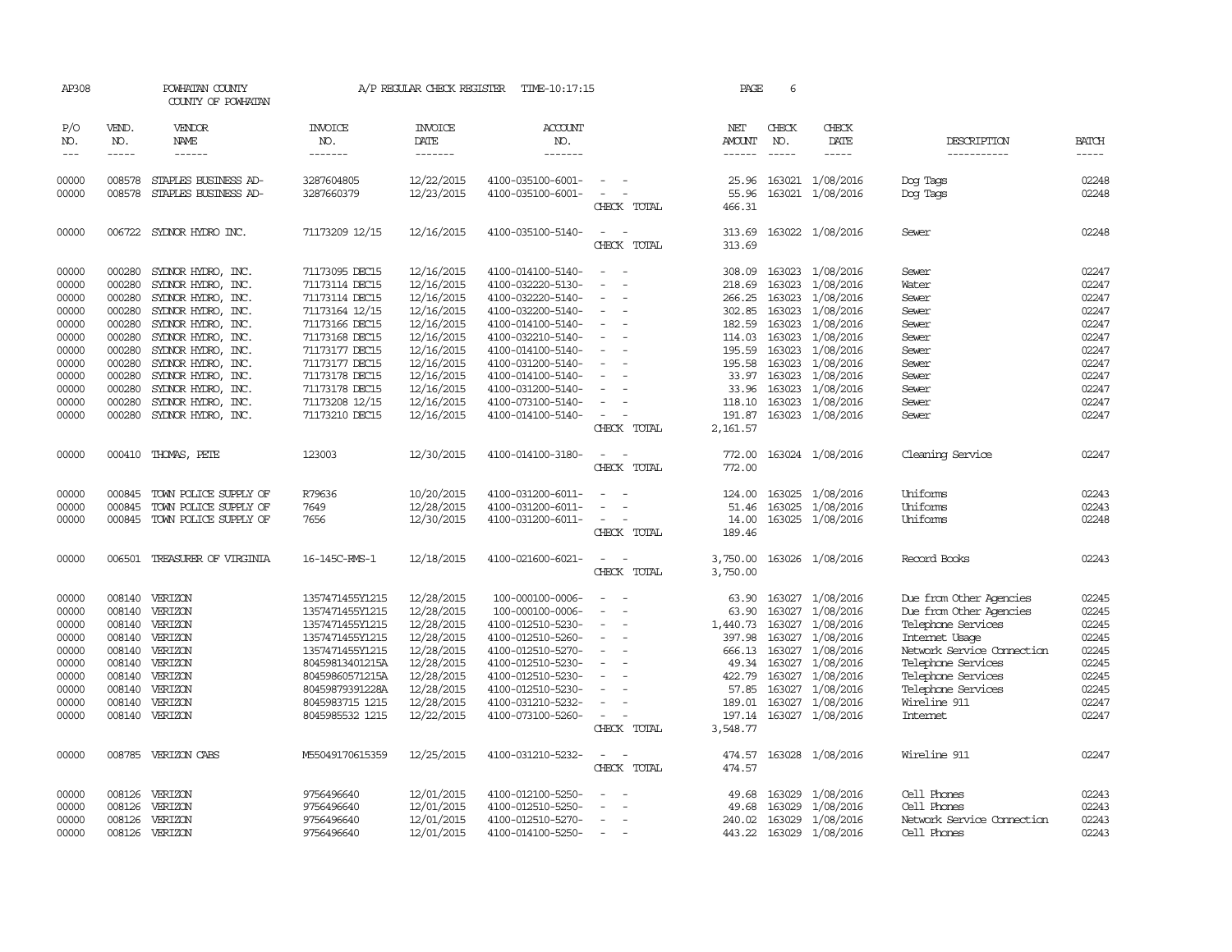AP308 POWHATAN COUNTY COUNTY OF POWHATAN A/P REGULAR CHECK REGISTER TIME-10:17:15

| P/O NO. | VEND. NO. | VENDOR NAME | INVOICE NO. | INVOICE DATE | ACCOUNT NO. | | NET AMOUNT | CHECK NO. | CHECK DATE | DESCRIPTION | BATCH |
|---|---|---|---|---|---|---|---|---|---|---|---|
| 00000 | 008578 | STAPLES BUSINESS AD- | 3287604805 | 12/22/2015 | 4100-035100-6001- | - - | 25.96 | 163021 | 1/08/2016 | Dog Tags | 02248 |
| 00000 | 008578 | STAPLES BUSINESS AD- | 3287660379 | 12/23/2015 | 4100-035100-6001- | - - | 55.96 | 163021 | 1/08/2016 | Dog Tags | 02248 |
| | | | | | | CHECK TOTAL | 466.31 | | | | |
| 00000 | 006722 | SYDNOR HYDRO INC. | 71173209 12/15 | 12/16/2015 | 4100-035100-5140- | - - | 313.69 | 163022 | 1/08/2016 | Sewer | 02248 |
| | | | | | | CHECK TOTAL | 313.69 | | | | |
| 00000 | 000280 | SYDNOR HYDRO, INC. | 71173095 DEC15 | 12/16/2015 | 4100-014100-5140- | - - | 308.09 | 163023 | 1/08/2016 | Sewer | 02247 |
| 00000 | 000280 | SYDNOR HYDRO, INC. | 71173114 DEC15 | 12/16/2015 | 4100-032220-5130- | - - | 218.69 | 163023 | 1/08/2016 | Water | 02247 |
| 00000 | 000280 | SYDNOR HYDRO, INC. | 71173114 DEC15 | 12/16/2015 | 4100-032220-5140- | - - | 266.25 | 163023 | 1/08/2016 | Sewer | 02247 |
| 00000 | 000280 | SYDNOR HYDRO, INC. | 71173164 12/15 | 12/16/2015 | 4100-032200-5140- | - - | 302.85 | 163023 | 1/08/2016 | Sewer | 02247 |
| 00000 | 000280 | SYDNOR HYDRO, INC. | 71173166 DEC15 | 12/16/2015 | 4100-014100-5140- | - - | 182.59 | 163023 | 1/08/2016 | Sewer | 02247 |
| 00000 | 000280 | SYDNOR HYDRO, INC. | 71173168 DEC15 | 12/16/2015 | 4100-032210-5140- | - - | 114.03 | 163023 | 1/08/2016 | Sewer | 02247 |
| 00000 | 000280 | SYDNOR HYDRO, INC. | 71173177 DEC15 | 12/16/2015 | 4100-014100-5140- | - - | 195.59 | 163023 | 1/08/2016 | Sewer | 02247 |
| 00000 | 000280 | SYDNOR HYDRO, INC. | 71173177 DEC15 | 12/16/2015 | 4100-031200-5140- | - - | 195.58 | 163023 | 1/08/2016 | Sewer | 02247 |
| 00000 | 000280 | SYDNOR HYDRO, INC. | 71173178 DEC15 | 12/16/2015 | 4100-014100-5140- | - - | 33.97 | 163023 | 1/08/2016 | Sewer | 02247 |
| 00000 | 000280 | SYDNOR HYDRO, INC. | 71173178 DEC15 | 12/16/2015 | 4100-031200-5140- | - - | 33.96 | 163023 | 1/08/2016 | Sewer | 02247 |
| 00000 | 000280 | SYDNOR HYDRO, INC. | 71173208 12/15 | 12/16/2015 | 4100-073100-5140- | - - | 118.10 | 163023 | 1/08/2016 | Sewer | 02247 |
| 00000 | 000280 | SYDNOR HYDRO, INC. | 71173210 DEC15 | 12/16/2015 | 4100-014100-5140- | - - | 191.87 | 163023 | 1/08/2016 | Sewer | 02247 |
| | | | | | | CHECK TOTAL | 2,161.57 | | | | |
| 00000 | 000410 | THOMAS, PETE | 123003 | 12/30/2015 | 4100-014100-3180- | - - | 772.00 | 163024 | 1/08/2016 | Cleaning Service | 02247 |
| | | | | | | CHECK TOTAL | 772.00 | | | | |
| 00000 | 000845 | TOWN POLICE SUPPLY OF | R79636 | 10/20/2015 | 4100-031200-6011- | - - | 124.00 | 163025 | 1/08/2016 | Uniforms | 02243 |
| 00000 | 000845 | TOWN POLICE SUPPLY OF | 7649 | 12/28/2015 | 4100-031200-6011- | - - | 51.46 | 163025 | 1/08/2016 | Uniforms | 02243 |
| 00000 | 000845 | TOWN POLICE SUPPLY OF | 7656 | 12/30/2015 | 4100-031200-6011- | - - | 14.00 | 163025 | 1/08/2016 | Uniforms | 02248 |
| | | | | | | CHECK TOTAL | 189.46 | | | | |
| 00000 | 006501 | TREASURER OF VIRGINIA | 16-145C-RMS-1 | 12/18/2015 | 4100-021600-6021- | - - | 3,750.00 | 163026 | 1/08/2016 | Record Books | 02243 |
| | | | | | | CHECK TOTAL | 3,750.00 | | | | |
| 00000 | 008140 | VERIZON | 1357471455Y1215 | 12/28/2015 | 100-000100-0006- | - - | 63.90 | 163027 | 1/08/2016 | Due from Other Agencies | 02245 |
| 00000 | 008140 | VERIZON | 1357471455Y1215 | 12/28/2015 | 100-000100-0006- | - - | 63.90 | 163027 | 1/08/2016 | Due from Other Agencies | 02245 |
| 00000 | 008140 | VERIZON | 1357471455Y1215 | 12/28/2015 | 4100-012510-5230- | - - | 1,440.73 | 163027 | 1/08/2016 | Telephone Services | 02245 |
| 00000 | 008140 | VERIZON | 1357471455Y1215 | 12/28/2015 | 4100-012510-5260- | - - | 397.98 | 163027 | 1/08/2016 | Internet Usage | 02245 |
| 00000 | 008140 | VERIZON | 1357471455Y1215 | 12/28/2015 | 4100-012510-5270- | - - | 666.13 | 163027 | 1/08/2016 | Network Service Connection | 02245 |
| 00000 | 008140 | VERIZON | 80459813401215A | 12/28/2015 | 4100-012510-5230- | - - | 49.34 | 163027 | 1/08/2016 | Telephone Services | 02245 |
| 00000 | 008140 | VERIZON | 80459860571215A | 12/28/2015 | 4100-012510-5230- | - - | 422.79 | 163027 | 1/08/2016 | Telephone Services | 02245 |
| 00000 | 008140 | VERIZON | 80459879391228A | 12/28/2015 | 4100-012510-5230- | - - | 57.85 | 163027 | 1/08/2016 | Telephone Services | 02245 |
| 00000 | 008140 | VERIZON | 8045983715 1215 | 12/28/2015 | 4100-031210-5232- | - - | 189.01 | 163027 | 1/08/2016 | Wireline 911 | 02247 |
| 00000 | 008140 | VERIZON | 8045985532 1215 | 12/22/2015 | 4100-073100-5260- | - - | 197.14 | 163027 | 1/08/2016 | Internet | 02247 |
| | | | | | | CHECK TOTAL | 3,548.77 | | | | |
| 00000 | 008785 | VERIZON CABS | M55049170615359 | 12/25/2015 | 4100-031210-5232- | - - | 474.57 | 163028 | 1/08/2016 | Wireline 911 | 02247 |
| | | | | | | CHECK TOTAL | 474.57 | | | | |
| 00000 | 008126 | VERIZON | 9756496640 | 12/01/2015 | 4100-012100-5250- | - - | 49.68 | 163029 | 1/08/2016 | Cell Phones | 02243 |
| 00000 | 008126 | VERIZON | 9756496640 | 12/01/2015 | 4100-012510-5250- | - - | 49.68 | 163029 | 1/08/2016 | Cell Phones | 02243 |
| 00000 | 008126 | VERIZON | 9756496640 | 12/01/2015 | 4100-012510-5270- | - - | 240.02 | 163029 | 1/08/2016 | Network Service Connection | 02243 |
| 00000 | 008126 | VERIZON | 9756496640 | 12/01/2015 | 4100-014100-5250- | - - | 443.22 | 163029 | 1/08/2016 | Cell Phones | 02243 |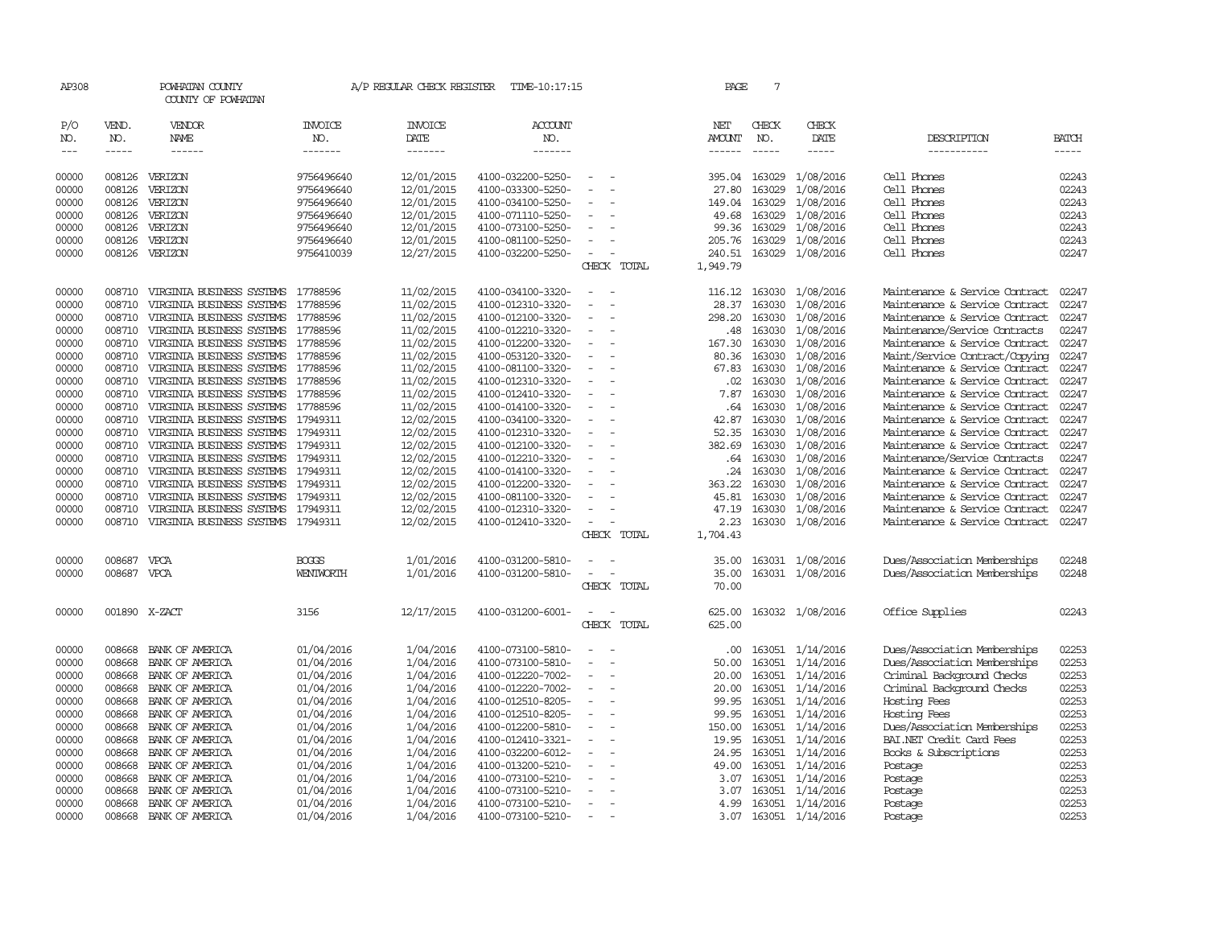AP308 POWHATAN COUNTY A/P REGULAR CHECK REGISTER TIME-10:17:15 PAGE 7

COUNTY OF POWHATAN

| P/O NO. | VEND. NO. | VENDOR NAME | INVOICE NO. | INVOICE DATE | ACCOUNT NO. | | NET AMOUNT | CHECK NO. | CHECK DATE | DESCRIPTION | BATCH |
|---|---|---|---|---|---|---|---|---|---|---|---|
| 00000 | 008126 | VERIZON | 9756496640 | 12/01/2015 | 4100-032200-5250- | - - | 395.04 | 163029 | 1/08/2016 | Cell Phones | 02243 |
| 00000 | 008126 | VERIZON | 9756496640 | 12/01/2015 | 4100-033300-5250- | - - | 27.80 | 163029 | 1/08/2016 | Cell Phones | 02243 |
| 00000 | 008126 | VERIZON | 9756496640 | 12/01/2015 | 4100-034100-5250- | - - | 149.04 | 163029 | 1/08/2016 | Cell Phones | 02243 |
| 00000 | 008126 | VERIZON | 9756496640 | 12/01/2015 | 4100-071110-5250- | - - | 49.68 | 163029 | 1/08/2016 | Cell Phones | 02243 |
| 00000 | 008126 | VERIZON | 9756496640 | 12/01/2015 | 4100-073100-5250- | - - | 99.36 | 163029 | 1/08/2016 | Cell Phones | 02243 |
| 00000 | 008126 | VERIZON | 9756496640 | 12/01/2015 | 4100-081100-5250- | - - | 205.76 | 163029 | 1/08/2016 | Cell Phones | 02243 |
| 00000 | 008126 | VERIZON | 9756410039 | 12/27/2015 | 4100-032200-5250- | - - | 240.51 | 163029 | 1/08/2016 | Cell Phones | 02247 |
| | | | | | | CHECK TOTAL | 1,949.79 | | | | |
| 00000 | 008710 | VIRGINIA BUSINESS SYSTEMS | 17788596 | 11/02/2015 | 4100-034100-3320- | - - | 116.12 | 163030 | 1/08/2016 | Maintenance & Service Contract | 02247 |
| 00000 | 008710 | VIRGINIA BUSINESS SYSTEMS | 17788596 | 11/02/2015 | 4100-012310-3320- | - - | 28.37 | 163030 | 1/08/2016 | Maintenance & Service Contract | 02247 |
| 00000 | 008710 | VIRGINIA BUSINESS SYSTEMS | 17788596 | 11/02/2015 | 4100-012100-3320- | - - | 298.20 | 163030 | 1/08/2016 | Maintenance & Service Contract | 02247 |
| 00000 | 008710 | VIRGINIA BUSINESS SYSTEMS | 17788596 | 11/02/2015 | 4100-012210-3320- | - - | .48 | 163030 | 1/08/2016 | Maintenance/Service Contracts | 02247 |
| 00000 | 008710 | VIRGINIA BUSINESS SYSTEMS | 17788596 | 11/02/2015 | 4100-012200-3320- | - - | 167.30 | 163030 | 1/08/2016 | Maintenance & Service Contract | 02247 |
| 00000 | 008710 | VIRGINIA BUSINESS SYSTEMS | 17788596 | 11/02/2015 | 4100-053120-3320- | - - | 80.36 | 163030 | 1/08/2016 | Maint/Service Contract/Copying | 02247 |
| 00000 | 008710 | VIRGINIA BUSINESS SYSTEMS | 17788596 | 11/02/2015 | 4100-081100-3320- | - - | 67.83 | 163030 | 1/08/2016 | Maintenance & Service Contract | 02247 |
| 00000 | 008710 | VIRGINIA BUSINESS SYSTEMS | 17788596 | 11/02/2015 | 4100-012310-3320- | - - | .02 | 163030 | 1/08/2016 | Maintenance & Service Contract | 02247 |
| 00000 | 008710 | VIRGINIA BUSINESS SYSTEMS | 17788596 | 11/02/2015 | 4100-012410-3320- | - - | 7.87 | 163030 | 1/08/2016 | Maintenance & Service Contract | 02247 |
| 00000 | 008710 | VIRGINIA BUSINESS SYSTEMS | 17788596 | 11/02/2015 | 4100-014100-3320- | - - | .64 | 163030 | 1/08/2016 | Maintenance & Service Contract | 02247 |
| 00000 | 008710 | VIRGINIA BUSINESS SYSTEMS | 17949311 | 12/02/2015 | 4100-034100-3320- | - - | 42.87 | 163030 | 1/08/2016 | Maintenance & Service Contract | 02247 |
| 00000 | 008710 | VIRGINIA BUSINESS SYSTEMS | 17949311 | 12/02/2015 | 4100-012310-3320- | - - | 52.35 | 163030 | 1/08/2016 | Maintenance & Service Contract | 02247 |
| 00000 | 008710 | VIRGINIA BUSINESS SYSTEMS | 17949311 | 12/02/2015 | 4100-012100-3320- | - - | 382.69 | 163030 | 1/08/2016 | Maintenance & Service Contract | 02247 |
| 00000 | 008710 | VIRGINIA BUSINESS SYSTEMS | 17949311 | 12/02/2015 | 4100-012210-3320- | - - | .64 | 163030 | 1/08/2016 | Maintenance/Service Contracts | 02247 |
| 00000 | 008710 | VIRGINIA BUSINESS SYSTEMS | 17949311 | 12/02/2015 | 4100-014100-3320- | - - | .24 | 163030 | 1/08/2016 | Maintenance & Service Contract | 02247 |
| 00000 | 008710 | VIRGINIA BUSINESS SYSTEMS | 17949311 | 12/02/2015 | 4100-012200-3320- | - - | 363.22 | 163030 | 1/08/2016 | Maintenance & Service Contract | 02247 |
| 00000 | 008710 | VIRGINIA BUSINESS SYSTEMS | 17949311 | 12/02/2015 | 4100-081100-3320- | - - | 45.81 | 163030 | 1/08/2016 | Maintenance & Service Contract | 02247 |
| 00000 | 008710 | VIRGINIA BUSINESS SYSTEMS | 17949311 | 12/02/2015 | 4100-012310-3320- | - - | 47.19 | 163030 | 1/08/2016 | Maintenance & Service Contract | 02247 |
| 00000 | 008710 | VIRGINIA BUSINESS SYSTEMS | 17949311 | 12/02/2015 | 4100-012410-3320- | - - | 2.23 | 163030 | 1/08/2016 | Maintenance & Service Contract | 02247 |
| | | | | | | CHECK TOTAL | 1,704.43 | | | | |
| 00000 | 008687 | VPCA | BOGGS | 1/01/2016 | 4100-031200-5810- | - - | 35.00 | 163031 | 1/08/2016 | Dues/Association Memberships | 02248 |
| 00000 | 008687 | VPCA | WENTWORTH | 1/01/2016 | 4100-031200-5810- | - - | 35.00 | 163031 | 1/08/2016 | Dues/Association Memberships | 02248 |
| | | | | | | CHECK TOTAL | 70.00 | | | | |
| 00000 | 001890 | X-ZACT | 3156 | 12/17/2015 | 4100-031200-6001- | - - | 625.00 | 163032 | 1/08/2016 | Office Supplies | 02243 |
| | | | | | | CHECK TOTAL | 625.00 | | | | |
| 00000 | 008668 | BANK OF AMERICA | 01/04/2016 | 1/04/2016 | 4100-073100-5810- | - - | .00 | 163051 | 1/14/2016 | Dues/Association Memberships | 02253 |
| 00000 | 008668 | BANK OF AMERICA | 01/04/2016 | 1/04/2016 | 4100-073100-5810- | - - | 50.00 | 163051 | 1/14/2016 | Dues/Association Memberships | 02253 |
| 00000 | 008668 | BANK OF AMERICA | 01/04/2016 | 1/04/2016 | 4100-012220-7002- | - - | 20.00 | 163051 | 1/14/2016 | Criminal Background Checks | 02253 |
| 00000 | 008668 | BANK OF AMERICA | 01/04/2016 | 1/04/2016 | 4100-012220-7002- | - - | 20.00 | 163051 | 1/14/2016 | Criminal Background Checks | 02253 |
| 00000 | 008668 | BANK OF AMERICA | 01/04/2016 | 1/04/2016 | 4100-012510-8205- | - - | 99.95 | 163051 | 1/14/2016 | Hosting Fees | 02253 |
| 00000 | 008668 | BANK OF AMERICA | 01/04/2016 | 1/04/2016 | 4100-012510-8205- | - - | 99.95 | 163051 | 1/14/2016 | Hosting Fees | 02253 |
| 00000 | 008668 | BANK OF AMERICA | 01/04/2016 | 1/04/2016 | 4100-012200-5810- | - - | 150.00 | 163051 | 1/14/2016 | Dues/Association Memberships | 02253 |
| 00000 | 008668 | BANK OF AMERICA | 01/04/2016 | 1/04/2016 | 4100-012410-3321- | - - | 19.95 | 163051 | 1/14/2016 | BAI.NET Credit Card Fees | 02253 |
| 00000 | 008668 | BANK OF AMERICA | 01/04/2016 | 1/04/2016 | 4100-032200-6012- | - - | 24.95 | 163051 | 1/14/2016 | Books & Subscriptions | 02253 |
| 00000 | 008668 | BANK OF AMERICA | 01/04/2016 | 1/04/2016 | 4100-013200-5210- | - - | 49.00 | 163051 | 1/14/2016 | Postage | 02253 |
| 00000 | 008668 | BANK OF AMERICA | 01/04/2016 | 1/04/2016 | 4100-073100-5210- | - - | 3.07 | 163051 | 1/14/2016 | Postage | 02253 |
| 00000 | 008668 | BANK OF AMERICA | 01/04/2016 | 1/04/2016 | 4100-073100-5210- | - - | 3.07 | 163051 | 1/14/2016 | Postage | 02253 |
| 00000 | 008668 | BANK OF AMERICA | 01/04/2016 | 1/04/2016 | 4100-073100-5210- | - - | 4.99 | 163051 | 1/14/2016 | Postage | 02253 |
| 00000 | 008668 | BANK OF AMERICA | 01/04/2016 | 1/04/2016 | 4100-073100-5210- | - - | 3.07 | 163051 | 1/14/2016 | Postage | 02253 |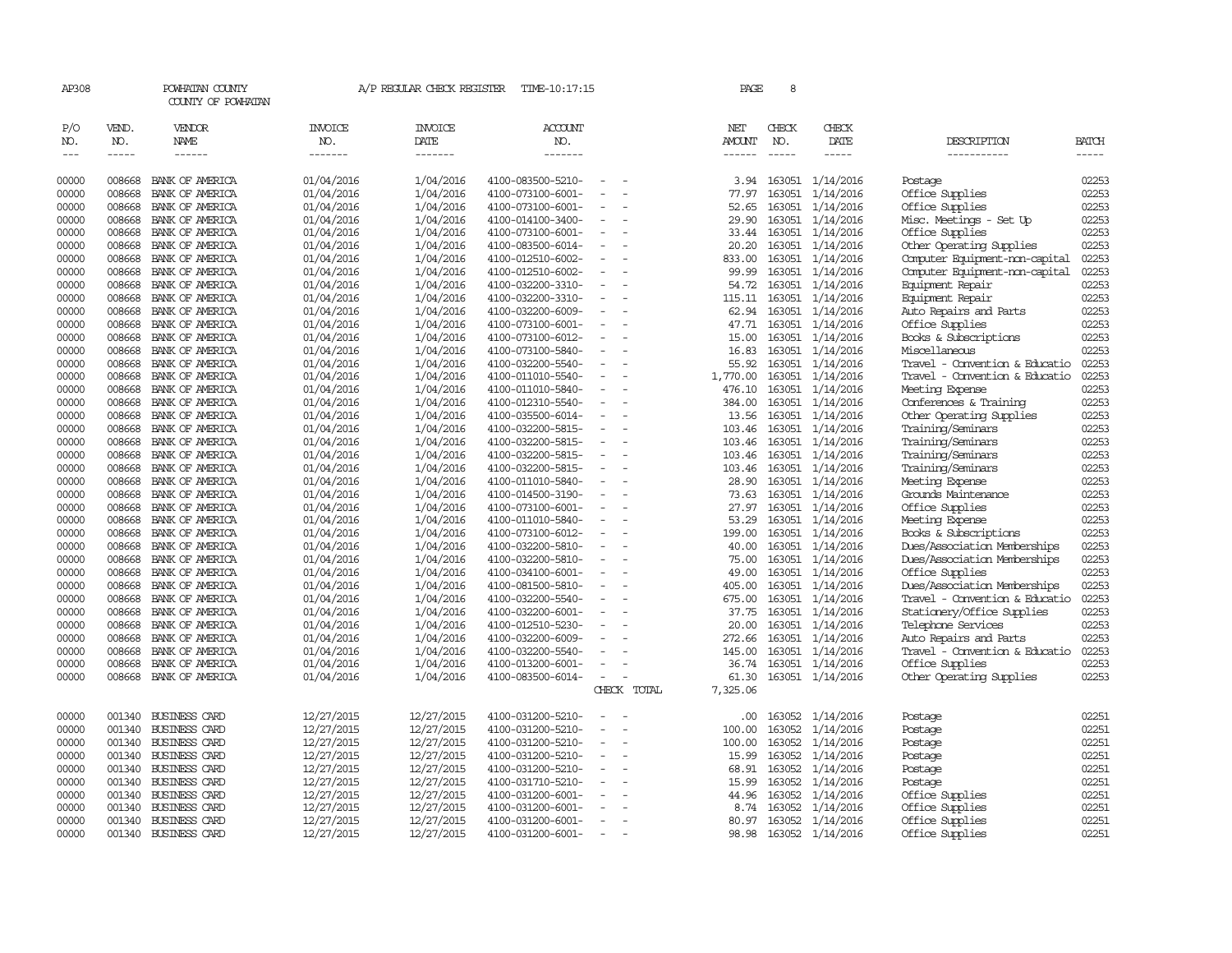AP308 POWHATAN COUNTY A/P REGULAR CHECK REGISTER TIME-10:17:15 PAGE 8

COUNTY OF POWHATAN

| P/O NO. | VEND. NO. | VENDOR NAME | INVOICE NO. | INVOICE DATE | ACCOUNT NO. | | NET AMOUNT | CHECK NO. | CHECK DATE | DESCRIPTION | BATCH |
|---|---|---|---|---|---|---|---|---|---|---|---|
| --- | ----- | ------ | ------- | ------- | ------- | | ------ | ----- | ----- | ----------- | ----- |
| 00000 | 008668 | BANK OF AMERICA | 01/04/2016 | 1/04/2016 | 4100-083500-5210- | - - | 3.94 | 163051 | 1/14/2016 | Postage | 02253 |
| 00000 | 008668 | BANK OF AMERICA | 01/04/2016 | 1/04/2016 | 4100-073100-6001- | - - | 77.97 | 163051 | 1/14/2016 | Office Supplies | 02253 |
| 00000 | 008668 | BANK OF AMERICA | 01/04/2016 | 1/04/2016 | 4100-073100-6001- | - - | 52.65 | 163051 | 1/14/2016 | Office Supplies | 02253 |
| 00000 | 008668 | BANK OF AMERICA | 01/04/2016 | 1/04/2016 | 4100-014100-3400- | - - | 29.90 | 163051 | 1/14/2016 | Misc. Meetings - Set Up | 02253 |
| 00000 | 008668 | BANK OF AMERICA | 01/04/2016 | 1/04/2016 | 4100-073100-6001- | - - | 33.44 | 163051 | 1/14/2016 | Office Supplies | 02253 |
| 00000 | 008668 | BANK OF AMERICA | 01/04/2016 | 1/04/2016 | 4100-083500-6014- | - - | 20.20 | 163051 | 1/14/2016 | Other Operating Supplies | 02253 |
| 00000 | 008668 | BANK OF AMERICA | 01/04/2016 | 1/04/2016 | 4100-012510-6002- | - - | 833.00 | 163051 | 1/14/2016 | Computer Equipment-non-capital | 02253 |
| 00000 | 008668 | BANK OF AMERICA | 01/04/2016 | 1/04/2016 | 4100-012510-6002- | - - | 99.99 | 163051 | 1/14/2016 | Computer Equipment-non-capital | 02253 |
| 00000 | 008668 | BANK OF AMERICA | 01/04/2016 | 1/04/2016 | 4100-032200-3310- | - - | 54.72 | 163051 | 1/14/2016 | Equipment Repair | 02253 |
| 00000 | 008668 | BANK OF AMERICA | 01/04/2016 | 1/04/2016 | 4100-032200-3310- | - - | 115.11 | 163051 | 1/14/2016 | Equipment Repair | 02253 |
| 00000 | 008668 | BANK OF AMERICA | 01/04/2016 | 1/04/2016 | 4100-032200-6009- | - - | 62.94 | 163051 | 1/14/2016 | Auto Repairs and Parts | 02253 |
| 00000 | 008668 | BANK OF AMERICA | 01/04/2016 | 1/04/2016 | 4100-073100-6001- | - - | 47.71 | 163051 | 1/14/2016 | Office Supplies | 02253 |
| 00000 | 008668 | BANK OF AMERICA | 01/04/2016 | 1/04/2016 | 4100-073100-6012- | - - | 15.00 | 163051 | 1/14/2016 | Books & Subscriptions | 02253 |
| 00000 | 008668 | BANK OF AMERICA | 01/04/2016 | 1/04/2016 | 4100-073100-5840- | - - | 16.83 | 163051 | 1/14/2016 | Miscellaneous | 02253 |
| 00000 | 008668 | BANK OF AMERICA | 01/04/2016 | 1/04/2016 | 4100-032200-5540- | - - | 55.92 | 163051 | 1/14/2016 | Travel - Convention & Educatio | 02253 |
| 00000 | 008668 | BANK OF AMERICA | 01/04/2016 | 1/04/2016 | 4100-011010-5540- | - - | 1,770.00 | 163051 | 1/14/2016 | Travel - Convention & Educatio | 02253 |
| 00000 | 008668 | BANK OF AMERICA | 01/04/2016 | 1/04/2016 | 4100-011010-5840- | - - | 476.10 | 163051 | 1/14/2016 | Meeting Expense | 02253 |
| 00000 | 008668 | BANK OF AMERICA | 01/04/2016 | 1/04/2016 | 4100-012310-5540- | - - | 384.00 | 163051 | 1/14/2016 | Conferences & Training | 02253 |
| 00000 | 008668 | BANK OF AMERICA | 01/04/2016 | 1/04/2016 | 4100-035500-6014- | - - | 13.56 | 163051 | 1/14/2016 | Other Operating Supplies | 02253 |
| 00000 | 008668 | BANK OF AMERICA | 01/04/2016 | 1/04/2016 | 4100-032200-5815- | - - | 103.46 | 163051 | 1/14/2016 | Training/Seminars | 02253 |
| 00000 | 008668 | BANK OF AMERICA | 01/04/2016 | 1/04/2016 | 4100-032200-5815- | - - | 103.46 | 163051 | 1/14/2016 | Training/Seminars | 02253 |
| 00000 | 008668 | BANK OF AMERICA | 01/04/2016 | 1/04/2016 | 4100-032200-5815- | - - | 103.46 | 163051 | 1/14/2016 | Training/Seminars | 02253 |
| 00000 | 008668 | BANK OF AMERICA | 01/04/2016 | 1/04/2016 | 4100-032200-5815- | - - | 103.46 | 163051 | 1/14/2016 | Training/Seminars | 02253 |
| 00000 | 008668 | BANK OF AMERICA | 01/04/2016 | 1/04/2016 | 4100-011010-5840- | - - | 28.90 | 163051 | 1/14/2016 | Meeting Expense | 02253 |
| 00000 | 008668 | BANK OF AMERICA | 01/04/2016 | 1/04/2016 | 4100-014500-3190- | - - | 73.63 | 163051 | 1/14/2016 | Grounds Maintenance | 02253 |
| 00000 | 008668 | BANK OF AMERICA | 01/04/2016 | 1/04/2016 | 4100-073100-6001- | - - | 27.97 | 163051 | 1/14/2016 | Office Supplies | 02253 |
| 00000 | 008668 | BANK OF AMERICA | 01/04/2016 | 1/04/2016 | 4100-011010-5840- | - - | 53.29 | 163051 | 1/14/2016 | Meeting Expense | 02253 |
| 00000 | 008668 | BANK OF AMERICA | 01/04/2016 | 1/04/2016 | 4100-073100-6012- | - - | 199.00 | 163051 | 1/14/2016 | Books & Subscriptions | 02253 |
| 00000 | 008668 | BANK OF AMERICA | 01/04/2016 | 1/04/2016 | 4100-032200-5810- | - - | 40.00 | 163051 | 1/14/2016 | Dues/Association Memberships | 02253 |
| 00000 | 008668 | BANK OF AMERICA | 01/04/2016 | 1/04/2016 | 4100-032200-5810- | - - | 75.00 | 163051 | 1/14/2016 | Dues/Association Memberships | 02253 |
| 00000 | 008668 | BANK OF AMERICA | 01/04/2016 | 1/04/2016 | 4100-034100-6001- | - - | 49.00 | 163051 | 1/14/2016 | Office Supplies | 02253 |
| 00000 | 008668 | BANK OF AMERICA | 01/04/2016 | 1/04/2016 | 4100-081500-5810- | - - | 405.00 | 163051 | 1/14/2016 | Dues/Association Memberships | 02253 |
| 00000 | 008668 | BANK OF AMERICA | 01/04/2016 | 1/04/2016 | 4100-032200-5540- | - - | 675.00 | 163051 | 1/14/2016 | Travel - Convention & Educatio | 02253 |
| 00000 | 008668 | BANK OF AMERICA | 01/04/2016 | 1/04/2016 | 4100-032200-6001- | - - | 37.75 | 163051 | 1/14/2016 | Stationery/Office Supplies | 02253 |
| 00000 | 008668 | BANK OF AMERICA | 01/04/2016 | 1/04/2016 | 4100-012510-5230- | - - | 20.00 | 163051 | 1/14/2016 | Telephone Services | 02253 |
| 00000 | 008668 | BANK OF AMERICA | 01/04/2016 | 1/04/2016 | 4100-032200-6009- | - - | 272.66 | 163051 | 1/14/2016 | Auto Repairs and Parts | 02253 |
| 00000 | 008668 | BANK OF AMERICA | 01/04/2016 | 1/04/2016 | 4100-032200-5540- | - - | 145.00 | 163051 | 1/14/2016 | Travel - Convention & Educatio | 02253 |
| 00000 | 008668 | BANK OF AMERICA | 01/04/2016 | 1/04/2016 | 4100-013200-6001- | - - | 36.74 | 163051 | 1/14/2016 | Office Supplies | 02253 |
| 00000 | 008668 | BANK OF AMERICA | 01/04/2016 | 1/04/2016 | 4100-083500-6014- | - - | 61.30 | 163051 | 1/14/2016 | Other Operating Supplies | 02253 |
| | | | | | | CHECK TOTAL | 7,325.06 | | | | |
| 00000 | 001340 | BUSINESS CARD | 12/27/2015 | 12/27/2015 | 4100-031200-5210- | - - | .00 | 163052 | 1/14/2016 | Postage | 02251 |
| 00000 | 001340 | BUSINESS CARD | 12/27/2015 | 12/27/2015 | 4100-031200-5210- | - - | 100.00 | 163052 | 1/14/2016 | Postage | 02251 |
| 00000 | 001340 | BUSINESS CARD | 12/27/2015 | 12/27/2015 | 4100-031200-5210- | - - | 100.00 | 163052 | 1/14/2016 | Postage | 02251 |
| 00000 | 001340 | BUSINESS CARD | 12/27/2015 | 12/27/2015 | 4100-031200-5210- | - - | 15.99 | 163052 | 1/14/2016 | Postage | 02251 |
| 00000 | 001340 | BUSINESS CARD | 12/27/2015 | 12/27/2015 | 4100-031200-5210- | - - | 68.91 | 163052 | 1/14/2016 | Postage | 02251 |
| 00000 | 001340 | BUSINESS CARD | 12/27/2015 | 12/27/2015 | 4100-031710-5210- | - - | 15.99 | 163052 | 1/14/2016 | Postage | 02251 |
| 00000 | 001340 | BUSINESS CARD | 12/27/2015 | 12/27/2015 | 4100-031200-6001- | - - | 44.96 | 163052 | 1/14/2016 | Office Supplies | 02251 |
| 00000 | 001340 | BUSINESS CARD | 12/27/2015 | 12/27/2015 | 4100-031200-6001- | - - | 8.74 | 163052 | 1/14/2016 | Office Supplies | 02251 |
| 00000 | 001340 | BUSINESS CARD | 12/27/2015 | 12/27/2015 | 4100-031200-6001- | - - | 80.97 | 163052 | 1/14/2016 | Office Supplies | 02251 |
| 00000 | 001340 | BUSINESS CARD | 12/27/2015 | 12/27/2015 | 4100-031200-6001- | - - | 98.98 | 163052 | 1/14/2016 | Office Supplies | 02251 |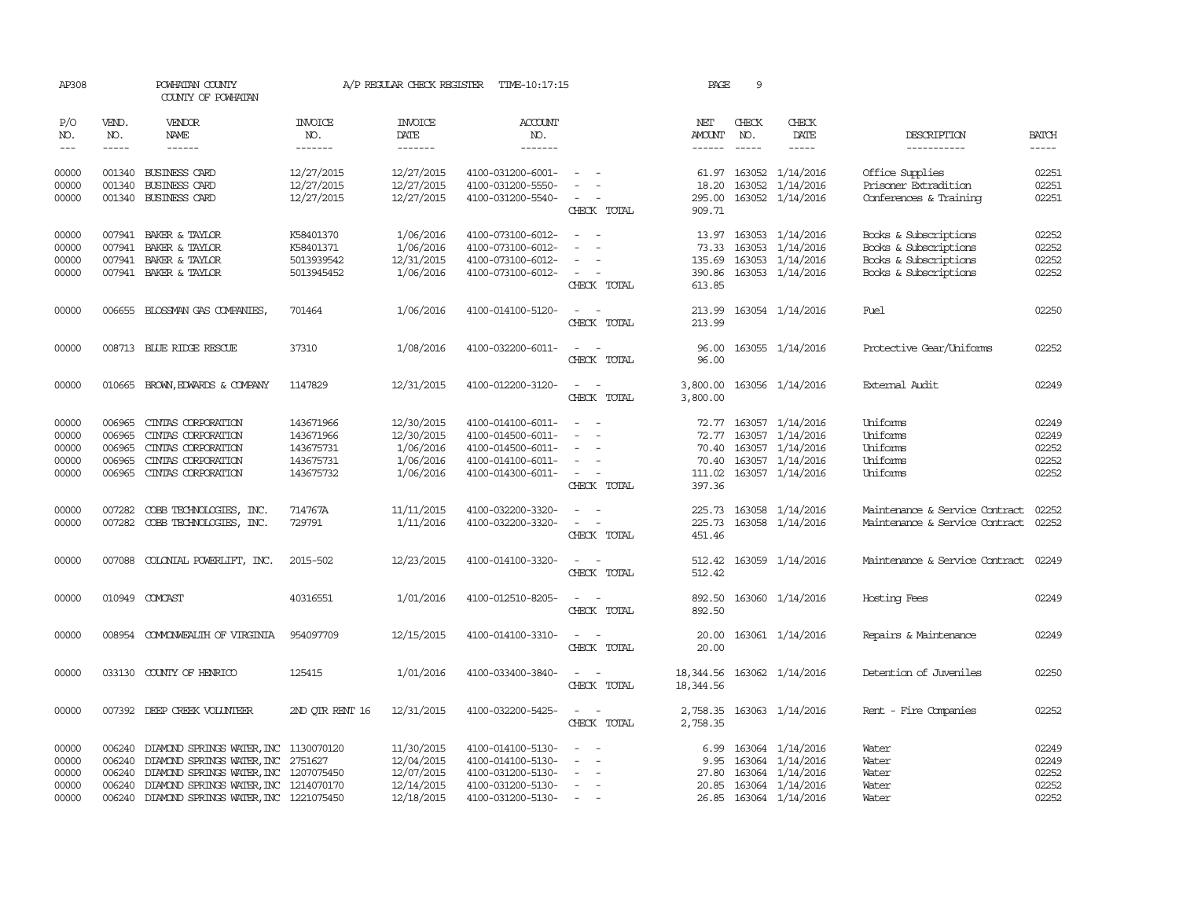AP308 POWHATAN COUNTY A/P REGULAR CHECK REGISTER TIME-10:17:15 PAGE 9
COUNTY OF POWHATAN

| P/O NO. | VEND. NO. | VENDOR NAME | INVOICE NO. | INVOICE DATE | ACCOUNT NO. | | NET AMOUNT | CHECK NO. | CHECK DATE | DESCRIPTION | BATCH |
|---|---|---|---|---|---|---|---|---|---|---|---|
| 00000 | 001340 | BUSINESS CARD | 12/27/2015 | 12/27/2015 | 4100-031200-6001- | - - | 61.97 | 163052 | 1/14/2016 | Office Supplies | 02251 |
| 00000 | 001340 | BUSINESS CARD | 12/27/2015 | 12/27/2015 | 4100-031200-5550- | - - | 18.20 | 163052 | 1/14/2016 | Prisoner Extradition | 02251 |
| 00000 | 001340 | BUSINESS CARD | 12/27/2015 | 12/27/2015 | 4100-031200-5540- | - - | 295.00 | 163052 | 1/14/2016 | Conferences & Training | 02251 |
| | | | | | | CHECK TOTAL | 909.71 | | | | |
| 00000 | 007941 | BAKER & TAYLOR | K58401370 | 1/06/2016 | 4100-073100-6012- | - - | 13.97 | 163053 | 1/14/2016 | Books & Subscriptions | 02252 |
| 00000 | 007941 | BAKER & TAYLOR | K58401371 | 1/06/2016 | 4100-073100-6012- | - - | 73.33 | 163053 | 1/14/2016 | Books & Subscriptions | 02252 |
| 00000 | 007941 | BAKER & TAYLOR | 5013939542 | 12/31/2015 | 4100-073100-6012- | - - | 135.69 | 163053 | 1/14/2016 | Books & Subscriptions | 02252 |
| 00000 | 007941 | BAKER & TAYLOR | 5013945452 | 1/06/2016 | 4100-073100-6012- | - - | 390.86 | 163053 | 1/14/2016 | Books & Subscriptions | 02252 |
| | | | | | | CHECK TOTAL | 613.85 | | | | |
| 00000 | 006655 | BLOSSMAN GAS COMPANIES, | 701464 | 1/06/2016 | 4100-014100-5120- | - - | 213.99 | 163054 | 1/14/2016 | Fuel | 02250 |
| | | | | | | CHECK TOTAL | 213.99 | | | | |
| 00000 | 008713 | BLUE RIDGE RESCUE | 37310 | 1/08/2016 | 4100-032200-6011- | - - | 96.00 | 163055 | 1/14/2016 | Protective Gear/Uniforms | 02252 |
| | | | | | | CHECK TOTAL | 96.00 | | | | |
| 00000 | 010665 | BROWN,EDWARDS & COMPANY | 1147829 | 12/31/2015 | 4100-012200-3120- | - - | 3,800.00 | 163056 | 1/14/2016 | External Audit | 02249 |
| | | | | | | CHECK TOTAL | 3,800.00 | | | | |
| 00000 | 006965 | CINTAS CORPORATION | 143671966 | 12/30/2015 | 4100-014100-6011- | - - | 72.77 | 163057 | 1/14/2016 | Uniforms | 02249 |
| 00000 | 006965 | CINTAS CORPORATION | 143671966 | 12/30/2015 | 4100-014500-6011- | - - | 72.77 | 163057 | 1/14/2016 | Uniforms | 02249 |
| 00000 | 006965 | CINTAS CORPORATION | 143675731 | 1/06/2016 | 4100-014500-6011- | - - | 70.40 | 163057 | 1/14/2016 | Uniforms | 02252 |
| 00000 | 006965 | CINTAS CORPORATION | 143675731 | 1/06/2016 | 4100-014100-6011- | - - | 70.40 | 163057 | 1/14/2016 | Uniforms | 02252 |
| 00000 | 006965 | CINTAS CORPORATION | 143675732 | 1/06/2016 | 4100-014300-6011- | - - | 111.02 | 163057 | 1/14/2016 | Uniforms | 02252 |
| | | | | | | CHECK TOTAL | 397.36 | | | | |
| 00000 | 007282 | COBB TECHNOLOGIES, INC. | 714767A | 11/11/2015 | 4100-032200-3320- | - - | 225.73 | 163058 | 1/14/2016 | Maintenance & Service Contract | 02252 |
| 00000 | 007282 | COBB TECHNOLOGIES, INC. | 729791 | 1/11/2016 | 4100-032200-3320- | - - | 225.73 | 163058 | 1/14/2016 | Maintenance & Service Contract | 02252 |
| | | | | | | CHECK TOTAL | 451.46 | | | | |
| 00000 | 007088 | COLONIAL POWERLIFT, INC. | 2015-502 | 12/23/2015 | 4100-014100-3320- | - - | 512.42 | 163059 | 1/14/2016 | Maintenance & Service Contract | 02249 |
| | | | | | | CHECK TOTAL | 512.42 | | | | |
| 00000 | 010949 | COMCAST | 40316551 | 1/01/2016 | 4100-012510-8205- | - - | 892.50 | 163060 | 1/14/2016 | Hosting Fees | 02249 |
| | | | | | | CHECK TOTAL | 892.50 | | | | |
| 00000 | 008954 | COMMONWEALTH OF VIRGINIA | 954097709 | 12/15/2015 | 4100-014100-3310- | - - | 20.00 | 163061 | 1/14/2016 | Repairs & Maintenance | 02249 |
| | | | | | | CHECK TOTAL | 20.00 | | | | |
| 00000 | 033130 | COUNTY OF HENRICO | 125415 | 1/01/2016 | 4100-033400-3840- | - - | 18,344.56 | 163062 | 1/14/2016 | Detention of Juveniles | 02250 |
| | | | | | | CHECK TOTAL | 18,344.56 | | | | |
| 00000 | 007392 | DEEP CREEK VOLUNTEER | 2ND QTR RENT 16 | 12/31/2015 | 4100-032200-5425- | - - | 2,758.35 | 163063 | 1/14/2016 | Rent - Fire Companies | 02252 |
| | | | | | | CHECK TOTAL | 2,758.35 | | | | |
| 00000 | 006240 | DIAMOND SPRINGS WATER,INC | 1130070120 | 11/30/2015 | 4100-014100-5130- | - - | 6.99 | 163064 | 1/14/2016 | Water | 02249 |
| 00000 | 006240 | DIAMOND SPRINGS WATER,INC | 2751627 | 12/04/2015 | 4100-014100-5130- | - - | 9.95 | 163064 | 1/14/2016 | Water | 02249 |
| 00000 | 006240 | DIAMOND SPRINGS WATER,INC | 1207075450 | 12/07/2015 | 4100-031200-5130- | - - | 27.80 | 163064 | 1/14/2016 | Water | 02252 |
| 00000 | 006240 | DIAMOND SPRINGS WATER,INC | 1214070170 | 12/14/2015 | 4100-031200-5130- | - - | 20.85 | 163064 | 1/14/2016 | Water | 02252 |
| 00000 | 006240 | DIAMOND SPRINGS WATER,INC | 1221075450 | 12/18/2015 | 4100-031200-5130- | - - | 26.85 | 163064 | 1/14/2016 | Water | 02252 |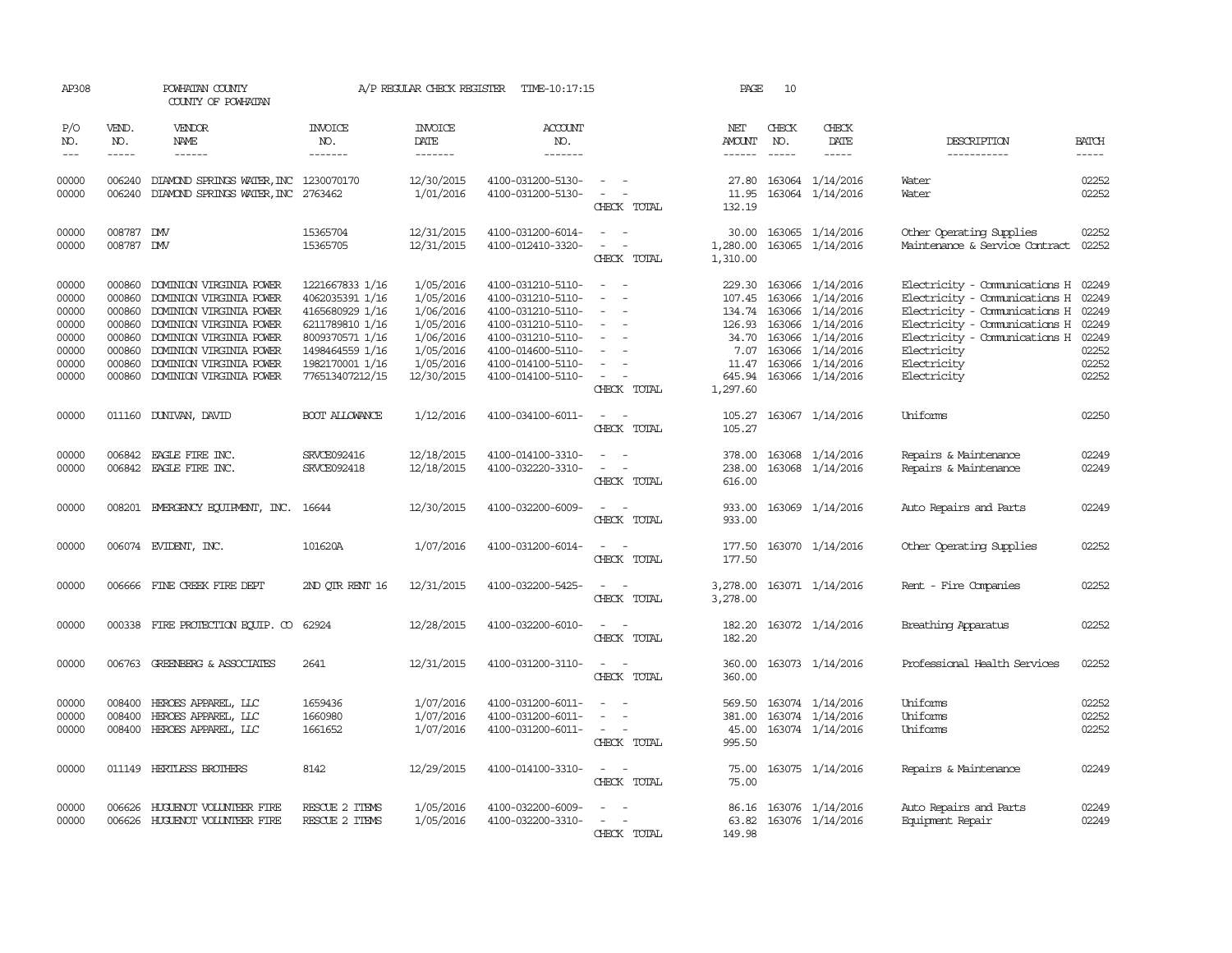AP308 POWHATAN COUNTY A/P REGULAR CHECK REGISTER TIME-10:17:15

COUNTY OF POWHATAN

| P/O NO. | VEND. NO. | VENDOR NAME | INVOICE NO. | INVOICE DATE | ACCOUNT NO. | | NET AMOUNT | CHECK NO. | CHECK DATE | DESCRIPTION | BATCH |
|---|---|---|---|---|---|---|---|---|---|---|---|
| --- | ----- | ------ | ------- | ------- | ------- | | ------ | ----- | ----- | ----------- | ----- |
| 00000 | 006240 | DIAMOND SPRINGS WATER, INC | 1230070170 | 12/30/2015 | 4100-031200-5130- | - - | 27.80 | 163064 | 1/14/2016 | Water | 02252 |
| 00000 | 006240 | DIAMOND SPRINGS WATER, INC | 2763462 | 1/01/2016 | 4100-031200-5130- | - - | 11.95 | 163064 | 1/14/2016 | Water | 02252 |
| | | | | | | CHECK TOTAL | 132.19 | | | | |
| 00000 | 008787 | DMV | 15365704 | 12/31/2015 | 4100-031200-6014- | - - | 30.00 | 163065 | 1/14/2016 | Other Operating Supplies | 02252 |
| 00000 | 008787 | DMV | 15365705 | 12/31/2015 | 4100-012410-3320- | - - | 1,280.00 | 163065 | 1/14/2016 | Maintenance & Service Contract | 02252 |
| | | | | | | CHECK TOTAL | 1,310.00 | | | | |
| 00000 | 000860 | DOMINION VIRGINIA POWER | 1221667833 1/16 | 1/05/2016 | 4100-031210-5110- | - - | 229.30 | 163066 | 1/14/2016 | Electricity - Communications H | 02249 |
| 00000 | 000860 | DOMINION VIRGINIA POWER | 4062035391 1/16 | 1/05/2016 | 4100-031210-5110- | - - | 107.45 | 163066 | 1/14/2016 | Electricity - Communications H | 02249 |
| 00000 | 000860 | DOMINION VIRGINIA POWER | 4165680929 1/16 | 1/06/2016 | 4100-031210-5110- | - - | 134.74 | 163066 | 1/14/2016 | Electricity - Communications H | 02249 |
| 00000 | 000860 | DOMINION VIRGINIA POWER | 6211789810 1/16 | 1/05/2016 | 4100-031210-5110- | - - | 126.93 | 163066 | 1/14/2016 | Electricity - Communications H | 02249 |
| 00000 | 000860 | DOMINION VIRGINIA POWER | 8009370571 1/16 | 1/06/2016 | 4100-031210-5110- | - - | 34.70 | 163066 | 1/14/2016 | Electricity - Communications H | 02249 |
| 00000 | 000860 | DOMINION VIRGINIA POWER | 1498464559 1/16 | 1/05/2016 | 4100-014600-5110- | - - | 7.07 | 163066 | 1/14/2016 | Electricity | 02252 |
| 00000 | 000860 | DOMINION VIRGINIA POWER | 1982170001 1/16 | 1/05/2016 | 4100-014100-5110- | - - | 11.47 | 163066 | 1/14/2016 | Electricity | 02252 |
| 00000 | 000860 | DOMINION VIRGINIA POWER | 776513407212/15 | 12/30/2015 | 4100-014100-5110- | - - | 645.94 | 163066 | 1/14/2016 | Electricity | 02252 |
| | | | | | | CHECK TOTAL | 1,297.60 | | | | |
| 00000 | 011160 | DUNIVAN, DAVID | BOOT ALLOWANCE | 1/12/2016 | 4100-034100-6011- | - - | 105.27 | 163067 | 1/14/2016 | Uniforms | 02250 |
| | | | | | | CHECK TOTAL | 105.27 | | | | |
| 00000 | 006842 | EAGLE FIRE INC. | SRVCE092416 | 12/18/2015 | 4100-014100-3310- | - - | 378.00 | 163068 | 1/14/2016 | Repairs & Maintenance | 02249 |
| 00000 | 006842 | EAGLE FIRE INC. | SRVCE092418 | 12/18/2015 | 4100-032220-3310- | - - | 238.00 | 163068 | 1/14/2016 | Repairs & Maintenance | 02249 |
| | | | | | | CHECK TOTAL | 616.00 | | | | |
| 00000 | 008201 | EMERGENCY EQUIPMENT, INC. | 16644 | 12/30/2015 | 4100-032200-6009- | - - | 933.00 | 163069 | 1/14/2016 | Auto Repairs and Parts | 02249 |
| | | | | | | CHECK TOTAL | 933.00 | | | | |
| 00000 | 006074 | EVIDENT, INC. | 101620A | 1/07/2016 | 4100-031200-6014- | - - | 177.50 | 163070 | 1/14/2016 | Other Operating Supplies | 02252 |
| | | | | | | CHECK TOTAL | 177.50 | | | | |
| 00000 | 006666 | FINE CREEK FIRE DEPT | 2ND QTR RENT 16 | 12/31/2015 | 4100-032200-5425- | - - | 3,278.00 | 163071 | 1/14/2016 | Rent - Fire Companies | 02252 |
| | | | | | | CHECK TOTAL | 3,278.00 | | | | |
| 00000 | 000338 | FIRE PROTECTION EQUIP. CO | 62924 | 12/28/2015 | 4100-032200-6010- | - - | 182.20 | 163072 | 1/14/2016 | Breathing Apparatus | 02252 |
| | | | | | | CHECK TOTAL | 182.20 | | | | |
| 00000 | 006763 | GREENBERG & ASSOCIATES | 2641 | 12/31/2015 | 4100-031200-3110- | - - | 360.00 | 163073 | 1/14/2016 | Professional Health Services | 02252 |
| | | | | | | CHECK TOTAL | 360.00 | | | | |
| 00000 | 008400 | HEROES APPAREL, LLC | 1659436 | 1/07/2016 | 4100-031200-6011- | - - | 569.50 | 163074 | 1/14/2016 | Uniforms | 02252 |
| 00000 | 008400 | HEROES APPAREL, LLC | 1660980 | 1/07/2016 | 4100-031200-6011- | - - | 381.00 | 163074 | 1/14/2016 | Uniforms | 02252 |
| 00000 | 008400 | HEROES APPAREL, LLC | 1661652 | 1/07/2016 | 4100-031200-6011- | - - | 45.00 | 163074 | 1/14/2016 | Uniforms | 02252 |
| | | | | | | CHECK TOTAL | 995.50 | | | | |
| 00000 | 011149 | HERTLESS BROTHERS | 8142 | 12/29/2015 | 4100-014100-3310- | - - | 75.00 | 163075 | 1/14/2016 | Repairs & Maintenance | 02249 |
| | | | | | | CHECK TOTAL | 75.00 | | | | |
| 00000 | 006626 | HUGUENOT VOLUNTEER FIRE | RESCUE 2 ITEMS | 1/05/2016 | 4100-032200-6009- | - - | 86.16 | 163076 | 1/14/2016 | Auto Repairs and Parts | 02249 |
| 00000 | 006626 | HUGUENOT VOLUNTEER FIRE | RESCUE 2 ITEMS | 1/05/2016 | 4100-032200-3310- | - - | 63.82 | 163076 | 1/14/2016 | Equipment Repair | 02249 |
| | | | | | | CHECK TOTAL | 149.98 | | | | |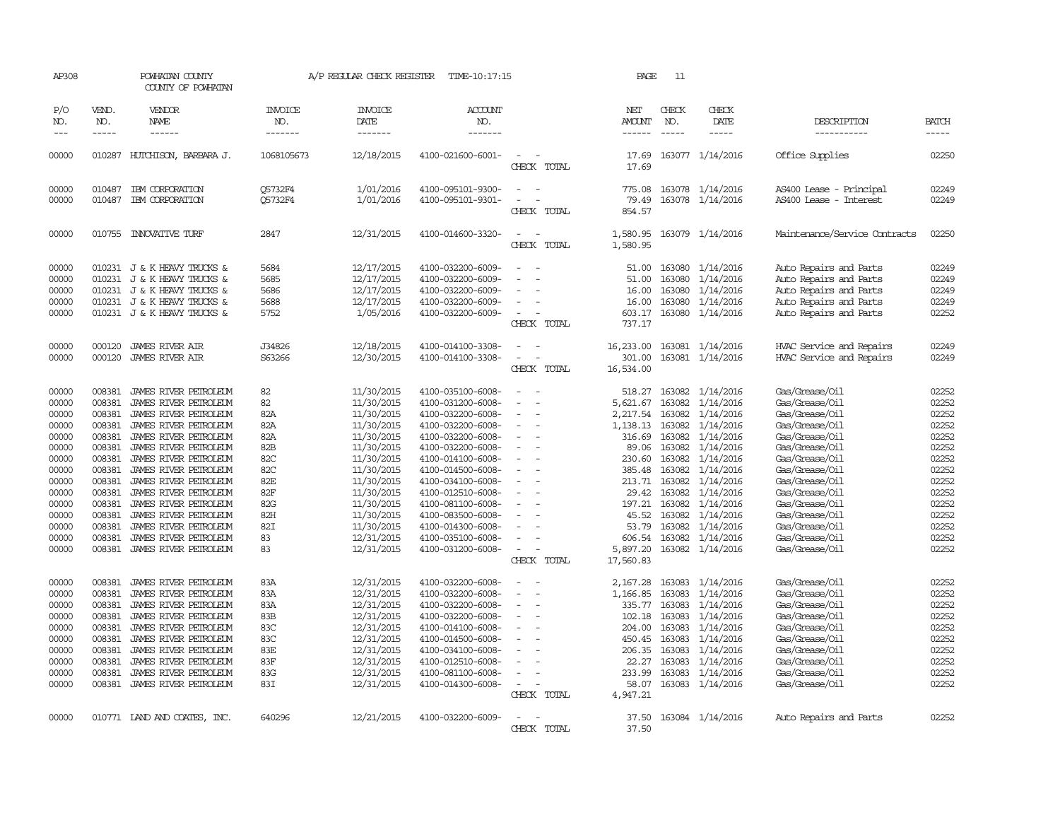AP308 POWHATAN COUNTY A/P REGULAR CHECK REGISTER TIME-10:17:15 PAGE 11

COUNTY OF POWHATAN

| P/O NO. | VEND. NO. | VENDOR NAME | INVOICE NO. | INVOICE DATE | ACCOUNT NO. | | NET AMOUNT | CHECK NO. | CHECK DATE | DESCRIPTION | BATCH |
|---|---|---|---|---|---|---|---|---|---|---|---|
| 00000 | 010287 | HUTCHISON, BARBARA J. | 1068105673 | 12/18/2015 | 4100-021600-6001- | - - | 17.69 | 163077 | 1/14/2016 | Office Supplies | 02250 |
| | | | | | | CHECK TOTAL | 17.69 | | | | |
| 00000 | 010487 | IBM CORPORATION | Q5732F4 | 1/01/2016 | 4100-095101-9300- | - - | 775.08 | 163078 | 1/14/2016 | AS400 Lease - Principal | 02249 |
| 00000 | 010487 | IBM CORPORATION | Q5732F4 | 1/01/2016 | 4100-095101-9301- | - - | 79.49 | 163078 | 1/14/2016 | AS400 Lease - Interest | 02249 |
| | | | | | | CHECK TOTAL | 854.57 | | | | |
| 00000 | 010755 | INNOVATIVE TURF | 2847 | 12/31/2015 | 4100-014600-3320- | - - | 1,580.95 | 163079 | 1/14/2016 | Maintenance/Service Contracts | 02250 |
| | | | | | | CHECK TOTAL | 1,580.95 | | | | |
| 00000 | 010231 | J & K HEAVY TRUCKS & | 5684 | 12/17/2015 | 4100-032200-6009- | - - | 51.00 | 163080 | 1/14/2016 | Auto Repairs and Parts | 02249 |
| 00000 | 010231 | J & K HEAVY TRUCKS & | 5685 | 12/17/2015 | 4100-032200-6009- | - - | 51.00 | 163080 | 1/14/2016 | Auto Repairs and Parts | 02249 |
| 00000 | 010231 | J & K HEAVY TRUCKS & | 5686 | 12/17/2015 | 4100-032200-6009- | - - | 16.00 | 163080 | 1/14/2016 | Auto Repairs and Parts | 02249 |
| 00000 | 010231 | J & K HEAVY TRUCKS & | 5688 | 12/17/2015 | 4100-032200-6009- | - - | 16.00 | 163080 | 1/14/2016 | Auto Repairs and Parts | 02249 |
| 00000 | 010231 | J & K HEAVY TRUCKS & | 5752 | 1/05/2016 | 4100-032200-6009- | - - | 603.17 | 163080 | 1/14/2016 | Auto Repairs and Parts | 02252 |
| | | | | | | CHECK TOTAL | 737.17 | | | | |
| 00000 | 000120 | JAMES RIVER AIR | J34826 | 12/18/2015 | 4100-014100-3308- | - - | 16,233.00 | 163081 | 1/14/2016 | HVAC Service and Repairs | 02249 |
| 00000 | 000120 | JAMES RIVER AIR | S63266 | 12/30/2015 | 4100-014100-3308- | - - | 301.00 | 163081 | 1/14/2016 | HVAC Service and Repairs | 02249 |
| | | | | | | CHECK TOTAL | 16,534.00 | | | | |
| 00000 | 008381 | JAMES RIVER PETROLEUM | 82 | 11/30/2015 | 4100-035100-6008- | - - | 518.27 | 163082 | 1/14/2016 | Gas/Grease/Oil | 02252 |
| 00000 | 008381 | JAMES RIVER PETROLEUM | 82 | 11/30/2015 | 4100-031200-6008- | - - | 5,621.67 | 163082 | 1/14/2016 | Gas/Grease/Oil | 02252 |
| 00000 | 008381 | JAMES RIVER PETROLEUM | 82A | 11/30/2015 | 4100-032200-6008- | - - | 2,217.54 | 163082 | 1/14/2016 | Gas/Grease/Oil | 02252 |
| 00000 | 008381 | JAMES RIVER PETROLEUM | 82A | 11/30/2015 | 4100-032200-6008- | - - | 1,138.13 | 163082 | 1/14/2016 | Gas/Grease/Oil | 02252 |
| 00000 | 008381 | JAMES RIVER PETROLEUM | 82A | 11/30/2015 | 4100-032200-6008- | - - | 316.69 | 163082 | 1/14/2016 | Gas/Grease/Oil | 02252 |
| 00000 | 008381 | JAMES RIVER PETROLEUM | 82B | 11/30/2015 | 4100-032200-6008- | - - | 89.06 | 163082 | 1/14/2016 | Gas/Grease/Oil | 02252 |
| 00000 | 008381 | JAMES RIVER PETROLEUM | 82C | 11/30/2015 | 4100-014100-6008- | - - | 230.60 | 163082 | 1/14/2016 | Gas/Grease/Oil | 02252 |
| 00000 | 008381 | JAMES RIVER PETROLEUM | 82C | 11/30/2015 | 4100-014500-6008- | - - | 385.48 | 163082 | 1/14/2016 | Gas/Grease/Oil | 02252 |
| 00000 | 008381 | JAMES RIVER PETROLEUM | 82E | 11/30/2015 | 4100-034100-6008- | - - | 213.71 | 163082 | 1/14/2016 | Gas/Grease/Oil | 02252 |
| 00000 | 008381 | JAMES RIVER PETROLEUM | 82F | 11/30/2015 | 4100-012510-6008- | - - | 29.42 | 163082 | 1/14/2016 | Gas/Grease/Oil | 02252 |
| 00000 | 008381 | JAMES RIVER PETROLEUM | 82G | 11/30/2015 | 4100-081100-6008- | - - | 197.21 | 163082 | 1/14/2016 | Gas/Grease/Oil | 02252 |
| 00000 | 008381 | JAMES RIVER PETROLEUM | 82H | 11/30/2015 | 4100-083500-6008- | - - | 45.52 | 163082 | 1/14/2016 | Gas/Grease/Oil | 02252 |
| 00000 | 008381 | JAMES RIVER PETROLEUM | 82I | 11/30/2015 | 4100-014300-6008- | - - | 53.79 | 163082 | 1/14/2016 | Gas/Grease/Oil | 02252 |
| 00000 | 008381 | JAMES RIVER PETROLEUM | 83 | 12/31/2015 | 4100-035100-6008- | - - | 606.54 | 163082 | 1/14/2016 | Gas/Grease/Oil | 02252 |
| 00000 | 008381 | JAMES RIVER PETROLEUM | 83 | 12/31/2015 | 4100-031200-6008- | - - | 5,897.20 | 163082 | 1/14/2016 | Gas/Grease/Oil | 02252 |
| | | | | | | CHECK TOTAL | 17,560.83 | | | | |
| 00000 | 008381 | JAMES RIVER PETROLEUM | 83A | 12/31/2015 | 4100-032200-6008- | - - | 2,167.28 | 163083 | 1/14/2016 | Gas/Grease/Oil | 02252 |
| 00000 | 008381 | JAMES RIVER PETROLEUM | 83A | 12/31/2015 | 4100-032200-6008- | - - | 1,166.85 | 163083 | 1/14/2016 | Gas/Grease/Oil | 02252 |
| 00000 | 008381 | JAMES RIVER PETROLEUM | 83A | 12/31/2015 | 4100-032200-6008- | - - | 335.77 | 163083 | 1/14/2016 | Gas/Grease/Oil | 02252 |
| 00000 | 008381 | JAMES RIVER PETROLEUM | 83B | 12/31/2015 | 4100-032200-6008- | - - | 102.18 | 163083 | 1/14/2016 | Gas/Grease/Oil | 02252 |
| 00000 | 008381 | JAMES RIVER PETROLEUM | 83C | 12/31/2015 | 4100-014100-6008- | - - | 204.00 | 163083 | 1/14/2016 | Gas/Grease/Oil | 02252 |
| 00000 | 008381 | JAMES RIVER PETROLEUM | 83C | 12/31/2015 | 4100-014500-6008- | - - | 450.45 | 163083 | 1/14/2016 | Gas/Grease/Oil | 02252 |
| 00000 | 008381 | JAMES RIVER PETROLEUM | 83E | 12/31/2015 | 4100-034100-6008- | - - | 206.35 | 163083 | 1/14/2016 | Gas/Grease/Oil | 02252 |
| 00000 | 008381 | JAMES RIVER PETROLEUM | 83F | 12/31/2015 | 4100-012510-6008- | - - | 22.27 | 163083 | 1/14/2016 | Gas/Grease/Oil | 02252 |
| 00000 | 008381 | JAMES RIVER PETROLEUM | 83G | 12/31/2015 | 4100-081100-6008- | - - | 233.99 | 163083 | 1/14/2016 | Gas/Grease/Oil | 02252 |
| 00000 | 008381 | JAMES RIVER PETROLEUM | 83I | 12/31/2015 | 4100-014300-6008- | - - | 58.07 | 163083 | 1/14/2016 | Gas/Grease/Oil | 02252 |
| | | | | | | CHECK TOTAL | 4,947.21 | | | | |
| 00000 | 010771 | LAND AND COATES, INC. | 640296 | 12/21/2015 | 4100-032200-6009- | - - | 37.50 | 163084 | 1/14/2016 | Auto Repairs and Parts | 02252 |
| | | | | | | CHECK TOTAL | 37.50 | | | | |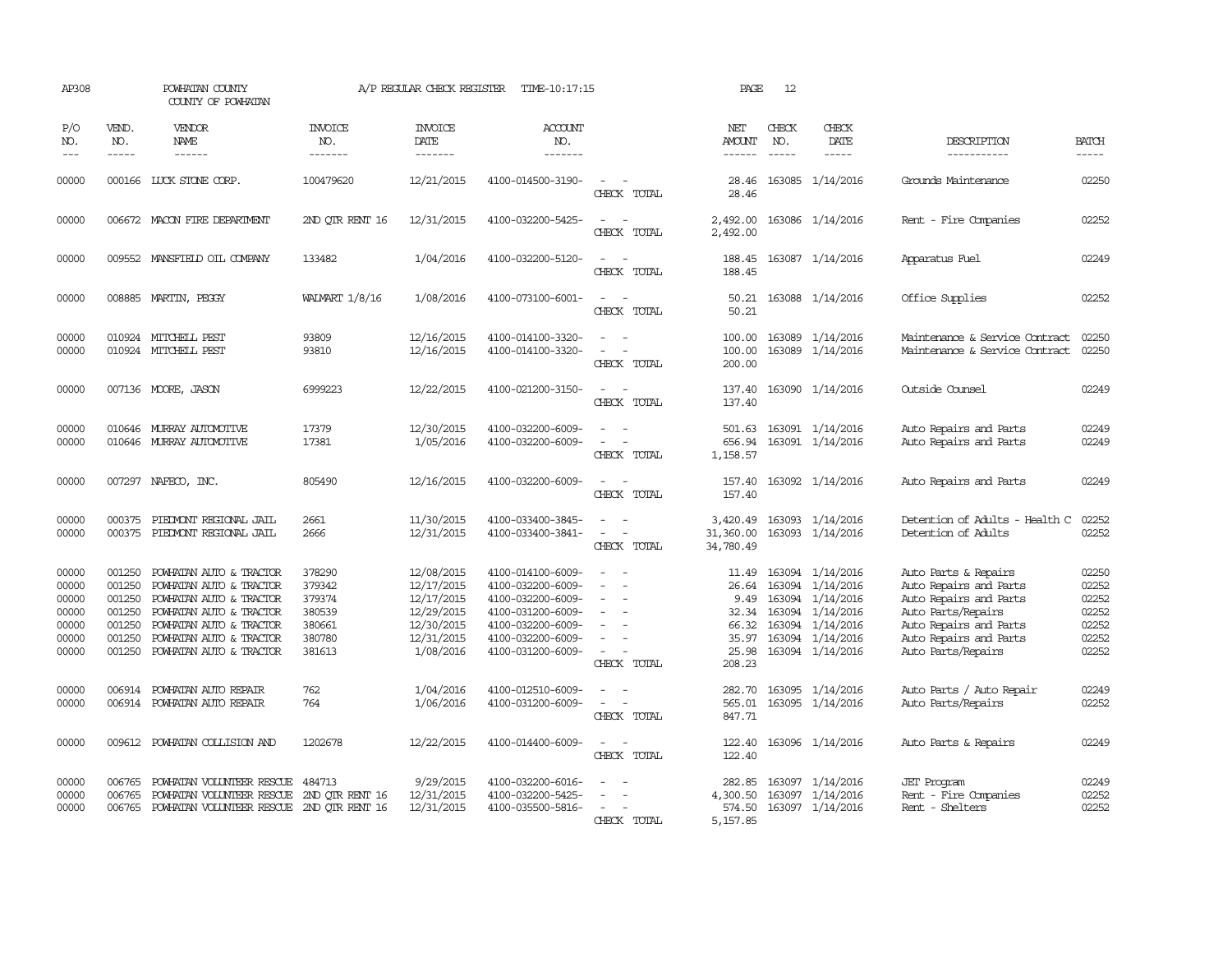AP308 POWHATAN COUNTY A/P REGULAR CHECK REGISTER TIME-10:17:15 PAGE 12
COUNTY OF POWHATAN

| P/O NO. | VEND. NO. | VENDOR NAME | INVOICE NO. | INVOICE DATE | ACCOUNT NO. | | NET AMOUNT | CHECK NO. | CHECK DATE | DESCRIPTION | BATCH |
|---|---|---|---|---|---|---|---|---|---|---|---|
| 00000 | 000166 | LUCK STONE CORP. | 100479620 | 12/21/2015 | 4100-014500-3190- | - - | 28.46 | 163085 | 1/14/2016 | Grounds Maintenance | 02250 |
| | | | | | | CHECK TOTAL | 28.46 | | | | |
| 00000 | 006672 | MACON FIRE DEPARTMENT | 2ND QTR RENT 16 | 12/31/2015 | 4100-032200-5425- | - - | 2,492.00 | 163086 | 1/14/2016 | Rent - Fire Companies | 02252 |
| | | | | | | CHECK TOTAL | 2,492.00 | | | | |
| 00000 | 009552 | MANSFIELD OIL COMPANY | 133482 | 1/04/2016 | 4100-032200-5120- | - - | 188.45 | 163087 | 1/14/2016 | Apparatus Fuel | 02249 |
| | | | | | | CHECK TOTAL | 188.45 | | | | |
| 00000 | 008885 | MARTIN, PEGGY | WALMART 1/8/16 | 1/08/2016 | 4100-073100-6001- | - - | 50.21 | 163088 | 1/14/2016 | Office Supplies | 02252 |
| | | | | | | CHECK TOTAL | 50.21 | | | | |
| 00000 | 010924 | MITCHELL PEST | 93809 | 12/16/2015 | 4100-014100-3320- | - - | 100.00 | 163089 | 1/14/2016 | Maintenance & Service Contract | 02250 |
| 00000 | 010924 | MITCHELL PEST | 93810 | 12/16/2015 | 4100-014100-3320- | - - | 100.00 | 163089 | 1/14/2016 | Maintenance & Service Contract | 02250 |
| | | | | | | CHECK TOTAL | 200.00 | | | | |
| 00000 | 007136 | MOORE, JASON | 6999223 | 12/22/2015 | 4100-021200-3150- | - - | 137.40 | 163090 | 1/14/2016 | Outside Counsel | 02249 |
| | | | | | | CHECK TOTAL | 137.40 | | | | |
| 00000 | 010646 | MURRAY AUTOMOTIVE | 17379 | 12/30/2015 | 4100-032200-6009- | - - | 501.63 | 163091 | 1/14/2016 | Auto Repairs and Parts | 02249 |
| 00000 | 010646 | MURRAY AUTOMOTIVE | 17381 | 1/05/2016 | 4100-032200-6009- | - - | 656.94 | 163091 | 1/14/2016 | Auto Repairs and Parts | 02249 |
| | | | | | | CHECK TOTAL | 1,158.57 | | | | |
| 00000 | 007297 | NAFECO, INC. | 805490 | 12/16/2015 | 4100-032200-6009- | - - | 157.40 | 163092 | 1/14/2016 | Auto Repairs and Parts | 02249 |
| | | | | | | CHECK TOTAL | 157.40 | | | | |
| 00000 | 000375 | PIEDMONT REGIONAL JAIL | 2661 | 11/30/2015 | 4100-033400-3845- | - - | 3,420.49 | 163093 | 1/14/2016 | Detention of Adults - Health C | 02252 |
| 00000 | 000375 | PIEDMONT REGIONAL JAIL | 2666 | 12/31/2015 | 4100-033400-3841- | - - | 31,360.00 | 163093 | 1/14/2016 | Detention of Adults | 02252 |
| | | | | | | CHECK TOTAL | 34,780.49 | | | | |
| 00000 | 001250 | POWHATAN AUTO & TRACTOR | 378290 | 12/08/2015 | 4100-014100-6009- | - - | 11.49 | 163094 | 1/14/2016 | Auto Parts & Repairs | 02250 |
| 00000 | 001250 | POWHATAN AUTO & TRACTOR | 379342 | 12/17/2015 | 4100-032200-6009- | - - | 26.64 | 163094 | 1/14/2016 | Auto Repairs and Parts | 02252 |
| 00000 | 001250 | POWHATAN AUTO & TRACTOR | 379374 | 12/17/2015 | 4100-032200-6009- | - - | 9.49 | 163094 | 1/14/2016 | Auto Repairs and Parts | 02252 |
| 00000 | 001250 | POWHATAN AUTO & TRACTOR | 380539 | 12/29/2015 | 4100-031200-6009- | - - | 32.34 | 163094 | 1/14/2016 | Auto Parts/Repairs | 02252 |
| 00000 | 001250 | POWHATAN AUTO & TRACTOR | 380661 | 12/30/2015 | 4100-032200-6009- | - - | 66.32 | 163094 | 1/14/2016 | Auto Repairs and Parts | 02252 |
| 00000 | 001250 | POWHATAN AUTO & TRACTOR | 380780 | 12/31/2015 | 4100-032200-6009- | - - | 35.97 | 163094 | 1/14/2016 | Auto Repairs and Parts | 02252 |
| 00000 | 001250 | POWHATAN AUTO & TRACTOR | 381613 | 1/08/2016 | 4100-031200-6009- | - - | 25.98 | 163094 | 1/14/2016 | Auto Parts/Repairs | 02252 |
| | | | | | | CHECK TOTAL | 208.23 | | | | |
| 00000 | 006914 | POWHATAN AUTO REPAIR | 762 | 1/04/2016 | 4100-012510-6009- | - - | 282.70 | 163095 | 1/14/2016 | Auto Parts / Auto Repair | 02249 |
| 00000 | 006914 | POWHATAN AUTO REPAIR | 764 | 1/06/2016 | 4100-031200-6009- | - - | 565.01 | 163095 | 1/14/2016 | Auto Parts/Repairs | 02252 |
| | | | | | | CHECK TOTAL | 847.71 | | | | |
| 00000 | 009612 | POWHATAN COLLISION AND | 1202678 | 12/22/2015 | 4100-014400-6009- | - - | 122.40 | 163096 | 1/14/2016 | Auto Parts & Repairs | 02249 |
| | | | | | | CHECK TOTAL | 122.40 | | | | |
| 00000 | 006765 | POWHATAN VOLUNTEER RESCUE | 484713 | 9/29/2015 | 4100-032200-6016- | - - | 282.85 | 163097 | 1/14/2016 | JET Program | 02249 |
| 00000 | 006765 | POWHATAN VOLUNTEER RESCUE | 2ND QTR RENT 16 | 12/31/2015 | 4100-032200-5425- | - - | 4,300.50 | 163097 | 1/14/2016 | Rent - Fire Companies | 02252 |
| 00000 | 006765 | POWHATAN VOLUNTEER RESCUE | 2ND QTR RENT 16 | 12/31/2015 | 4100-035500-5816- | - - | 574.50 | 163097 | 1/14/2016 | Rent - Shelters | 02252 |
| | | | | | | CHECK TOTAL | 5,157.85 | | | | |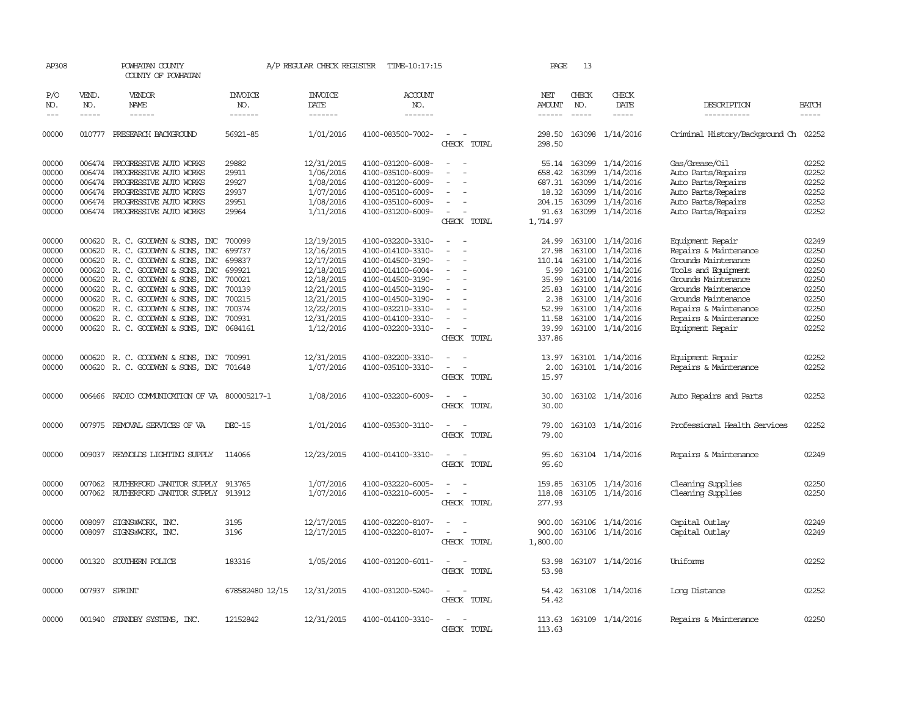AP308 POWHATAN COUNTY A/P REGULAR CHECK REGISTER TIME-10:17:15 PAGE 13

COUNTY OF POWHATAN

| P/O NO. | VEND. NO. | VENDOR NAME | INVOICE NO. | INVOICE DATE | ACCOUNT NO. | | NET AMOUNT | CHECK NO. | CHECK DATE | DESCRIPTION | BATCH |
|---|---|---|---|---|---|---|---|---|---|---|---|
| 00000 | 010777 | PRESEARCH BACKGROUND | 56921-85 | 1/01/2016 | 4100-083500-7002- | - - | 298.50 | 163098 | 1/14/2016 | Criminal History/Background Ch | 02252 |
| | | | | | | CHECK TOTAL | 298.50 | | | | |
| 00000 | 006474 | PROGRESSIVE AUTO WORKS | 29882 | 12/31/2015 | 4100-031200-6008- | - - | 55.14 | 163099 | 1/14/2016 | Gas/Grease/Oil | 02252 |
| 00000 | 006474 | PROGRESSIVE AUTO WORKS | 29911 | 1/06/2016 | 4100-035100-6009- | - - | 658.42 | 163099 | 1/14/2016 | Auto Parts/Repairs | 02252 |
| 00000 | 006474 | PROGRESSIVE AUTO WORKS | 29927 | 1/08/2016 | 4100-031200-6009- | - - | 687.31 | 163099 | 1/14/2016 | Auto Parts/Repairs | 02252 |
| 00000 | 006474 | PROGRESSIVE AUTO WORKS | 29937 | 1/07/2016 | 4100-035100-6009- | - - | 18.32 | 163099 | 1/14/2016 | Auto Parts/Repairs | 02252 |
| 00000 | 006474 | PROGRESSIVE AUTO WORKS | 29951 | 1/08/2016 | 4100-035100-6009- | - - | 204.15 | 163099 | 1/14/2016 | Auto Parts/Repairs | 02252 |
| 00000 | 006474 | PROGRESSIVE AUTO WORKS | 29964 | 1/11/2016 | 4100-031200-6009- | - - | 91.63 | 163099 | 1/14/2016 | Auto Parts/Repairs | 02252 |
| | | | | | | CHECK TOTAL | 1,714.97 | | | | |
| 00000 | 000620 | R. C. GOODWYN & SONS, INC | 700099 | 12/19/2015 | 4100-032200-3310- | - - | 24.99 | 163100 | 1/14/2016 | Equipment Repair | 02249 |
| 00000 | 000620 | R. C. GOODWYN & SONS, INC | 699737 | 12/16/2015 | 4100-014100-3310- | - - | 27.98 | 163100 | 1/14/2016 | Repairs & Maintenance | 02250 |
| 00000 | 000620 | R. C. GOODWYN & SONS, INC | 699837 | 12/17/2015 | 4100-014500-3190- | - - | 110.14 | 163100 | 1/14/2016 | Grounds Maintenance | 02250 |
| 00000 | 000620 | R. C. GOODWYN & SONS, INC | 699921 | 12/18/2015 | 4100-014100-6004- | - - | 5.99 | 163100 | 1/14/2016 | Tools and Equipment | 02250 |
| 00000 | 000620 | R. C. GOODWYN & SONS, INC | 700021 | 12/18/2015 | 4100-014500-3190- | - - | 35.99 | 163100 | 1/14/2016 | Grounds Maintenance | 02250 |
| 00000 | 000620 | R. C. GOODWYN & SONS, INC | 700139 | 12/21/2015 | 4100-014500-3190- | - - | 25.83 | 163100 | 1/14/2016 | Grounds Maintenance | 02250 |
| 00000 | 000620 | R. C. GOODWYN & SONS, INC | 700215 | 12/21/2015 | 4100-014500-3190- | - - | 2.38 | 163100 | 1/14/2016 | Grounds Maintenance | 02250 |
| 00000 | 000620 | R. C. GOODWYN & SONS, INC | 700374 | 12/22/2015 | 4100-032210-3310- | - - | 52.99 | 163100 | 1/14/2016 | Repairs & Maintenance | 02250 |
| 00000 | 000620 | R. C. GOODWYN & SONS, INC | 700931 | 12/31/2015 | 4100-014100-3310- | - - | 11.58 | 163100 | 1/14/2016 | Repairs & Maintenance | 02250 |
| 00000 | 000620 | R. C. GOODWYN & SONS, INC | 0684161 | 1/12/2016 | 4100-032200-3310- | - - | 39.99 | 163100 | 1/14/2016 | Equipment Repair | 02252 |
| | | | | | | CHECK TOTAL | 337.86 | | | | |
| 00000 | 000620 | R. C. GOODWYN & SONS, INC | 700991 | 12/31/2015 | 4100-032200-3310- | - - | 13.97 | 163101 | 1/14/2016 | Equipment Repair | 02252 |
| 00000 | 000620 | R. C. GOODWYN & SONS, INC | 701648 | 1/07/2016 | 4100-035100-3310- | - - | 2.00 | 163101 | 1/14/2016 | Repairs & Maintenance | 02252 |
| | | | | | | CHECK TOTAL | 15.97 | | | | |
| 00000 | 006466 | RADIO COMMUNICATION OF VA | 800005217-1 | 1/08/2016 | 4100-032200-6009- | - - | 30.00 | 163102 | 1/14/2016 | Auto Repairs and Parts | 02252 |
| | | | | | | CHECK TOTAL | 30.00 | | | | |
| 00000 | 007975 | REMOVAL SERVICES OF VA | DEC-15 | 1/01/2016 | 4100-035300-3110- | - - | 79.00 | 163103 | 1/14/2016 | Professional Health Services | 02252 |
| | | | | | | CHECK TOTAL | 79.00 | | | | |
| 00000 | 009037 | REYNOLDS LIGHTING SUPPLY | 114066 | 12/23/2015 | 4100-014100-3310- | - - | 95.60 | 163104 | 1/14/2016 | Repairs & Maintenance | 02249 |
| | | | | | | CHECK TOTAL | 95.60 | | | | |
| 00000 | 007062 | RUTHERFORD JANITOR SUPPLY | 913765 | 1/07/2016 | 4100-032220-6005- | - - | 159.85 | 163105 | 1/14/2016 | Cleaning Supplies | 02250 |
| 00000 | 007062 | RUTHERFORD JANITOR SUPPLY | 913912 | 1/07/2016 | 4100-032210-6005- | - - | 118.08 | 163105 | 1/14/2016 | Cleaning Supplies | 02250 |
| | | | | | | CHECK TOTAL | 277.93 | | | | |
| 00000 | 008097 | SIGNS@WORK, INC. | 3195 | 12/17/2015 | 4100-032200-8107- | - - | 900.00 | 163106 | 1/14/2016 | Capital Outlay | 02249 |
| 00000 | 008097 | SIGNS@WORK, INC. | 3196 | 12/17/2015 | 4100-032200-8107- | - - | 900.00 | 163106 | 1/14/2016 | Capital Outlay | 02249 |
| | | | | | | CHECK TOTAL | 1,800.00 | | | | |
| 00000 | 001320 | SOUTHERN POLICE | 183316 | 1/05/2016 | 4100-031200-6011- | - - | 53.98 | 163107 | 1/14/2016 | Uniforms | 02252 |
| | | | | | | CHECK TOTAL | 53.98 | | | | |
| 00000 | 007937 | SPRINT | 678582480 12/15 | 12/31/2015 | 4100-031200-5240- | - - | 54.42 | 163108 | 1/14/2016 | Long Distance | 02252 |
| | | | | | | CHECK TOTAL | 54.42 | | | | |
| 00000 | 001940 | STANDBY SYSTEMS, INC. | 12152842 | 12/31/2015 | 4100-014100-3310- | - - | 113.63 | 163109 | 1/14/2016 | Repairs & Maintenance | 02250 |
| | | | | | | CHECK TOTAL | 113.63 | | | | |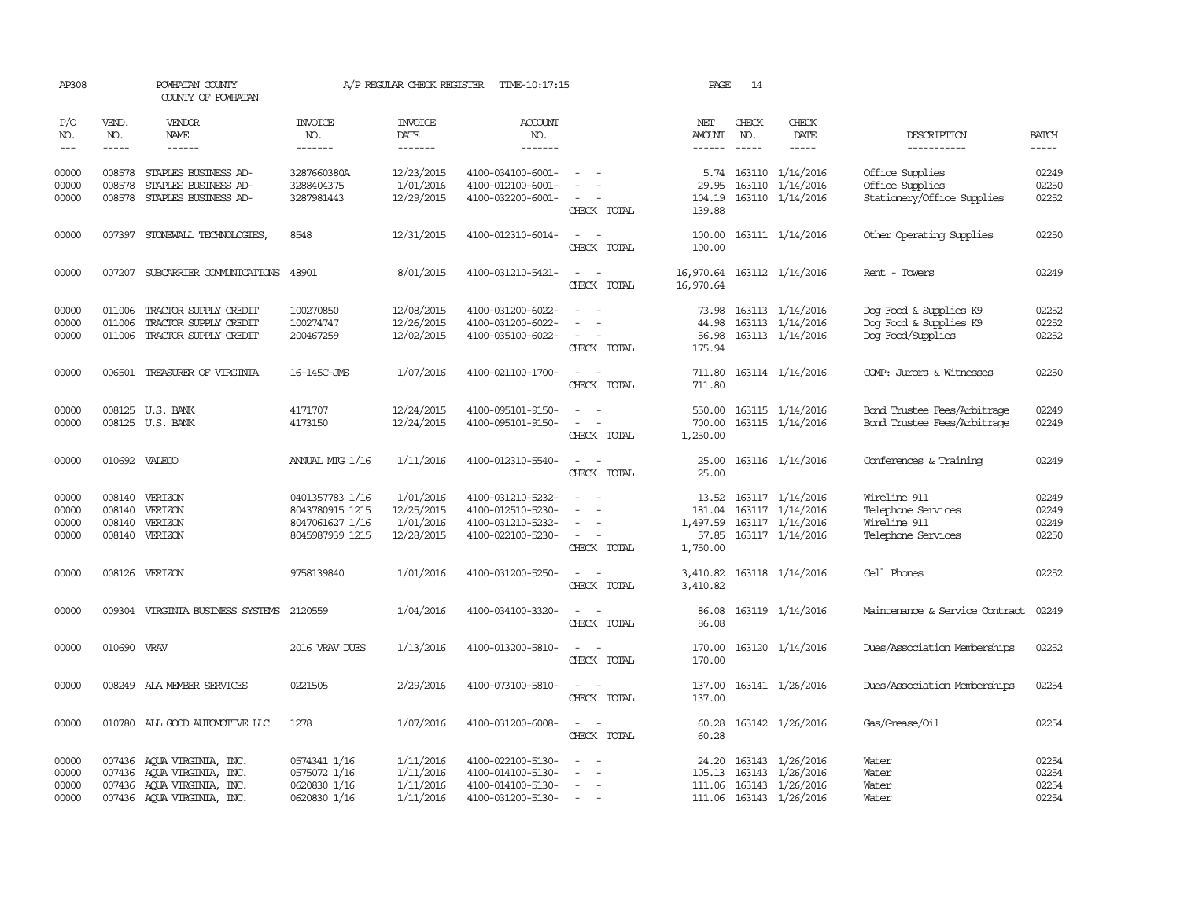AP308 POWHATAN COUNTY A/P REGULAR CHECK REGISTER TIME-10:17:15 PAGE 14

COUNTY OF POWHATAN

| P/O NO. | VEND. NO. | VENDOR NAME | INVOICE NO. | INVOICE DATE | ACCOUNT NO. | | NET AMOUNT | CHECK NO. | CHECK DATE | DESCRIPTION | BATCH |
|---|---|---|---|---|---|---|---|---|---|---|---|
| 00000 | 008578 | STAPLES BUSINESS AD- | 3287660380A | 12/23/2015 | 4100-034100-6001- | - - | 5.74 | 163110 | 1/14/2016 | Office Supplies | 02249 |
| 00000 | 008578 | STAPLES BUSINESS AD- | 3288404375 | 1/01/2016 | 4100-012100-6001- | - - | 29.95 | 163110 | 1/14/2016 | Office Supplies | 02250 |
| 00000 | 008578 | STAPLES BUSINESS AD- | 3287981443 | 12/29/2015 | 4100-032200-6001- | - - | 104.19 | 163110 | 1/14/2016 | Stationery/Office Supplies | 02252 |
| | | | | | | CHECK TOTAL | 139.88 | | | | |
| 00000 | 007397 | STONEWALL TECHNOLOGIES, | 8548 | 12/31/2015 | 4100-012310-6014- | - - | 100.00 | 163111 | 1/14/2016 | Other Operating Supplies | 02250 |
| | | | | | | CHECK TOTAL | 100.00 | | | | |
| 00000 | 007207 | SUBCARRIER COMMUNICATIONS | 48901 | 8/01/2015 | 4100-031210-5421- | - - | 16,970.64 | 163112 | 1/14/2016 | Rent - Towers | 02249 |
| | | | | | | CHECK TOTAL | 16,970.64 | | | | |
| 00000 | 011006 | TRACTOR SUPPLY CREDIT | 100270850 | 12/08/2015 | 4100-031200-6022- | - - | 73.98 | 163113 | 1/14/2016 | Dog Food & Supplies K9 | 02252 |
| 00000 | 011006 | TRACTOR SUPPLY CREDIT | 100274747 | 12/26/2015 | 4100-031200-6022- | - - | 44.98 | 163113 | 1/14/2016 | Dog Food & Supplies K9 | 02252 |
| 00000 | 011006 | TRACTOR SUPPLY CREDIT | 200467259 | 12/02/2015 | 4100-035100-6022- | - - | 56.98 | 163113 | 1/14/2016 | Dog Food/Supplies | 02252 |
| | | | | | | CHECK TOTAL | 175.94 | | | | |
| 00000 | 006501 | TREASURER OF VIRGINIA | 16-145C-JMS | 1/07/2016 | 4100-021100-1700- | - - | 711.80 | 163114 | 1/14/2016 | COMP: Jurors & Witnesses | 02250 |
| | | | | | | CHECK TOTAL | 711.80 | | | | |
| 00000 | 008125 | U.S. BANK | 4171707 | 12/24/2015 | 4100-095101-9150- | - - | 550.00 | 163115 | 1/14/2016 | Bond Trustee Fees/Arbitrage | 02249 |
| 00000 | 008125 | U.S. BANK | 4173150 | 12/24/2015 | 4100-095101-9150- | - - | 700.00 | 163115 | 1/14/2016 | Bond Trustee Fees/Arbitrage | 02249 |
| | | | | | | CHECK TOTAL | 1,250.00 | | | | |
| 00000 | 010692 | VALECO | ANNUAL MTG 1/16 | 1/11/2016 | 4100-012310-5540- | - - | 25.00 | 163116 | 1/14/2016 | Conferences & Training | 02249 |
| | | | | | | CHECK TOTAL | 25.00 | | | | |
| 00000 | 008140 | VERIZON | 0401357783 1/16 | 1/01/2016 | 4100-031210-5232- | - - | 13.52 | 163117 | 1/14/2016 | Wireline 911 | 02249 |
| 00000 | 008140 | VERIZON | 8043780915 1215 | 12/25/2015 | 4100-012510-5230- | - - | 181.04 | 163117 | 1/14/2016 | Telephone Services | 02249 |
| 00000 | 008140 | VERIZON | 8047061627 1/16 | 1/01/2016 | 4100-031210-5232- | - - | 1,497.59 | 163117 | 1/14/2016 | Wireline 911 | 02249 |
| 00000 | 008140 | VERIZON | 8045987939 1215 | 12/28/2015 | 4100-022100-5230- | - - | 57.85 | 163117 | 1/14/2016 | Telephone Services | 02250 |
| | | | | | | CHECK TOTAL | 1,750.00 | | | | |
| 00000 | 008126 | VERIZON | 9758139840 | 1/01/2016 | 4100-031200-5250- | - - | 3,410.82 | 163118 | 1/14/2016 | Cell Phones | 02252 |
| | | | | | | CHECK TOTAL | 3,410.82 | | | | |
| 00000 | 009304 | VIRGINIA BUSINESS SYSTEMS | 2120559 | 1/04/2016 | 4100-034100-3320- | - - | 86.08 | 163119 | 1/14/2016 | Maintenance & Service Contract | 02249 |
| | | | | | | CHECK TOTAL | 86.08 | | | | |
| 00000 | 010690 | VRAV | 2016 VRAV DUES | 1/13/2016 | 4100-013200-5810- | - - | 170.00 | 163120 | 1/14/2016 | Dues/Association Memberships | 02252 |
| | | | | | | CHECK TOTAL | 170.00 | | | | |
| 00000 | 008249 | ALA MEMBER SERVICES | 0221505 | 2/29/2016 | 4100-073100-5810- | - - | 137.00 | 163141 | 1/26/2016 | Dues/Association Memberships | 02254 |
| | | | | | | CHECK TOTAL | 137.00 | | | | |
| 00000 | 010780 | ALL GOOD AUTOMOTIVE LLC | 1278 | 1/07/2016 | 4100-031200-6008- | - - | 60.28 | 163142 | 1/26/2016 | Gas/Grease/Oil | 02254 |
| | | | | | | CHECK TOTAL | 60.28 | | | | |
| 00000 | 007436 | AQUA VIRGINIA, INC. | 0574341 1/16 | 1/11/2016 | 4100-022100-5130- | - - | 24.20 | 163143 | 1/26/2016 | Water | 02254 |
| 00000 | 007436 | AQUA VIRGINIA, INC. | 0575072 1/16 | 1/11/2016 | 4100-014100-5130- | - - | 105.13 | 163143 | 1/26/2016 | Water | 02254 |
| 00000 | 007436 | AQUA VIRGINIA, INC. | 0620830 1/16 | 1/11/2016 | 4100-014100-5130- | - - | 111.06 | 163143 | 1/26/2016 | Water | 02254 |
| 00000 | 007436 | AQUA VIRGINIA, INC. | 0620830 1/16 | 1/11/2016 | 4100-031200-5130- | - - | 111.06 | 163143 | 1/26/2016 | Water | 02254 |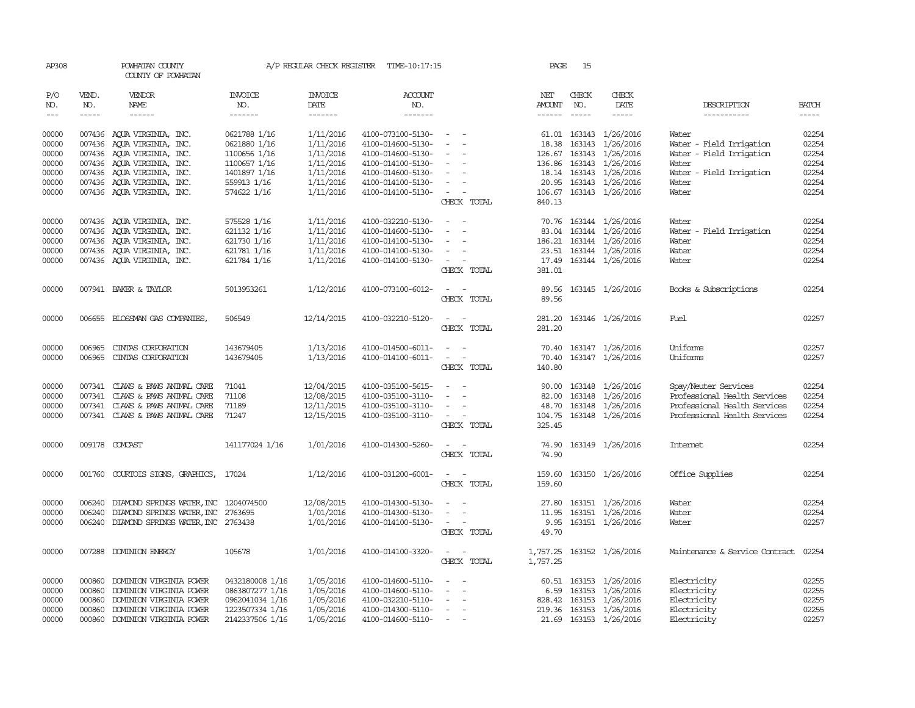AP308 POWHATAN COUNTY A/P REGULAR CHECK REGISTER TIME-10:17:15 PAGE 15

COUNTY OF POWHATAN

| P/O NO. | VEND. NO. | VENDOR NAME | INVOICE NO. | INVOICE DATE | ACCOUNT NO. | | NET AMOUNT | CHECK NO. | CHECK DATE | DESCRIPTION | BATCH |
|---|---|---|---|---|---|---|---|---|---|---|---|
| 00000 | 007436 | AQUA VIRGINIA, INC. | 0621788 1/16 | 1/11/2016 | 4100-073100-5130- | - - | 61.01 | 163143 | 1/26/2016 | Water | 02254 |
| 00000 | 007436 | AQUA VIRGINIA, INC. | 0621880 1/16 | 1/11/2016 | 4100-014600-5130- | - - | 18.38 | 163143 | 1/26/2016 | Water - Field Irrigation | 02254 |
| 00000 | 007436 | AQUA VIRGINIA, INC. | 1100656 1/16 | 1/11/2016 | 4100-014600-5130- | - - | 126.67 | 163143 | 1/26/2016 | Water - Field Irrigation | 02254 |
| 00000 | 007436 | AQUA VIRGINIA, INC. | 1100657 1/16 | 1/11/2016 | 4100-014100-5130- | - - | 136.86 | 163143 | 1/26/2016 | Water | 02254 |
| 00000 | 007436 | AQUA VIRGINIA, INC. | 1401897 1/16 | 1/11/2016 | 4100-014600-5130- | - - | 18.14 | 163143 | 1/26/2016 | Water - Field Irrigation | 02254 |
| 00000 | 007436 | AQUA VIRGINIA, INC. | 559913 1/16 | 1/11/2016 | 4100-014100-5130- | - - | 20.95 | 163143 | 1/26/2016 | Water | 02254 |
| 00000 | 007436 | AQUA VIRGINIA, INC. | 574622 1/16 | 1/11/2016 | 4100-014100-5130- | - - | 106.67 | 163143 | 1/26/2016 | Water | 02254 |
| | | | | | | CHECK TOTAL | 840.13 | | | | |
| 00000 | 007436 | AQUA VIRGINIA, INC. | 575528 1/16 | 1/11/2016 | 4100-032210-5130- | - - | 70.76 | 163144 | 1/26/2016 | Water | 02254 |
| 00000 | 007436 | AQUA VIRGINIA, INC. | 621132 1/16 | 1/11/2016 | 4100-014600-5130- | - - | 83.04 | 163144 | 1/26/2016 | Water - Field Irrigation | 02254 |
| 00000 | 007436 | AQUA VIRGINIA, INC. | 621730 1/16 | 1/11/2016 | 4100-014100-5130- | - - | 186.21 | 163144 | 1/26/2016 | Water | 02254 |
| 00000 | 007436 | AQUA VIRGINIA, INC. | 621781 1/16 | 1/11/2016 | 4100-014100-5130- | - - | 23.51 | 163144 | 1/26/2016 | Water | 02254 |
| 00000 | 007436 | AQUA VIRGINIA, INC. | 621784 1/16 | 1/11/2016 | 4100-014100-5130- | - - | 17.49 | 163144 | 1/26/2016 | Water | 02254 |
| | | | | | | CHECK TOTAL | 381.01 | | | | |
| 00000 | 007941 | BAKER & TAYLOR | 5013953261 | 1/12/2016 | 4100-073100-6012- | - - | 89.56 | 163145 | 1/26/2016 | Books & Subscriptions | 02254 |
| | | | | | | CHECK TOTAL | 89.56 | | | | |
| 00000 | 006655 | BLOSSMAN GAS COMPANIES, | 506549 | 12/14/2015 | 4100-032210-5120- | - - | 281.20 | 163146 | 1/26/2016 | Fuel | 02257 |
| | | | | | | CHECK TOTAL | 281.20 | | | | |
| 00000 | 006965 | CINTAS CORPORATION | 143679405 | 1/13/2016 | 4100-014500-6011- | - - | 70.40 | 163147 | 1/26/2016 | Uniforms | 02257 |
| 00000 | 006965 | CINTAS CORPORATION | 143679405 | 1/13/2016 | 4100-014100-6011- | - - | 70.40 | 163147 | 1/26/2016 | Uniforms | 02257 |
| | | | | | | CHECK TOTAL | 140.80 | | | | |
| 00000 | 007341 | CLAWS & PAWS ANIMAL CARE | 71041 | 12/04/2015 | 4100-035100-5615- | - - | 90.00 | 163148 | 1/26/2016 | Spay/Neuter Services | 02254 |
| 00000 | 007341 | CLAWS & PAWS ANIMAL CARE | 71108 | 12/08/2015 | 4100-035100-3110- | - - | 82.00 | 163148 | 1/26/2016 | Professional Health Services | 02254 |
| 00000 | 007341 | CLAWS & PAWS ANIMAL CARE | 71189 | 12/11/2015 | 4100-035100-3110- | - - | 48.70 | 163148 | 1/26/2016 | Professional Health Services | 02254 |
| 00000 | 007341 | CLAWS & PAWS ANIMAL CARE | 71247 | 12/15/2015 | 4100-035100-3110- | - - | 104.75 | 163148 | 1/26/2016 | Professional Health Services | 02254 |
| | | | | | | CHECK TOTAL | 325.45 | | | | |
| 00000 | 009178 | COMCAST | 141177024 1/16 | 1/01/2016 | 4100-014300-5260- | - - | 74.90 | 163149 | 1/26/2016 | Internet | 02254 |
| | | | | | | CHECK TOTAL | 74.90 | | | | |
| 00000 | 001760 | COURTOIS SIGNS, GRAPHICS, | 17024 | 1/12/2016 | 4100-031200-6001- | - - | 159.60 | 163150 | 1/26/2016 | Office Supplies | 02254 |
| | | | | | | CHECK TOTAL | 159.60 | | | | |
| 00000 | 006240 | DIAMOND SPRINGS WATER, INC | 1204074500 | 12/08/2015 | 4100-014300-5130- | - - | 27.80 | 163151 | 1/26/2016 | Water | 02254 |
| 00000 | 006240 | DIAMOND SPRINGS WATER, INC | 2763695 | 1/01/2016 | 4100-014300-5130- | - - | 11.95 | 163151 | 1/26/2016 | Water | 02254 |
| 00000 | 006240 | DIAMOND SPRINGS WATER, INC | 2763438 | 1/01/2016 | 4100-014100-5130- | - - | 9.95 | 163151 | 1/26/2016 | Water | 02257 |
| | | | | | | CHECK TOTAL | 49.70 | | | | |
| 00000 | 007288 | DOMINION ENERGY | 105678 | 1/01/2016 | 4100-014100-3320- | - - | 1,757.25 | 163152 | 1/26/2016 | Maintenance & Service Contract | 02254 |
| | | | | | | CHECK TOTAL | 1,757.25 | | | | |
| 00000 | 000860 | DOMINION VIRGINIA POWER | 0432180008 1/16 | 1/05/2016 | 4100-014600-5110- | - - | 60.51 | 163153 | 1/26/2016 | Electricity | 02255 |
| 00000 | 000860 | DOMINION VIRGINIA POWER | 0863807277 1/16 | 1/05/2016 | 4100-014600-5110- | - - | 6.59 | 163153 | 1/26/2016 | Electricity | 02255 |
| 00000 | 000860 | DOMINION VIRGINIA POWER | 0962041034 1/16 | 1/05/2016 | 4100-032210-5110- | - - | 828.42 | 163153 | 1/26/2016 | Electricity | 02255 |
| 00000 | 000860 | DOMINION VIRGINIA POWER | 1223507334 1/16 | 1/05/2016 | 4100-014300-5110- | - - | 219.36 | 163153 | 1/26/2016 | Electricity | 02255 |
| 00000 | 000860 | DOMINION VIRGINIA POWER | 2142337506 1/16 | 1/05/2016 | 4100-014600-5110- | - - | 21.69 | 163153 | 1/26/2016 | Electricity | 02257 |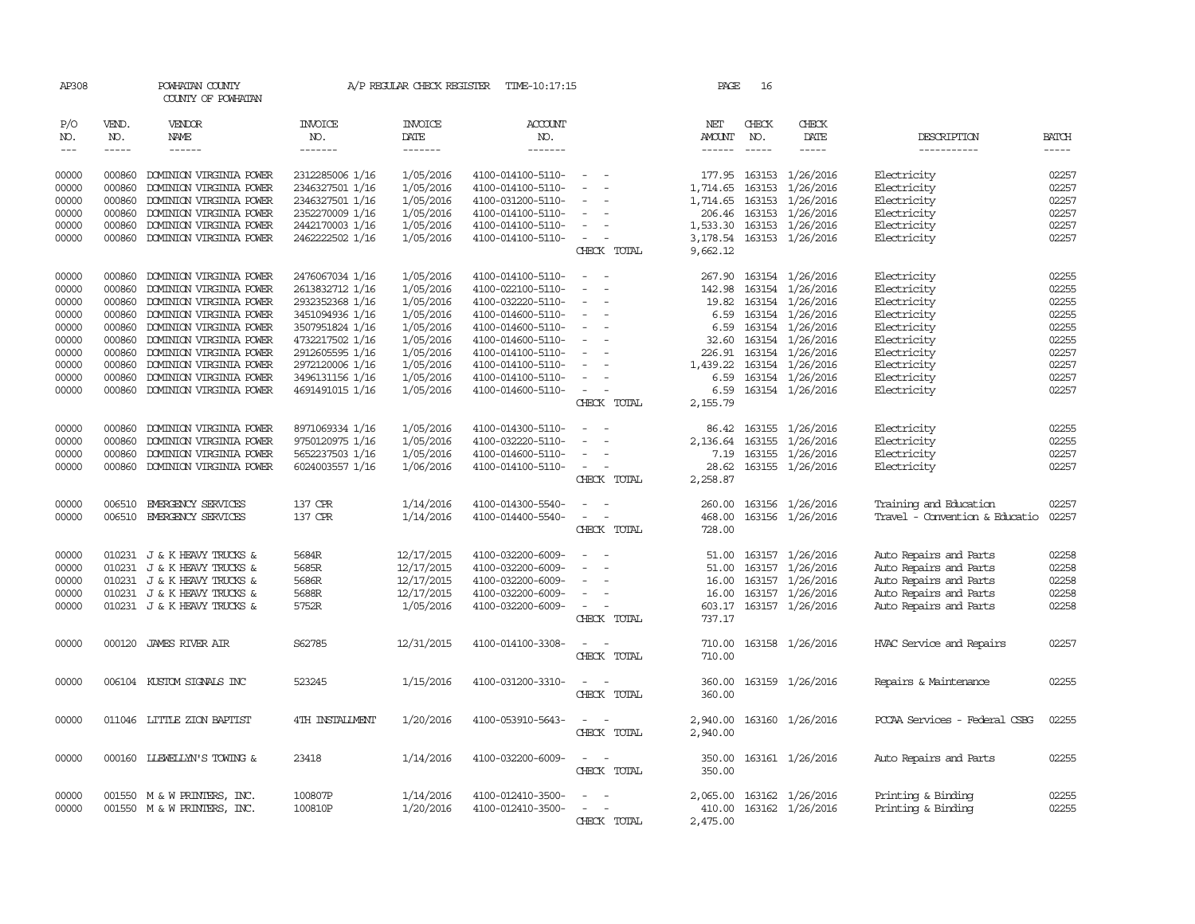AP308 POWHATAN COUNTY A/P REGULAR CHECK REGISTER TIME-10:17:15 PAGE 16

COUNTY OF POWHATAN

| P/O NO. | VEND. NO. | VENDOR NAME | INVOICE NO. | INVOICE DATE | ACCOUNT NO. | | NET AMOUNT | CHECK NO. | CHECK DATE | DESCRIPTION | BATCH |
|---|---|---|---|---|---|---|---|---|---|---|---|
| 00000 | 000860 | DOMINION VIRGINIA POWER | 2312285006 1/16 | 1/05/2016 | 4100-014100-5110- | - - | 177.95 | 163153 | 1/26/2016 | Electricity | 02257 |
| 00000 | 000860 | DOMINION VIRGINIA POWER | 2346327501 1/16 | 1/05/2016 | 4100-014100-5110- | - - | 1,714.65 | 163153 | 1/26/2016 | Electricity | 02257 |
| 00000 | 000860 | DOMINION VIRGINIA POWER | 2346327501 1/16 | 1/05/2016 | 4100-031200-5110- | - - | 1,714.65 | 163153 | 1/26/2016 | Electricity | 02257 |
| 00000 | 000860 | DOMINION VIRGINIA POWER | 2352270009 1/16 | 1/05/2016 | 4100-014100-5110- | - - | 206.46 | 163153 | 1/26/2016 | Electricity | 02257 |
| 00000 | 000860 | DOMINION VIRGINIA POWER | 2442170003 1/16 | 1/05/2016 | 4100-014100-5110- | - - | 1,533.30 | 163153 | 1/26/2016 | Electricity | 02257 |
| 00000 | 000860 | DOMINION VIRGINIA POWER | 2462222502 1/16 | 1/05/2016 | 4100-014100-5110- | - - | 3,178.54 | 163153 | 1/26/2016 | Electricity | 02257 |
| | | | | | | CHECK TOTAL | 9,662.12 | | | | |
| 00000 | 000860 | DOMINION VIRGINIA POWER | 2476067034 1/16 | 1/05/2016 | 4100-014100-5110- | - - | 267.90 | 163154 | 1/26/2016 | Electricity | 02255 |
| 00000 | 000860 | DOMINION VIRGINIA POWER | 2613832712 1/16 | 1/05/2016 | 4100-022100-5110- | - - | 142.98 | 163154 | 1/26/2016 | Electricity | 02255 |
| 00000 | 000860 | DOMINION VIRGINIA POWER | 2932352368 1/16 | 1/05/2016 | 4100-032220-5110- | - - | 19.82 | 163154 | 1/26/2016 | Electricity | 02255 |
| 00000 | 000860 | DOMINION VIRGINIA POWER | 3451094936 1/16 | 1/05/2016 | 4100-014600-5110- | - - | 6.59 | 163154 | 1/26/2016 | Electricity | 02255 |
| 00000 | 000860 | DOMINION VIRGINIA POWER | 3507951824 1/16 | 1/05/2016 | 4100-014600-5110- | - - | 6.59 | 163154 | 1/26/2016 | Electricity | 02255 |
| 00000 | 000860 | DOMINION VIRGINIA POWER | 4732217502 1/16 | 1/05/2016 | 4100-014600-5110- | - - | 32.60 | 163154 | 1/26/2016 | Electricity | 02255 |
| 00000 | 000860 | DOMINION VIRGINIA POWER | 2912605595 1/16 | 1/05/2016 | 4100-014100-5110- | - - | 226.91 | 163154 | 1/26/2016 | Electricity | 02257 |
| 00000 | 000860 | DOMINION VIRGINIA POWER | 2972120006 1/16 | 1/05/2016 | 4100-014100-5110- | - - | 1,439.22 | 163154 | 1/26/2016 | Electricity | 02257 |
| 00000 | 000860 | DOMINION VIRGINIA POWER | 3496131156 1/16 | 1/05/2016 | 4100-014100-5110- | - - | 6.59 | 163154 | 1/26/2016 | Electricity | 02257 |
| 00000 | 000860 | DOMINION VIRGINIA POWER | 4691491015 1/16 | 1/05/2016 | 4100-014600-5110- | - - | 6.59 | 163154 | 1/26/2016 | Electricity | 02257 |
| | | | | | | CHECK TOTAL | 2,155.79 | | | | |
| 00000 | 000860 | DOMINION VIRGINIA POWER | 8971069334 1/16 | 1/05/2016 | 4100-014300-5110- | - - | 86.42 | 163155 | 1/26/2016 | Electricity | 02255 |
| 00000 | 000860 | DOMINION VIRGINIA POWER | 9750120975 1/16 | 1/05/2016 | 4100-032220-5110- | - - | 2,136.64 | 163155 | 1/26/2016 | Electricity | 02255 |
| 00000 | 000860 | DOMINION VIRGINIA POWER | 5652237503 1/16 | 1/05/2016 | 4100-014600-5110- | - - | 7.19 | 163155 | 1/26/2016 | Electricity | 02257 |
| 00000 | 000860 | DOMINION VIRGINIA POWER | 6024003557 1/16 | 1/06/2016 | 4100-014100-5110- | - - | 28.62 | 163155 | 1/26/2016 | Electricity | 02257 |
| | | | | | | CHECK TOTAL | 2,258.87 | | | | |
| 00000 | 006510 | EMERGENCY SERVICES | 137 CPR | 1/14/2016 | 4100-014300-5540- | - - | 260.00 | 163156 | 1/26/2016 | Training and Education | 02257 |
| 00000 | 006510 | EMERGENCY SERVICES | 137 CPR | 1/14/2016 | 4100-014400-5540- | - - | 468.00 | 163156 | 1/26/2016 | Travel - Convention & Educatio | 02257 |
| | | | | | | CHECK TOTAL | 728.00 | | | | |
| 00000 | 010231 | J & K HEAVY TRUCKS & | 5684R | 12/17/2015 | 4100-032200-6009- | - - | 51.00 | 163157 | 1/26/2016 | Auto Repairs and Parts | 02258 |
| 00000 | 010231 | J & K HEAVY TRUCKS & | 5685R | 12/17/2015 | 4100-032200-6009- | - - | 51.00 | 163157 | 1/26/2016 | Auto Repairs and Parts | 02258 |
| 00000 | 010231 | J & K HEAVY TRUCKS & | 5686R | 12/17/2015 | 4100-032200-6009- | - - | 16.00 | 163157 | 1/26/2016 | Auto Repairs and Parts | 02258 |
| 00000 | 010231 | J & K HEAVY TRUCKS & | 5688R | 12/17/2015 | 4100-032200-6009- | - - | 16.00 | 163157 | 1/26/2016 | Auto Repairs and Parts | 02258 |
| 00000 | 010231 | J & K HEAVY TRUCKS & | 5752R | 1/05/2016 | 4100-032200-6009- | - - | 603.17 | 163157 | 1/26/2016 | Auto Repairs and Parts | 02258 |
| | | | | | | CHECK TOTAL | 737.17 | | | | |
| 00000 | 000120 | JAMES RIVER AIR | S62785 | 12/31/2015 | 4100-014100-3308- | - - | 710.00 | 163158 | 1/26/2016 | HVAC Service and Repairs | 02257 |
| | | | | | | CHECK TOTAL | 710.00 | | | | |
| 00000 | 006104 | KUSTOM SIGNALS INC | 523245 | 1/15/2016 | 4100-031200-3310- | - - | 360.00 | 163159 | 1/26/2016 | Repairs & Maintenance | 02255 |
| | | | | | | CHECK TOTAL | 360.00 | | | | |
| 00000 | 011046 | LITTLE ZION BAPTIST | 4TH INSTALLMENT | 1/20/2016 | 4100-053910-5643- | - - | 2,940.00 | 163160 | 1/26/2016 | PCCAA Services - Federal CSBG | 02255 |
| | | | | | | CHECK TOTAL | 2,940.00 | | | | |
| 00000 | 000160 | LLEWELLYN'S TOWING & | 23418 | 1/14/2016 | 4100-032200-6009- | - - | 350.00 | 163161 | 1/26/2016 | Auto Repairs and Parts | 02255 |
| | | | | | | CHECK TOTAL | 350.00 | | | | |
| 00000 | 001550 | M & W PRINTERS, INC. | 100807P | 1/14/2016 | 4100-012410-3500- | - - | 2,065.00 | 163162 | 1/26/2016 | Printing & Binding | 02255 |
| 00000 | 001550 | M & W PRINTERS, INC. | 100810P | 1/20/2016 | 4100-012410-3500- | - - | 410.00 | 163162 | 1/26/2016 | Printing & Binding | 02255 |
| | | | | | | CHECK TOTAL | 2,475.00 | | | | |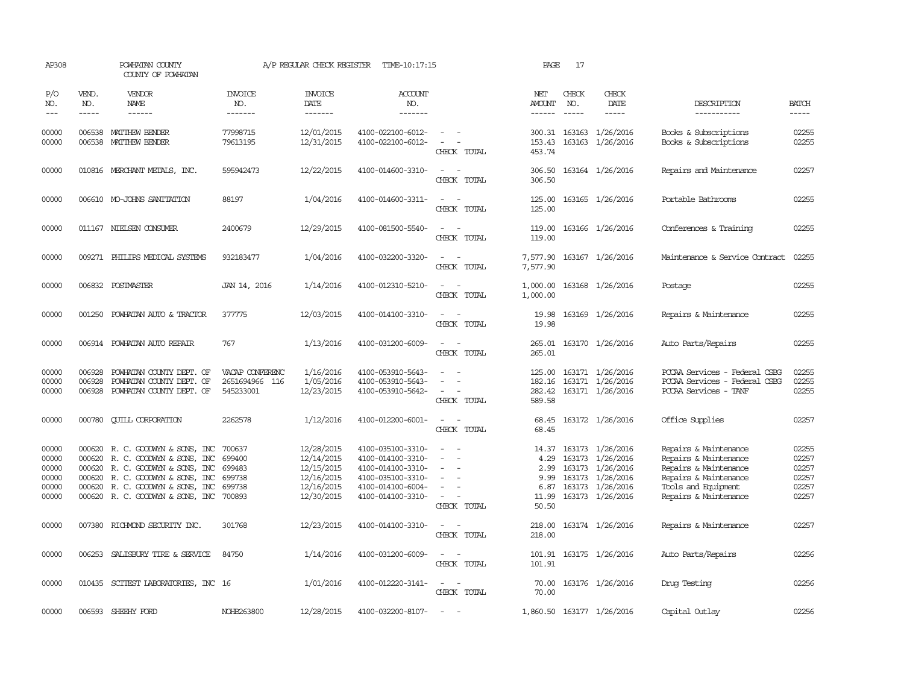AP308 POWHATAN COUNTY A/P REGULAR CHECK REGISTER TIME-10:17:15 PAGE 17
COUNTY OF POWHATAN

| P/O NO. | VEND. NO. | VENDOR NAME | INVOICE NO. | INVOICE DATE | ACCOUNT NO. | | NET AMOUNT | CHECK NO. | CHECK DATE | DESCRIPTION | BATCH |
|---|---|---|---|---|---|---|---|---|---|---|---|
| 00000 | 006538 | MATTHEW BENDER | 77998715 | 12/01/2015 | 4100-022100-6012- | - - | 300.31 | 163163 | 1/26/2016 | Books & Subscriptions | 02255 |
| 00000 | 006538 | MATTHEW BENDER | 79613195 | 12/31/2015 | 4100-022100-6012- | - - | 153.43 | 163163 | 1/26/2016 | Books & Subscriptions | 02255 |
| | | | | | | CHECK TOTAL | 453.74 | | | | |
| 00000 | 010816 | MERCHANT METALS, INC. | 595942473 | 12/22/2015 | 4100-014600-3310- | - - | 306.50 | 163164 | 1/26/2016 | Repairs and Maintenance | 02257 |
| | | | | | | CHECK TOTAL | 306.50 | | | | |
| 00000 | 006610 | MO-JOHNS SANITATION | 88197 | 1/04/2016 | 4100-014600-3311- | - - | 125.00 | 163165 | 1/26/2016 | Portable Bathrooms | 02255 |
| | | | | | | CHECK TOTAL | 125.00 | | | | |
| 00000 | 011167 | NIELSEN CONSUMER | 2400679 | 12/29/2015 | 4100-081500-5540- | - - | 119.00 | 163166 | 1/26/2016 | Conferences & Training | 02255 |
| | | | | | | CHECK TOTAL | 119.00 | | | | |
| 00000 | 009271 | PHILIPS MEDICAL SYSTEMS | 932183477 | 1/04/2016 | 4100-032200-3320- | - - | 7,577.90 | 163167 | 1/26/2016 | Maintenance & Service Contract | 02255 |
| | | | | | | CHECK TOTAL | 7,577.90 | | | | |
| 00000 | 006832 | POSTMASTER | JAN 14, 2016 | 1/14/2016 | 4100-012310-5210- | - - | 1,000.00 | 163168 | 1/26/2016 | Postage | 02255 |
| | | | | | | CHECK TOTAL | 1,000.00 | | | | |
| 00000 | 001250 | POWHATAN AUTO & TRACTOR | 377775 | 12/03/2015 | 4100-014100-3310- | - - | 19.98 | 163169 | 1/26/2016 | Repairs & Maintenance | 02255 |
| | | | | | | CHECK TOTAL | 19.98 | | | | |
| 00000 | 006914 | POWHATAN AUTO REPAIR | 767 | 1/13/2016 | 4100-031200-6009- | - - | 265.01 | 163170 | 1/26/2016 | Auto Parts/Repairs | 02255 |
| | | | | | | CHECK TOTAL | 265.01 | | | | |
| 00000 | 006928 | POWHATAN COUNTY DEPT. OF | VACAP CONFERENC | 1/16/2016 | 4100-053910-5643- | - - | 125.00 | 163171 | 1/26/2016 | PCCAA Services - Federal CSBG | 02255 |
| 00000 | 006928 | POWHATAN COUNTY DEPT. OF | 2651694966 116 | 1/05/2016 | 4100-053910-5643- | - - | 182.16 | 163171 | 1/26/2016 | PCCAA Services - Federal CSBG | 02255 |
| 00000 | 006928 | POWHATAN COUNTY DEPT. OF | 545233001 | 12/23/2015 | 4100-053910-5642- | - - | 282.42 | 163171 | 1/26/2016 | PCCAA Services - TANF | 02255 |
| | | | | | | CHECK TOTAL | 589.58 | | | | |
| 00000 | 000780 | QUILL CORPORATION | 2262578 | 1/12/2016 | 4100-012200-6001- | - - | 68.45 | 163172 | 1/26/2016 | Office Supplies | 02257 |
| | | | | | | CHECK TOTAL | 68.45 | | | | |
| 00000 | 000620 | R. C. GOODWYN & SONS, INC | 700637 | 12/28/2015 | 4100-035100-3310- | - - | 14.37 | 163173 | 1/26/2016 | Repairs & Maintenance | 02255 |
| 00000 | 000620 | R. C. GOODWYN & SONS, INC | 699400 | 12/14/2015 | 4100-014100-3310- | - - | 4.29 | 163173 | 1/26/2016 | Repairs & Maintenance | 02257 |
| 00000 | 000620 | R. C. GOODWYN & SONS, INC | 699483 | 12/15/2015 | 4100-014100-3310- | - - | 2.99 | 163173 | 1/26/2016 | Repairs & Maintenance | 02257 |
| 00000 | 000620 | R. C. GOODWYN & SONS, INC | 699738 | 12/16/2015 | 4100-035100-3310- | - - | 9.99 | 163173 | 1/26/2016 | Repairs & Maintenance | 02257 |
| 00000 | 000620 | R. C. GOODWYN & SONS, INC | 699738 | 12/16/2015 | 4100-014100-6004- | - - | 6.87 | 163173 | 1/26/2016 | Tools and Equipment | 02257 |
| 00000 | 000620 | R. C. GOODWYN & SONS, INC | 700893 | 12/30/2015 | 4100-014100-3310- | - - | 11.99 | 163173 | 1/26/2016 | Repairs & Maintenance | 02257 |
| | | | | | | CHECK TOTAL | 50.50 | | | | |
| 00000 | 007380 | RICHMOND SECURITY INC. | 301768 | 12/23/2015 | 4100-014100-3310- | - - | 218.00 | 163174 | 1/26/2016 | Repairs & Maintenance | 02257 |
| | | | | | | CHECK TOTAL | 218.00 | | | | |
| 00000 | 006253 | SALISBURY TIRE & SERVICE | 84750 | 1/14/2016 | 4100-031200-6009- | - - | 101.91 | 163175 | 1/26/2016 | Auto Parts/Repairs | 02256 |
| | | | | | | CHECK TOTAL | 101.91 | | | | |
| 00000 | 010435 | SCITEST LABORATORIES, INC | 16 | 1/01/2016 | 4100-012220-3141- | - - | 70.00 | 163176 | 1/26/2016 | Drug Testing | 02256 |
| | | | | | | CHECK TOTAL | 70.00 | | | | |
| 00000 | 006593 | SHEEHY FORD | NOHB263800 | 12/28/2015 | 4100-032200-8107- | - - | 1,860.50 | 163177 | 1/26/2016 | Capital Outlay | 02256 |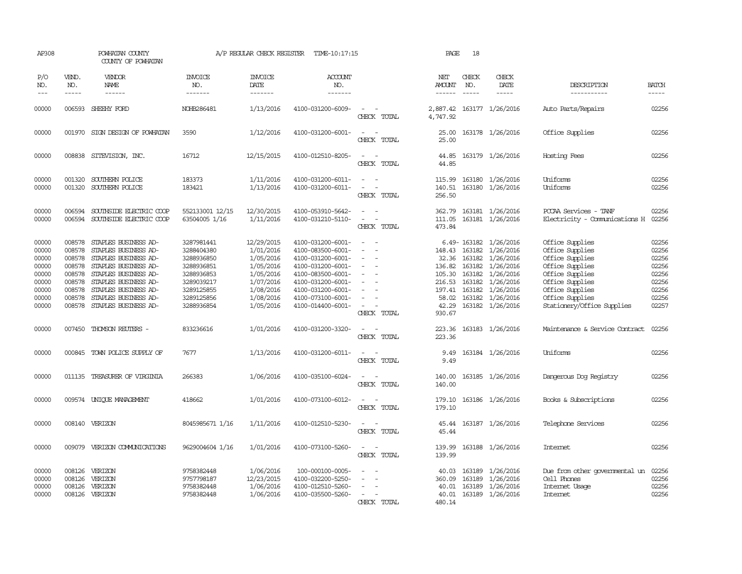AP308 POWHATAN COUNTY A/P REGULAR CHECK REGISTER TIME-10:17:15

COUNTY OF POWHATAN

| P/O NO. | VEND. NO. | VENDOR NAME | INVOICE NO. | INVOICE DATE | ACCOUNT NO. | | NET AMOUNT | CHECK NO. | CHECK DATE | DESCRIPTION | BATCH |
|---|---|---|---|---|---|---|---|---|---|---|---|
| 00000 | 006593 | SHEEHY FORD | NOHB286481 | 1/13/2016 | 4100-031200-6009- | - - | 2,887.42 | 163177 | 1/26/2016 | Auto Parts/Repairs | 02256 |
| | | | | | | CHECK TOTAL | 4,747.92 | | | | |
| 00000 | 001970 | SIGN DESIGN OF POWHATAN | 3590 | 1/12/2016 | 4100-031200-6001- | - - | 25.00 | 163178 | 1/26/2016 | Office Supplies | 02256 |
| | | | | | | CHECK TOTAL | 25.00 | | | | |
| 00000 | 008838 | SITEVISION, INC. | 16712 | 12/15/2015 | 4100-012510-8205- | - - | 44.85 | 163179 | 1/26/2016 | Hosting Fees | 02256 |
| | | | | | | CHECK TOTAL | 44.85 | | | | |
| 00000 | 001320 | SOUTHERN POLICE | 183373 | 1/11/2016 | 4100-031200-6011- | - - | 115.99 | 163180 | 1/26/2016 | Uniforms | 02256 |
| 00000 | 001320 | SOUTHERN POLICE | 183421 | 1/13/2016 | 4100-031200-6011- | - - | 140.51 | 163180 | 1/26/2016 | Uniforms | 02256 |
| | | | | | | CHECK TOTAL | 256.50 | | | | |
| 00000 | 006594 | SOUTHSIDE ELECTRIC COOP | 552133001 12/15 | 12/30/2015 | 4100-053910-5642- | - - | 362.79 | 163181 | 1/26/2016 | PCCAA Services - TANF | 02256 |
| 00000 | 006594 | SOUTHSIDE ELECTRIC COOP | 63504005 1/16 | 1/11/2016 | 4100-031210-5110- | - - | 111.05 | 163181 | 1/26/2016 | Electricity - Communications H | 02256 |
| | | | | | | CHECK TOTAL | 473.84 | | | | |
| 00000 | 008578 | STAPLES BUSINESS AD- | 3287981441 | 12/29/2015 | 4100-031200-6001- | - - | 6.49- | 163182 | 1/26/2016 | Office Supplies | 02256 |
| 00000 | 008578 | STAPLES BUSINESS AD- | 3288404380 | 1/01/2016 | 4100-083500-6001- | - - | 148.43 | 163182 | 1/26/2016 | Office Supplies | 02256 |
| 00000 | 008578 | STAPLES BUSINESS AD- | 3288936850 | 1/05/2016 | 4100-031200-6001- | - - | 32.36 | 163182 | 1/26/2016 | Office Supplies | 02256 |
| 00000 | 008578 | STAPLES BUSINESS AD- | 3288936851 | 1/05/2016 | 4100-031200-6001- | - - | 136.82 | 163182 | 1/26/2016 | Office Supplies | 02256 |
| 00000 | 008578 | STAPLES BUSINESS AD- | 3288936853 | 1/05/2016 | 4100-083500-6001- | - - | 105.30 | 163182 | 1/26/2016 | Office Supplies | 02256 |
| 00000 | 008578 | STAPLES BUSINESS AD- | 3289039217 | 1/07/2016 | 4100-031200-6001- | - - | 216.53 | 163182 | 1/26/2016 | Office Supplies | 02256 |
| 00000 | 008578 | STAPLES BUSINESS AD- | 3289125855 | 1/08/2016 | 4100-031200-6001- | - - | 197.41 | 163182 | 1/26/2016 | Office Supplies | 02256 |
| 00000 | 008578 | STAPLES BUSINESS AD- | 3289125856 | 1/08/2016 | 4100-073100-6001- | - - | 58.02 | 163182 | 1/26/2016 | Office Supplies | 02256 |
| 00000 | 008578 | STAPLES BUSINESS AD- | 3288936854 | 1/05/2016 | 4100-014400-6001- | - - | 42.29 | 163182 | 1/26/2016 | Stationery/Office Supplies | 02257 |
| | | | | | | CHECK TOTAL | 930.67 | | | | |
| 00000 | 007450 | THOMSON REUTERS - | 833236616 | 1/01/2016 | 4100-031200-3320- | - - | 223.36 | 163183 | 1/26/2016 | Maintenance & Service Contract | 02256 |
| | | | | | | CHECK TOTAL | 223.36 | | | | |
| 00000 | 000845 | TOWN POLICE SUPPLY OF | 7677 | 1/13/2016 | 4100-031200-6011- | - - | 9.49 | 163184 | 1/26/2016 | Uniforms | 02256 |
| | | | | | | CHECK TOTAL | 9.49 | | | | |
| 00000 | 011135 | TREASURER OF VIRGINIA | 266383 | 1/06/2016 | 4100-035100-6024- | - - | 140.00 | 163185 | 1/26/2016 | Dangerous Dog Registry | 02256 |
| | | | | | | CHECK TOTAL | 140.00 | | | | |
| 00000 | 009574 | UNIQUE MANAGEMENT | 418662 | 1/01/2016 | 4100-073100-6012- | - - | 179.10 | 163186 | 1/26/2016 | Books & Subscriptions | 02256 |
| | | | | | | CHECK TOTAL | 179.10 | | | | |
| 00000 | 008140 | VERIZON | 8045985671 1/16 | 1/11/2016 | 4100-012510-5230- | - - | 45.44 | 163187 | 1/26/2016 | Telephone Services | 02256 |
| | | | | | | CHECK TOTAL | 45.44 | | | | |
| 00000 | 009079 | VERIZON COMMUNICATIONS | 9629004604 1/16 | 1/01/2016 | 4100-073100-5260- | - - | 139.99 | 163188 | 1/26/2016 | Internet | 02256 |
| | | | | | | CHECK TOTAL | 139.99 | | | | |
| 00000 | 008126 | VERIZON | 9758382448 | 1/06/2016 | 100-000100-0005- | - - | 40.03 | 163189 | 1/26/2016 | Due from other governmental un | 02256 |
| 00000 | 008126 | VERIZON | 9757798187 | 12/23/2015 | 4100-032200-5250- | - - | 360.09 | 163189 | 1/26/2016 | Cell Phones | 02256 |
| 00000 | 008126 | VERIZON | 9758382448 | 1/06/2016 | 4100-012510-5260- | - - | 40.01 | 163189 | 1/26/2016 | Internet Usage | 02256 |
| 00000 | 008126 | VERIZON | 9758382448 | 1/06/2016 | 4100-035500-5260- | - - | 40.01 | 163189 | 1/26/2016 | Internet | 02256 |
| | | | | | | CHECK TOTAL | 480.14 | | | | |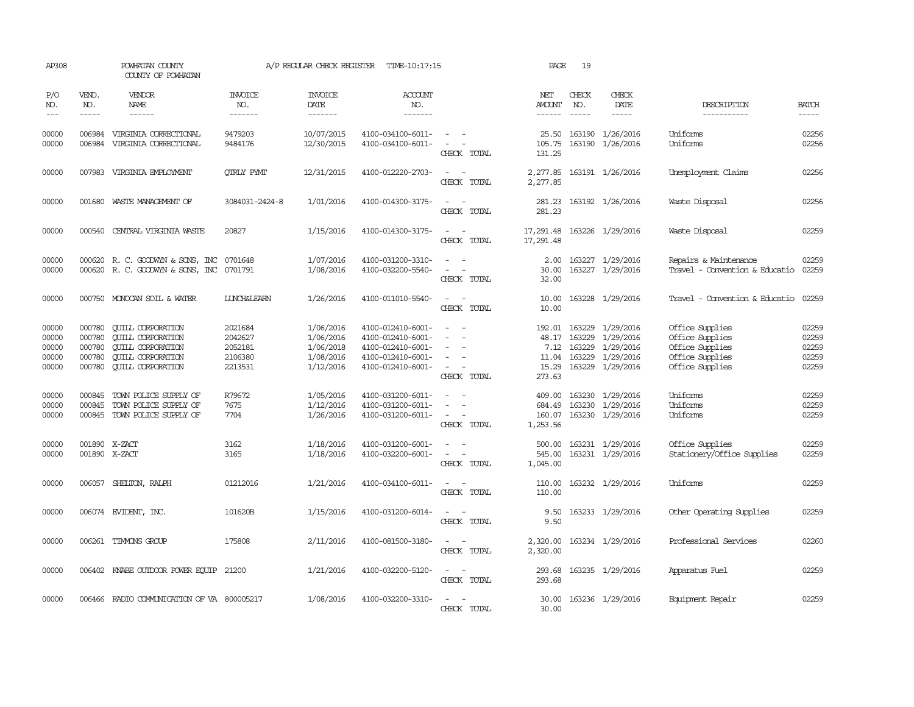AP308 POWHATAN COUNTY A/P REGULAR CHECK REGISTER TIME-10:17:15

COUNTY OF POWHATAN

| P/O NO. | VEND. NO. | VENDOR NAME | INVOICE NO. | INVOICE DATE | ACCOUNT NO. | | NET AMOUNT | CHECK NO. | CHECK DATE | DESCRIPTION | BATCH |
|---|---|---|---|---|---|---|---|---|---|---|---|
| 00000 | 006984 | VIRGINIA CORRECTIONAL | 9479203 | 10/07/2015 | 4100-034100-6011- | - - | 25.50 | 163190 | 1/26/2016 | Uniforms | 02256 |
| 00000 | 006984 | VIRGINIA CORRECTIONAL | 9484176 | 12/30/2015 | 4100-034100-6011- | - - | 105.75 | 163190 | 1/26/2016 | Uniforms | 02256 |
| | | | | | | CHECK TOTAL | 131.25 | | | | |
| 00000 | 007983 | VIRGINIA EMPLOYMENT | QTRLY PYMT | 12/31/2015 | 4100-012220-2703- | - - | 2,277.85 | 163191 | 1/26/2016 | Unemployment Claims | 02256 |
| | | | | | | CHECK TOTAL | 2,277.85 | | | | |
| 00000 | 001680 | WASTE MANAGEMENT OF | 3084031-2424-8 | 1/01/2016 | 4100-014300-3175- | - - | 281.23 | 163192 | 1/26/2016 | Waste Disposal | 02256 |
| | | | | | | CHECK TOTAL | 281.23 | | | | |
| 00000 | 000540 | CENTRAL VIRGINIA WASTE | 20827 | 1/15/2016 | 4100-014300-3175- | - - | 17,291.48 | 163226 | 1/29/2016 | Waste Disposal | 02259 |
| | | | | | | CHECK TOTAL | 17,291.48 | | | | |
| 00000 | 000620 | R. C. GOODWYN & SONS, INC | 0701648 | 1/07/2016 | 4100-031200-3310- | - - | 2.00 | 163227 | 1/29/2016 | Repairs & Maintenance | 02259 |
| 00000 | 000620 | R. C. GOODWYN & SONS, INC | 0701791 | 1/08/2016 | 4100-032200-5540- | - - | 30.00 | 163227 | 1/29/2016 | Travel - Convention & Educatio | 02259 |
| | | | | | | CHECK TOTAL | 32.00 | | | | |
| 00000 | 000750 | MONOCAN SOIL & WATER | LUNCH&LEARN | 1/26/2016 | 4100-011010-5540- | - - | 10.00 | 163228 | 1/29/2016 | Travel - Convention & Educatio | 02259 |
| | | | | | | CHECK TOTAL | 10.00 | | | | |
| 00000 | 000780 | QUILL CORPORATION | 2021684 | 1/06/2016 | 4100-012410-6001- | - - | 192.01 | 163229 | 1/29/2016 | Office Supplies | 02259 |
| 00000 | 000780 | QUILL CORPORATION | 2042627 | 1/06/2016 | 4100-012410-6001- | - - | 48.17 | 163229 | 1/29/2016 | Office Supplies | 02259 |
| 00000 | 000780 | QUILL CORPORATION | 2052181 | 1/06/2018 | 4100-012410-6001- | - - | 7.12 | 163229 | 1/29/2016 | Office Supplies | 02259 |
| 00000 | 000780 | QUILL CORPORATION | 2106380 | 1/08/2016 | 4100-012410-6001- | - - | 11.04 | 163229 | 1/29/2016 | Office Supplies | 02259 |
| 00000 | 000780 | QUILL CORPORATION | 2213531 | 1/12/2016 | 4100-012410-6001- | - - | 15.29 | 163229 | 1/29/2016 | Office Supplies | 02259 |
| | | | | | | CHECK TOTAL | 273.63 | | | | |
| 00000 | 000845 | TOWN POLICE SUPPLY OF | R79672 | 1/05/2016 | 4100-031200-6011- | - - | 409.00 | 163230 | 1/29/2016 | Uniforms | 02259 |
| 00000 | 000845 | TOWN POLICE SUPPLY OF | 7675 | 1/12/2016 | 4100-031200-6011- | - - | 684.49 | 163230 | 1/29/2016 | Uniforms | 02259 |
| 00000 | 000845 | TOWN POLICE SUPPLY OF | 7704 | 1/26/2016 | 4100-031200-6011- | - - | 160.07 | 163230 | 1/29/2016 | Uniforms | 02259 |
| | | | | | | CHECK TOTAL | 1,253.56 | | | | |
| 00000 | 001890 | X-ZACT | 3162 | 1/18/2016 | 4100-031200-6001- | - - | 500.00 | 163231 | 1/29/2016 | Office Supplies | 02259 |
| 00000 | 001890 | X-ZACT | 3165 | 1/18/2016 | 4100-032200-6001- | - - | 545.00 | 163231 | 1/29/2016 | Stationery/Office Supplies | 02259 |
| | | | | | | CHECK TOTAL | 1,045.00 | | | | |
| 00000 | 006057 | SHELTON, RALPH | 01212016 | 1/21/2016 | 4100-034100-6011- | - - | 110.00 | 163232 | 1/29/2016 | Uniforms | 02259 |
| | | | | | | CHECK TOTAL | 110.00 | | | | |
| 00000 | 006074 | EVIDENT, INC. | 101620B | 1/15/2016 | 4100-031200-6014- | - - | 9.50 | 163233 | 1/29/2016 | Other Operating Supplies | 02259 |
| | | | | | | CHECK TOTAL | 9.50 | | | | |
| 00000 | 006261 | TIMMONS GROUP | 175808 | 2/11/2016 | 4100-081500-3180- | - - | 2,320.00 | 163234 | 1/29/2016 | Professional Services | 02260 |
| | | | | | | CHECK TOTAL | 2,320.00 | | | | |
| 00000 | 006402 | KNABE OUTDOOR POWER EQUIP | 21200 | 1/21/2016 | 4100-032200-5120- | - - | 293.68 | 163235 | 1/29/2016 | Apparatus Fuel | 02259 |
| | | | | | | CHECK TOTAL | 293.68 | | | | |
| 00000 | 006466 | RADIO COMMUNICATION OF VA | 800005217 | 1/08/2016 | 4100-032200-3310- | - - | 30.00 | 163236 | 1/29/2016 | Equipment Repair | 02259 |
| | | | | | | CHECK TOTAL | 30.00 | | | | |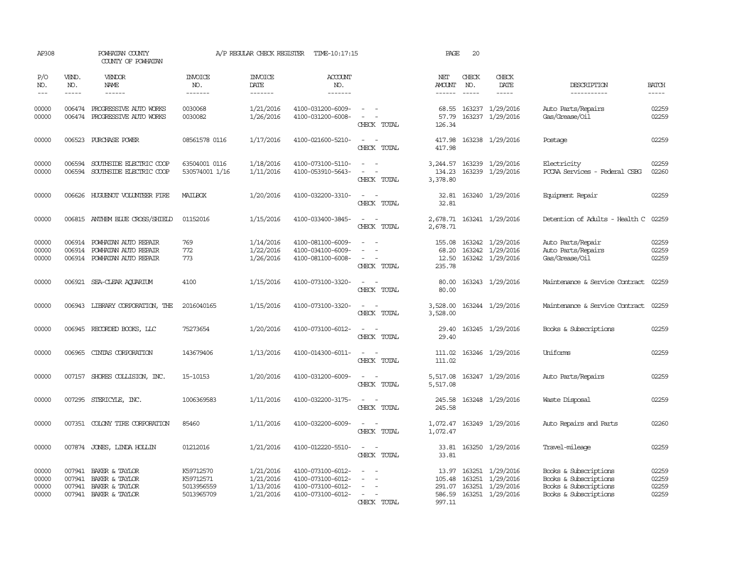AP308 POWHATAN COUNTY A/P REGULAR CHECK REGISTER TIME-10:17:15 PAGE 20
COUNTY OF POWHATAN

| P/O NO. | VEND. NO. | VENDOR NAME | INVOICE NO. | INVOICE DATE | ACCOUNT NO. | | NET AMOUNT | CHECK NO. | CHECK DATE | DESCRIPTION | BATCH |
|---|---|---|---|---|---|---|---|---|---|---|---|
| 00000 | 006474 | PROGRESSIVE AUTO WORKS | 0030068 | 1/21/2016 | 4100-031200-6009- | - - | 68.55 | 163237 | 1/29/2016 | Auto Parts/Repairs | 02259 |
| 00000 | 006474 | PROGRESSIVE AUTO WORKS | 0030082 | 1/26/2016 | 4100-031200-6008- | - - | 57.79 | 163237 | 1/29/2016 | Gas/Grease/Oil | 02259 |
| | | | | | | CHECK TOTAL | 126.34 | | | | |
| 00000 | 006523 | PURCHASE POWER | 08561578 0116 | 1/17/2016 | 4100-021600-5210- | - - | 417.98 | 163238 | 1/29/2016 | Postage | 02259 |
| | | | | | | CHECK TOTAL | 417.98 | | | | |
| 00000 | 006594 | SOUTHSIDE ELECTRIC COOP | 63504001 0116 | 1/18/2016 | 4100-073100-5110- | - - | 3,244.57 | 163239 | 1/29/2016 | Electricity | 02259 |
| 00000 | 006594 | SOUTHSIDE ELECTRIC COOP | 530574001 1/16 | 1/11/2016 | 4100-053910-5643- | - - | 134.23 | 163239 | 1/29/2016 | PCCAA Services - Federal CSBG | 02260 |
| | | | | | | CHECK TOTAL | 3,378.80 | | | | |
| 00000 | 006626 | HUGUENOT VOLUNTEER FIRE | MAILBOX | 1/20/2016 | 4100-032200-3310- | - - | 32.81 | 163240 | 1/29/2016 | Equipment Repair | 02259 |
| | | | | | | CHECK TOTAL | 32.81 | | | | |
| 00000 | 006815 | ANTHEM BLUE CROSS/SHIELD | 01152016 | 1/15/2016 | 4100-033400-3845- | - - | 2,678.71 | 163241 | 1/29/2016 | Detention of Adults - Health C | 02259 |
| | | | | | | CHECK TOTAL | 2,678.71 | | | | |
| 00000 | 006914 | POWHATAN AUTO REPAIR | 769 | 1/14/2016 | 4100-081100-6009- | - - | 155.08 | 163242 | 1/29/2016 | Auto Parts/Repair | 02259 |
| 00000 | 006914 | POWHATAN AUTO REPAIR | 772 | 1/22/2016 | 4100-034100-6009- | - - | 68.20 | 163242 | 1/29/2016 | Auto Parts/Repairs | 02259 |
| 00000 | 006914 | POWHATAN AUTO REPAIR | 773 | 1/26/2016 | 4100-081100-6008- | - - | 12.50 | 163242 | 1/29/2016 | Gas/Grease/Oil | 02259 |
| | | | | | | CHECK TOTAL | 235.78 | | | | |
| 00000 | 006921 | SEA-CLEAR AQUARIUM | 4100 | 1/15/2016 | 4100-073100-3320- | - - | 80.00 | 163243 | 1/29/2016 | Maintenance & Service Contract | 02259 |
| | | | | | | CHECK TOTAL | 80.00 | | | | |
| 00000 | 006943 | LIBRARY CORPORATION, THE | 2016040165 | 1/15/2016 | 4100-073100-3320- | - - | 3,528.00 | 163244 | 1/29/2016 | Maintenance & Service Contract | 02259 |
| | | | | | | CHECK TOTAL | 3,528.00 | | | | |
| 00000 | 006945 | RECORDED BOOKS, LLC | 75273654 | 1/20/2016 | 4100-073100-6012- | - - | 29.40 | 163245 | 1/29/2016 | Books & Subscriptions | 02259 |
| | | | | | | CHECK TOTAL | 29.40 | | | | |
| 00000 | 006965 | CINTAS CORPORATION | 143679406 | 1/13/2016 | 4100-014300-6011- | - - | 111.02 | 163246 | 1/29/2016 | Uniforms | 02259 |
| | | | | | | CHECK TOTAL | 111.02 | | | | |
| 00000 | 007157 | SHORES COLLISION, INC. | 15-10153 | 1/20/2016 | 4100-031200-6009- | - - | 5,517.08 | 163247 | 1/29/2016 | Auto Parts/Repairs | 02259 |
| | | | | | | CHECK TOTAL | 5,517.08 | | | | |
| 00000 | 007295 | STERICYLE, INC. | 1006369583 | 1/11/2016 | 4100-032200-3175- | - - | 245.58 | 163248 | 1/29/2016 | Waste Disposal | 02259 |
| | | | | | | CHECK TOTAL | 245.58 | | | | |
| 00000 | 007351 | COLONY TIRE CORPORATION | 85460 | 1/11/2016 | 4100-032200-6009- | - - | 1,072.47 | 163249 | 1/29/2016 | Auto Repairs and Parts | 02260 |
| | | | | | | CHECK TOTAL | 1,072.47 | | | | |
| 00000 | 007874 | JONES, LINDA HOLLIN | 01212016 | 1/21/2016 | 4100-012220-5510- | - - | 33.81 | 163250 | 1/29/2016 | Travel-mileage | 02259 |
| | | | | | | CHECK TOTAL | 33.81 | | | | |
| 00000 | 007941 | BAKER & TAYLOR | K59712570 | 1/21/2016 | 4100-073100-6012- | - - | 13.97 | 163251 | 1/29/2016 | Books & Subscriptions | 02259 |
| 00000 | 007941 | BAKER & TAYLOR | K59712571 | 1/21/2016 | 4100-073100-6012- | - - | 105.48 | 163251 | 1/29/2016 | Books & Subscriptions | 02259 |
| 00000 | 007941 | BAKER & TAYLOR | 5013956559 | 1/13/2016 | 4100-073100-6012- | - - | 291.07 | 163251 | 1/29/2016 | Books & Subscriptions | 02259 |
| 00000 | 007941 | BAKER & TAYLOR | 5013965709 | 1/21/2016 | 4100-073100-6012- | - - | 586.59 | 163251 | 1/29/2016 | Books & Subscriptions | 02259 |
| | | | | | | CHECK TOTAL | 997.11 | | | | |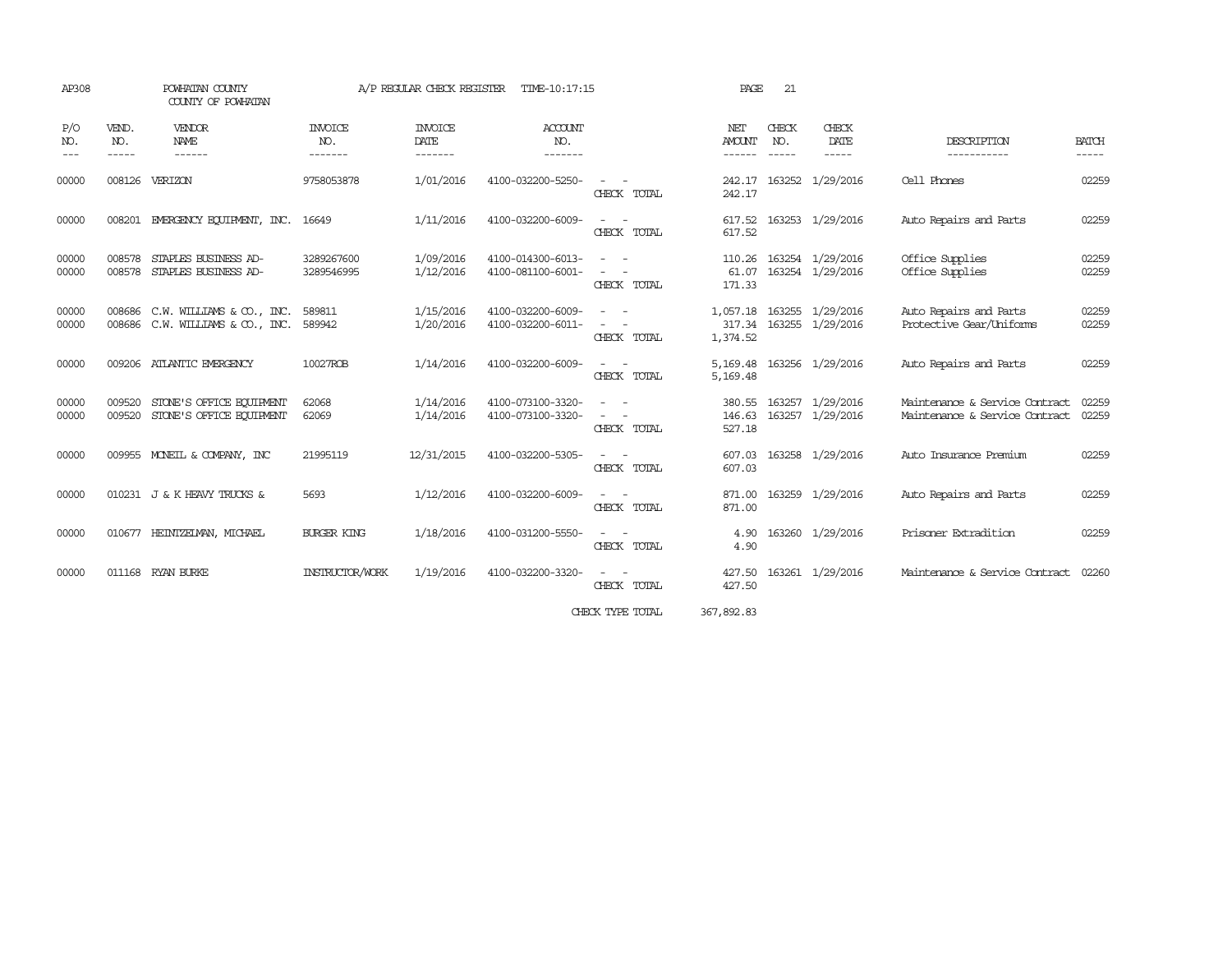AP308 POWHATAN COUNTY A/P REGULAR CHECK REGISTER TIME-10:17:15 PAGE 21
COUNTY OF POWHATAN

| P/O NO. | VEND. NO. | VENDOR NAME | INVOICE NO. | INVOICE DATE | ACCOUNT NO. | | NET AMOUNT | CHECK NO. | CHECK DATE | DESCRIPTION | BATCH |
|---|---|---|---|---|---|---|---|---|---|---|---|
| 00000 | 008126 | VERIZON | 9758053878 | 1/01/2016 | 4100-032200-5250- | - - | 242.17 | 163252 | 1/29/2016 | Cell Phones | 02259 |
| | | | | | | CHECK TOTAL | 242.17 | | | | |
| 00000 | 008201 | EMERGENCY EQUIPMENT, INC. | 16649 | 1/11/2016 | 4100-032200-6009- | - - | 617.52 | 163253 | 1/29/2016 | Auto Repairs and Parts | 02259 |
| | | | | | | CHECK TOTAL | 617.52 | | | | |
| 00000 | 008578 | STAPLES BUSINESS AD- | 3289267600 | 1/09/2016 | 4100-014300-6013- | - - | 110.26 | 163254 | 1/29/2016 | Office Supplies | 02259 |
| 00000 | 008578 | STAPLES BUSINESS AD- | 3289546995 | 1/12/2016 | 4100-081100-6001- | - - | 61.07 | 163254 | 1/29/2016 | Office Supplies | 02259 |
| | | | | | | CHECK TOTAL | 171.33 | | | | |
| 00000 | 008686 | C.W. WILLIAMS & CO., INC. | 589811 | 1/15/2016 | 4100-032200-6009- | - - | 1,057.18 | 163255 | 1/29/2016 | Auto Repairs and Parts | 02259 |
| 00000 | 008686 | C.W. WILLIAMS & CO., INC. | 589942 | 1/20/2016 | 4100-032200-6011- | - - | 317.34 | 163255 | 1/29/2016 | Protective Gear/Uniforms | 02259 |
| | | | | | | CHECK TOTAL | 1,374.52 | | | | |
| 00000 | 009206 | ATLANTIC EMERGENCY | 10027ROB | 1/14/2016 | 4100-032200-6009- | - - | 5,169.48 | 163256 | 1/29/2016 | Auto Repairs and Parts | 02259 |
| | | | | | | CHECK TOTAL | 5,169.48 | | | | |
| 00000 | 009520 | STONE'S OFFICE EQUIPMENT | 62068 | 1/14/2016 | 4100-073100-3320- | - - | 380.55 | 163257 | 1/29/2016 | Maintenance & Service Contract | 02259 |
| 00000 | 009520 | STONE'S OFFICE EQUIPMENT | 62069 | 1/14/2016 | 4100-073100-3320- | - - | 146.63 | 163257 | 1/29/2016 | Maintenance & Service Contract | 02259 |
| | | | | | | CHECK TOTAL | 527.18 | | | | |
| 00000 | 009955 | MCNEIL & COMPANY, INC | 21995119 | 12/31/2015 | 4100-032200-5305- | - - | 607.03 | 163258 | 1/29/2016 | Auto Insurance Premium | 02259 |
| | | | | | | CHECK TOTAL | 607.03 | | | | |
| 00000 | 010231 | J & K HEAVY TRUCKS & | 5693 | 1/12/2016 | 4100-032200-6009- | - - | 871.00 | 163259 | 1/29/2016 | Auto Repairs and Parts | 02259 |
| | | | | | | CHECK TOTAL | 871.00 | | | | |
| 00000 | 010677 | HEINTZELMAN, MICHAEL | BURGER KING | 1/18/2016 | 4100-031200-5550- | - - | 4.90 | 163260 | 1/29/2016 | Prisoner Extradition | 02259 |
| | | | | | | CHECK TOTAL | 4.90 | | | | |
| 00000 | 011168 | RYAN BURKE | INSTRUCTOR/WORK | 1/19/2016 | 4100-032200-3320- | - - | 427.50 | 163261 | 1/29/2016 | Maintenance & Service Contract | 02260 |
| | | | | | | CHECK TOTAL | 427.50 | | | | |
| | | | | | | CHECK TYPE TOTAL | 367,892.83 | | | | |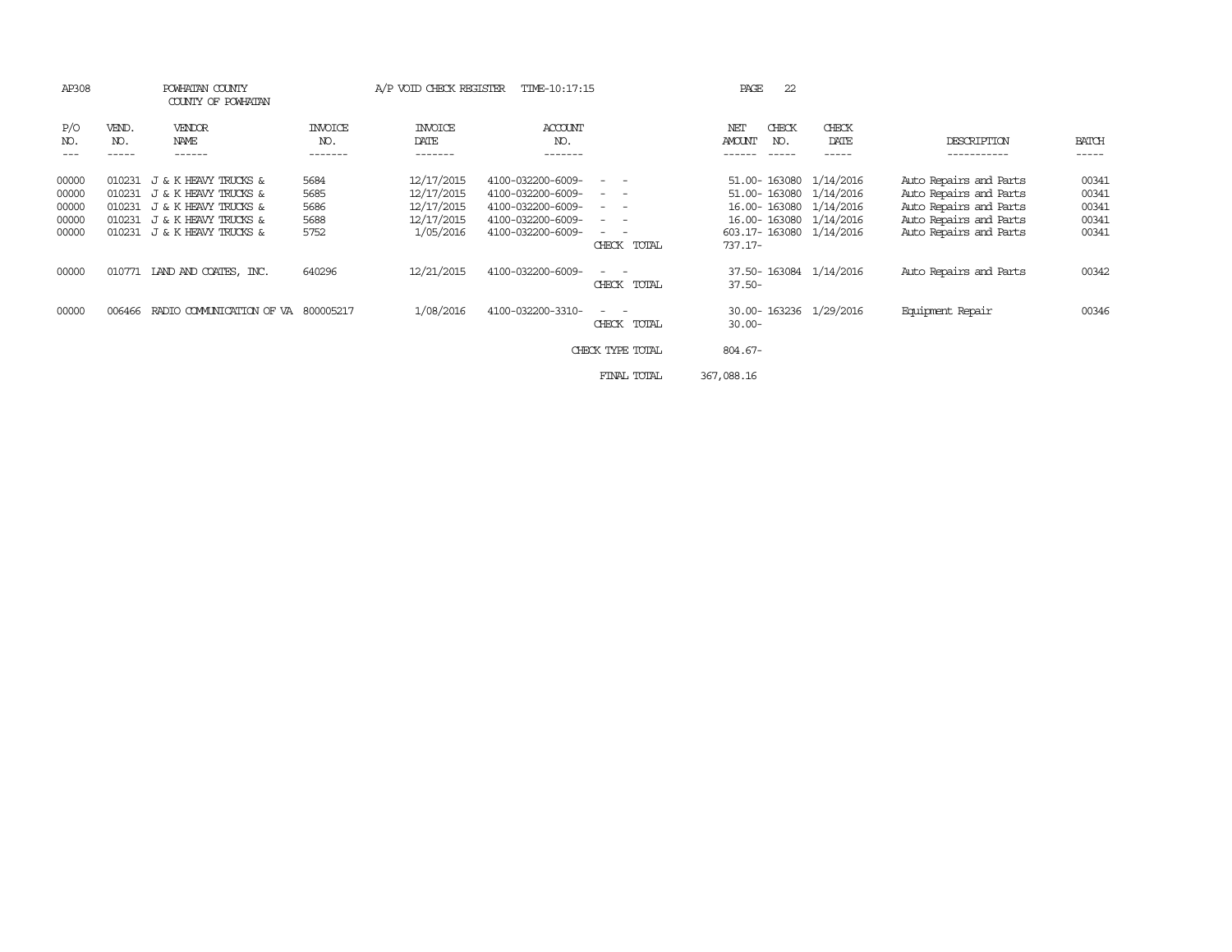AP308 POWHATAN COUNTY A/P VOID CHECK REGISTER TIME-10:17:15

COUNTY OF POWHATAN

| P/O NO. | VEND. NO. | VENDOR NAME | INVOICE NO. | INVOICE DATE | ACCOUNT NO. | | NET AMOUNT | CHECK NO. | CHECK DATE | DESCRIPTION | BATCH |
|---|---|---|---|---|---|---|---|---|---|---|---|
| 00000 | 010231 | J & K HEAVY TRUCKS & | 5684 | 12/17/2015 | 4100-032200-6009- | - - | 51.00- | 163080 | 1/14/2016 | Auto Repairs and Parts | 00341 |
| 00000 | 010231 | J & K HEAVY TRUCKS & | 5685 | 12/17/2015 | 4100-032200-6009- | - - | 51.00- | 163080 | 1/14/2016 | Auto Repairs and Parts | 00341 |
| 00000 | 010231 | J & K HEAVY TRUCKS & | 5686 | 12/17/2015 | 4100-032200-6009- | - - | 16.00- | 163080 | 1/14/2016 | Auto Repairs and Parts | 00341 |
| 00000 | 010231 | J & K HEAVY TRUCKS & | 5688 | 12/17/2015 | 4100-032200-6009- | - - | 16.00- | 163080 | 1/14/2016 | Auto Repairs and Parts | 00341 |
| 00000 | 010231 | J & K HEAVY TRUCKS & | 5752 | 1/05/2016 | 4100-032200-6009- | - - | 603.17- | 163080 | 1/14/2016 | Auto Repairs and Parts | 00341 |
| | | | | | | CHECK TOTAL | 737.17- | | | | |
| 00000 | 010771 | LAND AND COATES, INC. | 640296 | 12/21/2015 | 4100-032200-6009- | - - | 37.50- | 163084 | 1/14/2016 | Auto Repairs and Parts | 00342 |
| | | | | | | CHECK TOTAL | 37.50- | | | | |
| 00000 | 006466 | RADIO COMMUNICATION OF VA | 800005217 | 1/08/2016 | 4100-032200-3310- | - - | 30.00- | 163236 | 1/29/2016 | Equipment Repair | 00346 |
| | | | | | | CHECK TOTAL | 30.00- | | | | |
| | | | | | | CHECK TYPE TOTAL | 804.67- | | | | |
| | | | | | | FINAL TOTAL | 367,088.16 | | | | |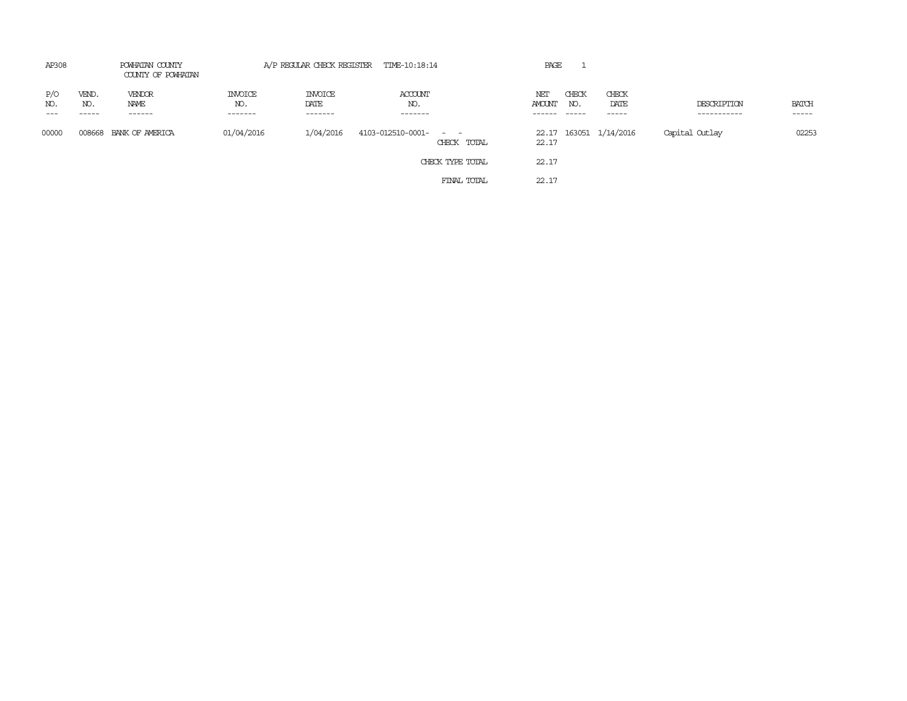AP308 POWHATAN COUNTY
COUNTY OF POWHATAN

A/P REGULAR CHECK REGISTER TIME-10:18:14

PAGE 1

| P/O NO. | VEND. NO. | VENDOR NAME | INVOICE NO. | INVOICE DATE | ACCOUNT NO. | | NET AMOUNT | CHECK NO. | CHECK DATE | DESCRIPTION | BATCH |
|---|---|---|---|---|---|---|---|---|---|---|---|
| 00000 | 008668 | BANK OF AMERICA | 01/04/2016 | 1/04/2016 | 4103-012510-0001- - - | | 22.17 | 163051 | 1/14/2016 | Capital Outlay | 02253 |
| | | | | | | CHECK TOTAL | 22.17 | | | | |
| | | | | | | CHECK TYPE TOTAL | 22.17 | | | | |
| | | | | | | FINAL TOTAL | 22.17 | | | | |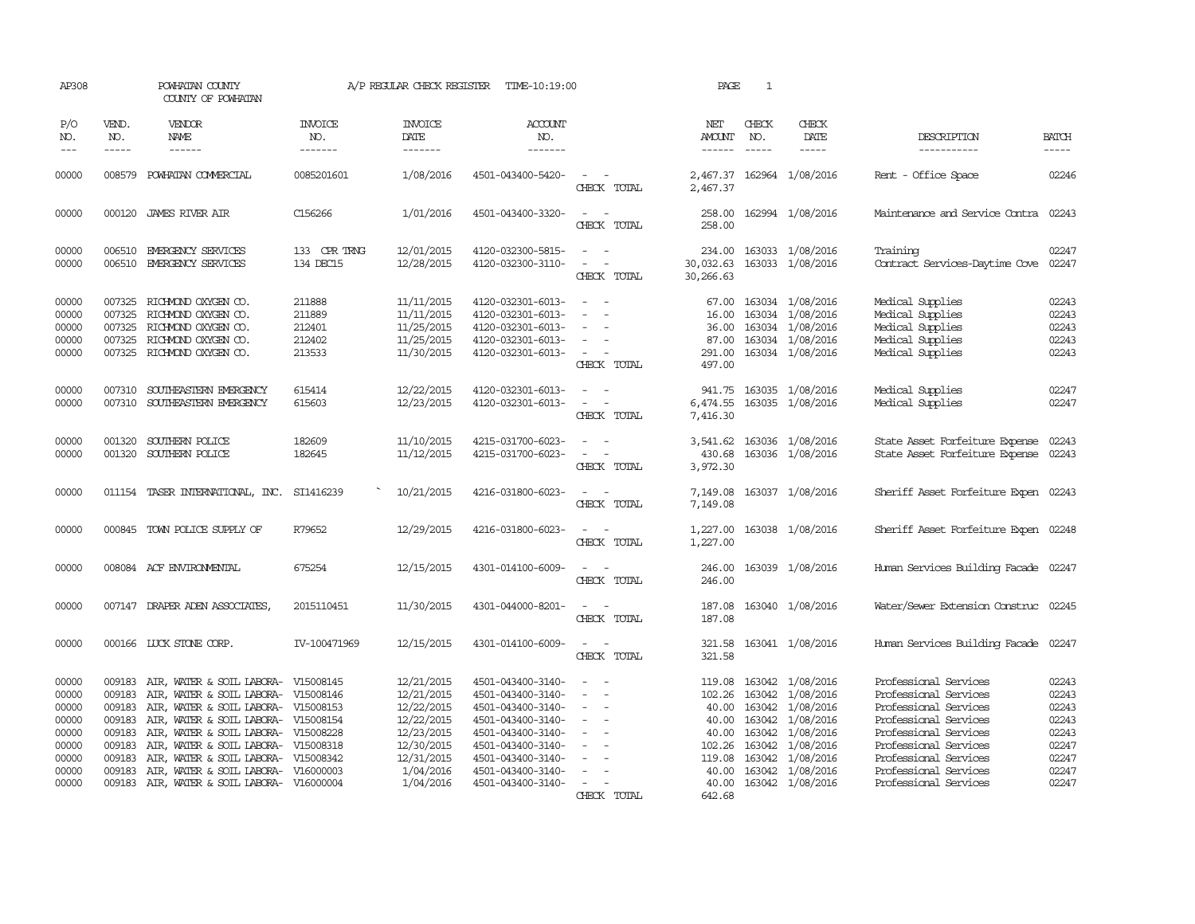AP308 POWHATAN COUNTY A/P REGULAR CHECK REGISTER TIME-10:19:00 PAGE 1

COUNTY OF POWHATAN

| P/O NO. | VEND. NO. | VENDOR NAME | INVOICE NO. | INVOICE DATE | ACCOUNT NO. | | NET AMOUNT | CHECK NO. | CHECK DATE | DESCRIPTION | BATCH |
|---|---|---|---|---|---|---|---|---|---|---|---|
| 00000 | 008579 | POWHATAN COMMERCIAL | 0085201601 | 1/08/2016 | 4501-043400-5420- | - - | 2,467.37 | 162964 | 1/08/2016 | Rent - Office Space | 02246 |
| | | | | | | CHECK TOTAL | 2,467.37 | | | | |
| 00000 | 000120 | JAMES RIVER AIR | C156266 | 1/01/2016 | 4501-043400-3320- | - - | 258.00 | 162994 | 1/08/2016 | Maintenance and Service Contra | 02243 |
| | | | | | | CHECK TOTAL | 258.00 | | | | |
| 00000 | 006510 | EMERGENCY SERVICES | 133 CPR TRNG | 12/01/2015 | 4120-032300-5815- | - - | 234.00 | 163033 | 1/08/2016 | Training | 02247 |
| 00000 | 006510 | EMERGENCY SERVICES | 134 DEC15 | 12/28/2015 | 4120-032300-3110- | - - | 30,032.63 | 163033 | 1/08/2016 | Contract Services-Daytime Cove | 02247 |
| | | | | | | CHECK TOTAL | 30,266.63 | | | | |
| 00000 | 007325 | RICHMOND OXYGEN CO. | 211888 | 11/11/2015 | 4120-032301-6013- | - - | 67.00 | 163034 | 1/08/2016 | Medical Supplies | 02243 |
| 00000 | 007325 | RICHMOND OXYGEN CO. | 211889 | 11/11/2015 | 4120-032301-6013- | - - | 16.00 | 163034 | 1/08/2016 | Medical Supplies | 02243 |
| 00000 | 007325 | RICHMOND OXYGEN CO. | 212401 | 11/25/2015 | 4120-032301-6013- | - - | 36.00 | 163034 | 1/08/2016 | Medical Supplies | 02243 |
| 00000 | 007325 | RICHMOND OXYGEN CO. | 212402 | 11/25/2015 | 4120-032301-6013- | - - | 87.00 | 163034 | 1/08/2016 | Medical Supplies | 02243 |
| 00000 | 007325 | RICHMOND OXYGEN CO. | 213533 | 11/30/2015 | 4120-032301-6013- | - - | 291.00 | 163034 | 1/08/2016 | Medical Supplies | 02243 |
| | | | | | | CHECK TOTAL | 497.00 | | | | |
| 00000 | 007310 | SOUTHEASTERN EMERGENCY | 615414 | 12/22/2015 | 4120-032301-6013- | - - | 941.75 | 163035 | 1/08/2016 | Medical Supplies | 02247 |
| 00000 | 007310 | SOUTHEASTERN EMERGENCY | 615603 | 12/23/2015 | 4120-032301-6013- | - - | 6,474.55 | 163035 | 1/08/2016 | Medical Supplies | 02247 |
| | | | | | | CHECK TOTAL | 7,416.30 | | | | |
| 00000 | 001320 | SOUTHERN POLICE | 182609 | 11/10/2015 | 4215-031700-6023- | - - | 3,541.62 | 163036 | 1/08/2016 | State Asset Forfeiture Expense | 02243 |
| 00000 | 001320 | SOUTHERN POLICE | 182645 | 11/12/2015 | 4215-031700-6023- | - - | 430.68 | 163036 | 1/08/2016 | State Asset Forfeiture Expense | 02243 |
| | | | | | | CHECK TOTAL | 3,972.30 | | | | |
| 00000 | 011154 | TASER INTERNATIONAL, INC. | SI1416239 | 10/21/2015 | 4216-031800-6023- | - - | 7,149.08 | 163037 | 1/08/2016 | Sheriff Asset Forfeiture Expen | 02243 |
| | | | | | | CHECK TOTAL | 7,149.08 | | | | |
| 00000 | 000845 | TOWN POLICE SUPPLY OF | R79652 | 12/29/2015 | 4216-031800-6023- | - - | 1,227.00 | 163038 | 1/08/2016 | Sheriff Asset Forfeiture Expen | 02248 |
| | | | | | | CHECK TOTAL | 1,227.00 | | | | |
| 00000 | 008084 | ACF ENVIRONMENTAL | 675254 | 12/15/2015 | 4301-014100-6009- | - - | 246.00 | 163039 | 1/08/2016 | Human Services Building Facade | 02247 |
| | | | | | | CHECK TOTAL | 246.00 | | | | |
| 00000 | 007147 | DRAPER ADEN ASSOCIATES, | 2015110451 | 11/30/2015 | 4301-044000-8201- | - - | 187.08 | 163040 | 1/08/2016 | Water/Sewer Extension Construc | 02245 |
| | | | | | | CHECK TOTAL | 187.08 | | | | |
| 00000 | 000166 | LUCK STONE CORP. | IV-100471969 | 12/15/2015 | 4301-014100-6009- | - - | 321.58 | 163041 | 1/08/2016 | Human Services Building Facade | 02247 |
| | | | | | | CHECK TOTAL | 321.58 | | | | |
| 00000 | 009183 | AIR, WATER & SOIL LABORA- | V15008145 | 12/21/2015 | 4501-043400-3140- | - - | 119.08 | 163042 | 1/08/2016 | Professional Services | 02243 |
| 00000 | 009183 | AIR, WATER & SOIL LABORA- | V15008146 | 12/21/2015 | 4501-043400-3140- | - - | 102.26 | 163042 | 1/08/2016 | Professional Services | 02243 |
| 00000 | 009183 | AIR, WATER & SOIL LABORA- | V15008153 | 12/22/2015 | 4501-043400-3140- | - - | 40.00 | 163042 | 1/08/2016 | Professional Services | 02243 |
| 00000 | 009183 | AIR, WATER & SOIL LABORA- | V15008154 | 12/22/2015 | 4501-043400-3140- | - - | 40.00 | 163042 | 1/08/2016 | Professional Services | 02243 |
| 00000 | 009183 | AIR, WATER & SOIL LABORA- | V15008228 | 12/23/2015 | 4501-043400-3140- | - - | 40.00 | 163042 | 1/08/2016 | Professional Services | 02243 |
| 00000 | 009183 | AIR, WATER & SOIL LABORA- | V15008318 | 12/30/2015 | 4501-043400-3140- | - - | 102.26 | 163042 | 1/08/2016 | Professional Services | 02247 |
| 00000 | 009183 | AIR, WATER & SOIL LABORA- | V15008342 | 12/31/2015 | 4501-043400-3140- | - - | 119.08 | 163042 | 1/08/2016 | Professional Services | 02247 |
| 00000 | 009183 | AIR, WATER & SOIL LABORA- | V16000003 | 1/04/2016 | 4501-043400-3140- | - - | 40.00 | 163042 | 1/08/2016 | Professional Services | 02247 |
| 00000 | 009183 | AIR, WATER & SOIL LABORA- | V16000004 | 1/04/2016 | 4501-043400-3140- | - - | 40.00 | 163042 | 1/08/2016 | Professional Services | 02247 |
| | | | | | | CHECK TOTAL | 642.68 | | | | |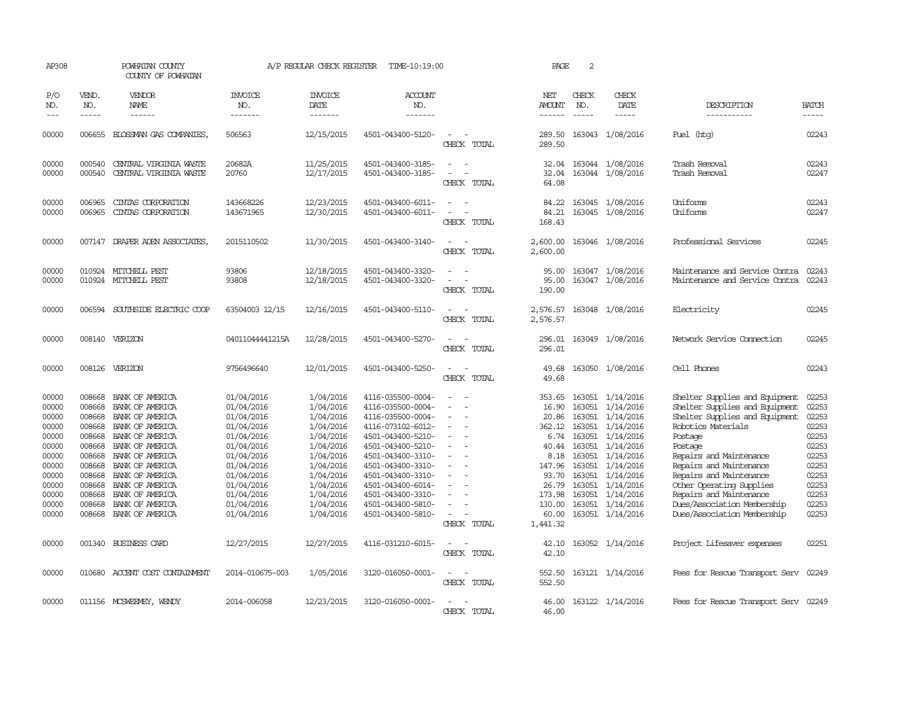AP308 POWHATAN COUNTY A/P REGULAR CHECK REGISTER TIME-10:19:00 PAGE 2

COUNTY OF POWHATAN

| P/O NO. | VEND. NO. | VENDOR NAME | INVOICE NO. | INVOICE DATE | ACCOUNT NO. | | NET AMOUNT | CHECK NO. | CHECK DATE | DESCRIPTION | BATCH |
|---|---|---|---|---|---|---|---|---|---|---|---|
| 00000 | 006655 | BLOSSMAN GAS COMPANIES, | 506563 | 12/15/2015 | 4501-043400-5120- | - - | 289.50 | 163043 | 1/08/2016 | Fuel (htg) | 02243 |
| | | | | | | CHECK TOTAL | 289.50 | | | | |
| 00000 | 000540 | CENTRAL VIRGINIA WASTE | 20682A | 11/25/2015 | 4501-043400-3185- | - - | 32.04 | 163044 | 1/08/2016 | Trash Removal | 02243 |
| 00000 | 000540 | CENTRAL VIRGINIA WASTE | 20760 | 12/17/2015 | 4501-043400-3185- | - - | 32.04 | 163044 | 1/08/2016 | Trash Removal | 02247 |
| | | | | | | CHECK TOTAL | 64.08 | | | | |
| 00000 | 006965 | CINTAS CORPORATION | 143668226 | 12/23/2015 | 4501-043400-6011- | - - | 84.22 | 163045 | 1/08/2016 | Uniforms | 02243 |
| 00000 | 006965 | CINTAS CORPORATION | 143671965 | 12/30/2015 | 4501-043400-6011- | - - | 84.21 | 163045 | 1/08/2016 | Uniforms | 02247 |
| | | | | | | CHECK TOTAL | 168.43 | | | | |
| 00000 | 007147 | DRAPER ADEN ASSOCIATES, | 2015110502 | 11/30/2015 | 4501-043400-3140- | - - | 2,600.00 | 163046 | 1/08/2016 | Professional Services | 02245 |
| | | | | | | CHECK TOTAL | 2,600.00 | | | | |
| 00000 | 010924 | MITCHELL PEST | 93806 | 12/18/2015 | 4501-043400-3320- | - - | 95.00 | 163047 | 1/08/2016 | Maintenance and Service Contra | 02243 |
| 00000 | 010924 | MITCHELL PEST | 93808 | 12/18/2015 | 4501-043400-3320- | - - | 95.00 | 163047 | 1/08/2016 | Maintenance and Service Contra | 02243 |
| | | | | | | CHECK TOTAL | 190.00 | | | | |
| 00000 | 006594 | SOUTHSIDE ELECTRIC COOP | 63504003 12/15 | 12/16/2015 | 4501-043400-5110- | - - | 2,576.57 | 163048 | 1/08/2016 | Electricity | 02245 |
| | | | | | | CHECK TOTAL | 2,576.57 | | | | |
| 00000 | 008140 | VERIZON | 04011044441215A | 12/28/2015 | 4501-043400-5270- | - - | 296.01 | 163049 | 1/08/2016 | Network Service Connection | 02245 |
| | | | | | | CHECK TOTAL | 296.01 | | | | |
| 00000 | 008126 | VERIZON | 9756496640 | 12/01/2015 | 4501-043400-5250- | - - | 49.68 | 163050 | 1/08/2016 | Cell Phones | 02243 |
| | | | | | | CHECK TOTAL | 49.68 | | | | |
| 00000 | 008668 | BANK OF AMERICA | 01/04/2016 | 1/04/2016 | 4116-035500-0004- | - - | 353.65 | 163051 | 1/14/2016 | Shelter Supplies and Equipment | 02253 |
| 00000 | 008668 | BANK OF AMERICA | 01/04/2016 | 1/04/2016 | 4116-035500-0004- | - - | 16.90 | 163051 | 1/14/2016 | Shelter Supplies and Equipment | 02253 |
| 00000 | 008668 | BANK OF AMERICA | 01/04/2016 | 1/04/2016 | 4116-035500-0004- | - - | 20.86 | 163051 | 1/14/2016 | Shelter Supplies and Equipment | 02253 |
| 00000 | 008668 | BANK OF AMERICA | 01/04/2016 | 1/04/2016 | 4116-073102-6012- | - - | 362.12 | 163051 | 1/14/2016 | Robotics Materials | 02253 |
| 00000 | 008668 | BANK OF AMERICA | 01/04/2016 | 1/04/2016 | 4501-043400-5210- | - - | 6.74 | 163051 | 1/14/2016 | Postage | 02253 |
| 00000 | 008668 | BANK OF AMERICA | 01/04/2016 | 1/04/2016 | 4501-043400-5210- | - - | 40.44 | 163051 | 1/14/2016 | Postage | 02253 |
| 00000 | 008668 | BANK OF AMERICA | 01/04/2016 | 1/04/2016 | 4501-043400-3310- | - - | 8.18 | 163051 | 1/14/2016 | Repairs and Maintenance | 02253 |
| 00000 | 008668 | BANK OF AMERICA | 01/04/2016 | 1/04/2016 | 4501-043400-3310- | - - | 147.96 | 163051 | 1/14/2016 | Repairs and Maintenance | 02253 |
| 00000 | 008668 | BANK OF AMERICA | 01/04/2016 | 1/04/2016 | 4501-043400-3310- | - - | 93.70 | 163051 | 1/14/2016 | Repairs and Maintenance | 02253 |
| 00000 | 008668 | BANK OF AMERICA | 01/04/2016 | 1/04/2016 | 4501-043400-6014- | - - | 26.79 | 163051 | 1/14/2016 | Other Operating Supplies | 02253 |
| 00000 | 008668 | BANK OF AMERICA | 01/04/2016 | 1/04/2016 | 4501-043400-3310- | - - | 173.98 | 163051 | 1/14/2016 | Repairs and Maintenance | 02253 |
| 00000 | 008668 | BANK OF AMERICA | 01/04/2016 | 1/04/2016 | 4501-043400-5810- | - - | 130.00 | 163051 | 1/14/2016 | Dues/Association Membership | 02253 |
| 00000 | 008668 | BANK OF AMERICA | 01/04/2016 | 1/04/2016 | 4501-043400-5810- | - - | 60.00 | 163051 | 1/14/2016 | Dues/Association Membership | 02253 |
| | | | | | | CHECK TOTAL | 1,441.32 | | | | |
| 00000 | 001340 | BUSINESS CARD | 12/27/2015 | 12/27/2015 | 4116-031210-6015- | - - | 42.10 | 163052 | 1/14/2016 | Project Lifesaver expenses | 02251 |
| | | | | | | CHECK TOTAL | 42.10 | | | | |
| 00000 | 010680 | ACCENT COST CONTAINMENT | 2014-010675-003 | 1/05/2016 | 3120-016050-0001- | - - | 552.50 | 163121 | 1/14/2016 | Fees for Rescue Transport Serv | 02249 |
| | | | | | | CHECK TOTAL | 552.50 | | | | |
| 00000 | 011156 | MCSWEENEY, WENDY | 2014-006058 | 12/23/2015 | 3120-016050-0001- | - - | 46.00 | 163122 | 1/14/2016 | Fees for Rescue Transport Serv | 02249 |
| | | | | | | CHECK TOTAL | 46.00 | | | | |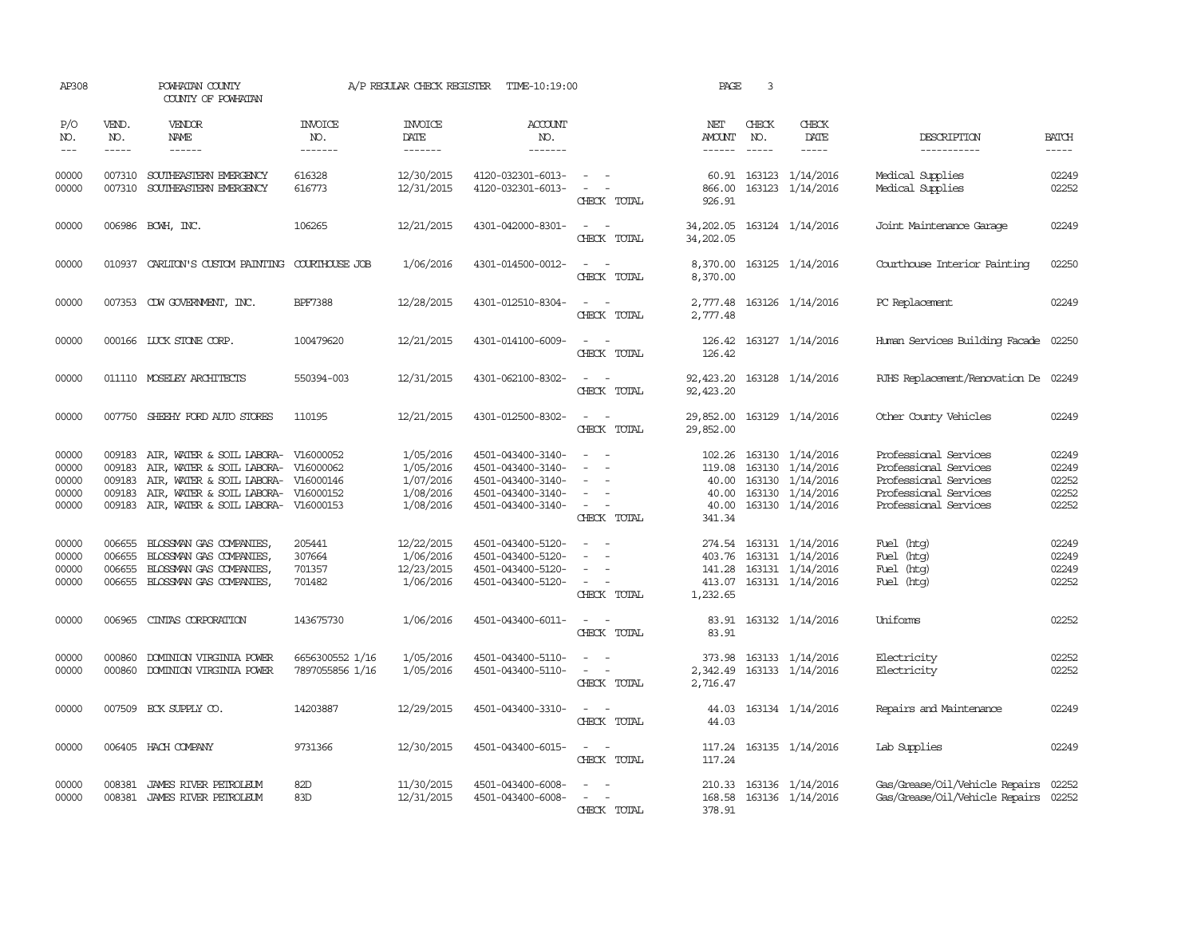AP308 POWHATAN COUNTY A/P REGULAR CHECK REGISTER TIME-10:19:00 PAGE 3

COUNTY OF POWHATAN

| P/O NO. | VEND. NO. | VENDOR NAME | INVOICE NO. | INVOICE DATE | ACCOUNT NO. | | NET AMOUNT | CHECK NO. | CHECK DATE | DESCRIPTION | BATCH |
|---|---|---|---|---|---|---|---|---|---|---|---|
| --- | ----- | ------ | ------- | ------- | ------- | | ------ | ----- | ----- | ----------- | ----- |
| 00000 | 007310 | SOUTHEASTERN EMERGENCY | 616328 | 12/30/2015 | 4120-032301-6013- | - - | 60.91 | 163123 | 1/14/2016 | Medical Supplies | 02249 |
| 00000 | 007310 | SOUTHEASTERN EMERGENCY | 616773 | 12/31/2015 | 4120-032301-6013- | - - | 866.00 | 163123 | 1/14/2016 | Medical Supplies | 02252 |
| | | | | | | CHECK TOTAL | 926.91 | | | | |
| 00000 | 006986 | BCWH, INC. | 106265 | 12/21/2015 | 4301-042000-8301- | - - | 34,202.05 | 163124 | 1/14/2016 | Joint Maintenance Garage | 02249 |
| | | | | | | CHECK TOTAL | 34,202.05 | | | | |
| 00000 | 010937 | CARLTON'S CUSTOM PAINTING | COURTHOUSE JOB | 1/06/2016 | 4301-014500-0012- | - - | 8,370.00 | 163125 | 1/14/2016 | Courthouse Interior Painting | 02250 |
| | | | | | | CHECK TOTAL | 8,370.00 | | | | |
| 00000 | 007353 | CDW GOVERNMENT, INC. | BPF7388 | 12/28/2015 | 4301-012510-8304- | - - | 2,777.48 | 163126 | 1/14/2016 | PC Replacement | 02249 |
| | | | | | | CHECK TOTAL | 2,777.48 | | | | |
| 00000 | 000166 | LUCK STONE CORP. | 100479620 | 12/21/2015 | 4301-014100-6009- | - - | 126.42 | 163127 | 1/14/2016 | Human Services Building Facade | 02250 |
| | | | | | | CHECK TOTAL | 126.42 | | | | |
| 00000 | 011110 | MOSELEY ARCHITECTS | 550394-003 | 12/31/2015 | 4301-062100-8302- | - - | 92,423.20 | 163128 | 1/14/2016 | PJHS Replacement/Renovation De | 02249 |
| | | | | | | CHECK TOTAL | 92,423.20 | | | | |
| 00000 | 007750 | SHEEHY FORD AUTO STORES | 110195 | 12/21/2015 | 4301-012500-8302- | - - | 29,852.00 | 163129 | 1/14/2016 | Other County Vehicles | 02249 |
| | | | | | | CHECK TOTAL | 29,852.00 | | | | |
| 00000 | 009183 | AIR, WATER & SOIL LABORA- | V16000052 | 1/05/2016 | 4501-043400-3140- | - - | 102.26 | 163130 | 1/14/2016 | Professional Services | 02249 |
| 00000 | 009183 | AIR, WATER & SOIL LABORA- | V16000062 | 1/05/2016 | 4501-043400-3140- | - - | 119.08 | 163130 | 1/14/2016 | Professional Services | 02249 |
| 00000 | 009183 | AIR, WATER & SOIL LABORA- | V16000146 | 1/07/2016 | 4501-043400-3140- | - - | 40.00 | 163130 | 1/14/2016 | Professional Services | 02252 |
| 00000 | 009183 | AIR, WATER & SOIL LABORA- | V16000152 | 1/08/2016 | 4501-043400-3140- | - - | 40.00 | 163130 | 1/14/2016 | Professional Services | 02252 |
| 00000 | 009183 | AIR, WATER & SOIL LABORA- | V16000153 | 1/08/2016 | 4501-043400-3140- | - - | 40.00 | 163130 | 1/14/2016 | Professional Services | 02252 |
| | | | | | | CHECK TOTAL | 341.34 | | | | |
| 00000 | 006655 | BLOSSMAN GAS COMPANIES, | 205441 | 12/22/2015 | 4501-043400-5120- | - - | 274.54 | 163131 | 1/14/2016 | Fuel (htg) | 02249 |
| 00000 | 006655 | BLOSSMAN GAS COMPANIES, | 307664 | 1/06/2016 | 4501-043400-5120- | - - | 403.76 | 163131 | 1/14/2016 | Fuel (htg) | 02249 |
| 00000 | 006655 | BLOSSMAN GAS COMPANIES, | 701357 | 12/23/2015 | 4501-043400-5120- | - - | 141.28 | 163131 | 1/14/2016 | Fuel (htg) | 02249 |
| 00000 | 006655 | BLOSSMAN GAS COMPANIES, | 701482 | 1/06/2016 | 4501-043400-5120- | - - | 413.07 | 163131 | 1/14/2016 | Fuel (htg) | 02252 |
| | | | | | | CHECK TOTAL | 1,232.65 | | | | |
| 00000 | 006965 | CINTAS CORPORATION | 143675730 | 1/06/2016 | 4501-043400-6011- | - - | 83.91 | 163132 | 1/14/2016 | Uniforms | 02252 |
| | | | | | | CHECK TOTAL | 83.91 | | | | |
| 00000 | 000860 | DOMINION VIRGINIA POWER | 6656300552 1/16 | 1/05/2016 | 4501-043400-5110- | - - | 373.98 | 163133 | 1/14/2016 | Electricity | 02252 |
| 00000 | 000860 | DOMINION VIRGINIA POWER | 7897055856 1/16 | 1/05/2016 | 4501-043400-5110- | - - | 2,342.49 | 163133 | 1/14/2016 | Electricity | 02252 |
| | | | | | | CHECK TOTAL | 2,716.47 | | | | |
| 00000 | 007509 | ECK SUPPLY CO. | 14203887 | 12/29/2015 | 4501-043400-3310- | - - | 44.03 | 163134 | 1/14/2016 | Repairs and Maintenance | 02249 |
| | | | | | | CHECK TOTAL | 44.03 | | | | |
| 00000 | 006405 | HACH COMPANY | 9731366 | 12/30/2015 | 4501-043400-6015- | - - | 117.24 | 163135 | 1/14/2016 | Lab Supplies | 02249 |
| | | | | | | CHECK TOTAL | 117.24 | | | | |
| 00000 | 008381 | JAMES RIVER PETROLEUM | 82D | 11/30/2015 | 4501-043400-6008- | - - | 210.33 | 163136 | 1/14/2016 | Gas/Grease/Oil/Vehicle Repairs | 02252 |
| 00000 | 008381 | JAMES RIVER PETROLEUM | 83D | 12/31/2015 | 4501-043400-6008- | - - | 168.58 | 163136 | 1/14/2016 | Gas/Grease/Oil/Vehicle Repairs | 02252 |
| | | | | | | CHECK TOTAL | 378.91 | | | | |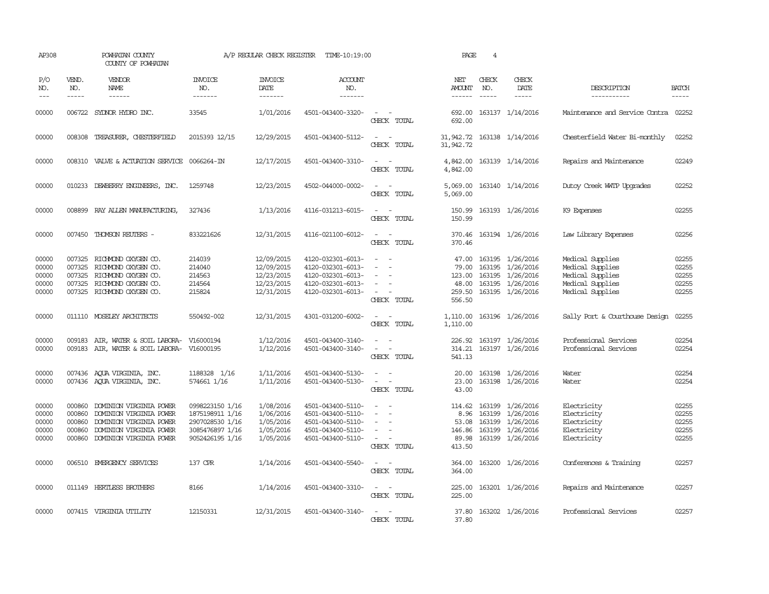AP308 POWHATAN COUNTY A/P REGULAR CHECK REGISTER TIME-10:19:00 PAGE 4

COUNTY OF POWHATAN

| P/O NO. | VEND. NO. | VENDOR NAME | INVOICE NO. | INVOICE DATE | ACCOUNT NO. | | NET AMOUNT | CHECK NO. | CHECK DATE | DESCRIPTION | BATCH |
|---|---|---|---|---|---|---|---|---|---|---|---|
| 00000 | 006722 | SYDNOR HYDRO INC. | 33545 | 1/01/2016 | 4501-043400-3320- | - - | 692.00 | 163137 | 1/14/2016 | Maintenance and Service Contra | 02252 |
| | | | | | | CHECK TOTAL | 692.00 | | | | |
| 00000 | 008308 | TREASURER, CHESTERFIELD | 2015393 12/15 | 12/29/2015 | 4501-043400-5112- | - - | 31,942.72 | 163138 | 1/14/2016 | Chesterfield Water Bi-monthly | 02252 |
| | | | | | | CHECK TOTAL | 31,942.72 | | | | |
| 00000 | 008310 | VALVE & ACTUATION SERVICE | 0066264-IN | 12/17/2015 | 4501-043400-3310- | - - | 4,842.00 | 163139 | 1/14/2016 | Repairs and Maintenance | 02249 |
| | | | | | | CHECK TOTAL | 4,842.00 | | | | |
| 00000 | 010233 | DEWBERRY ENGINEERS, INC. | 1259748 | 12/23/2015 | 4502-044000-0002- | - - | 5,069.00 | 163140 | 1/14/2016 | Dutoy Creek WWTP Upgrades | 02252 |
| | | | | | | CHECK TOTAL | 5,069.00 | | | | |
| 00000 | 008899 | RAY ALLEN MANUFACTURING, | 327436 | 1/13/2016 | 4116-031213-6015- | - - | 150.99 | 163193 | 1/26/2016 | K9 Expenses | 02255 |
| | | | | | | CHECK TOTAL | 150.99 | | | | |
| 00000 | 007450 | THOMSON REUTERS - | 833221626 | 12/31/2015 | 4116-021100-6012- | - - | 370.46 | 163194 | 1/26/2016 | Law Library Expenses | 02256 |
| | | | | | | CHECK TOTAL | 370.46 | | | | |
| 00000 | 007325 | RICHMOND OXYGEN CO. | 214039 | 12/09/2015 | 4120-032301-6013- | - - | 47.00 | 163195 | 1/26/2016 | Medical Supplies | 02255 |
| 00000 | 007325 | RICHMOND OXYGEN CO. | 214040 | 12/09/2015 | 4120-032301-6013- | - - | 79.00 | 163195 | 1/26/2016 | Medical Supplies | 02255 |
| 00000 | 007325 | RICHMOND OXYGEN CO. | 214563 | 12/23/2015 | 4120-032301-6013- | - - | 123.00 | 163195 | 1/26/2016 | Medical Supplies | 02255 |
| 00000 | 007325 | RICHMOND OXYGEN CO. | 214564 | 12/23/2015 | 4120-032301-6013- | - - | 48.00 | 163195 | 1/26/2016 | Medical Supplies | 02255 |
| 00000 | 007325 | RICHMOND OXYGEN CO. | 215824 | 12/31/2015 | 4120-032301-6013- | - - | 259.50 | 163195 | 1/26/2016 | Medical Supplies | 02255 |
| | | | | | | CHECK TOTAL | 556.50 | | | | |
| 00000 | 011110 | MOSELEY ARCHITECTS | 550492-002 | 12/31/2015 | 4301-031200-6002- | - - | 1,110.00 | 163196 | 1/26/2016 | Sally Port & Courthouse Design | 02255 |
| | | | | | | CHECK TOTAL | 1,110.00 | | | | |
| 00000 | 009183 | AIR, WATER & SOIL LABORA- | V16000194 | 1/12/2016 | 4501-043400-3140- | - - | 226.92 | 163197 | 1/26/2016 | Professional Services | 02254 |
| 00000 | 009183 | AIR, WATER & SOIL LABORA- | V16000195 | 1/12/2016 | 4501-043400-3140- | - - | 314.21 | 163197 | 1/26/2016 | Professional Services | 02254 |
| | | | | | | CHECK TOTAL | 541.13 | | | | |
| 00000 | 007436 | AQUA VIRGINIA, INC. | 1188328 1/16 | 1/11/2016 | 4501-043400-5130- | - - | 20.00 | 163198 | 1/26/2016 | Water | 02254 |
| 00000 | 007436 | AQUA VIRGINIA, INC. | 574661 1/16 | 1/11/2016 | 4501-043400-5130- | - - | 23.00 | 163198 | 1/26/2016 | Water | 02254 |
| | | | | | | CHECK TOTAL | 43.00 | | | | |
| 00000 | 000860 | DOMINION VIRGINIA POWER | 0998223150 1/16 | 1/08/2016 | 4501-043400-5110- | - - | 114.62 | 163199 | 1/26/2016 | Electricity | 02255 |
| 00000 | 000860 | DOMINION VIRGINIA POWER | 1875198911 1/16 | 1/06/2016 | 4501-043400-5110- | - - | 8.96 | 163199 | 1/26/2016 | Electricity | 02255 |
| 00000 | 000860 | DOMINION VIRGINIA POWER | 2907028530 1/16 | 1/05/2016 | 4501-043400-5110- | - - | 53.08 | 163199 | 1/26/2016 | Electricity | 02255 |
| 00000 | 000860 | DOMINION VIRGINIA POWER | 3085476897 1/16 | 1/05/2016 | 4501-043400-5110- | - - | 146.86 | 163199 | 1/26/2016 | Electricity | 02255 |
| 00000 | 000860 | DOMINION VIRGINIA POWER | 9052426195 1/16 | 1/05/2016 | 4501-043400-5110- | - - | 89.98 | 163199 | 1/26/2016 | Electricity | 02255 |
| | | | | | | CHECK TOTAL | 413.50 | | | | |
| 00000 | 006510 | EMERGENCY SERVICES | 137 CPR | 1/14/2016 | 4501-043400-5540- | - - | 364.00 | 163200 | 1/26/2016 | Conferences & Training | 02257 |
| | | | | | | CHECK TOTAL | 364.00 | | | | |
| 00000 | 011149 | HERTLESS BROTHERS | 8166 | 1/14/2016 | 4501-043400-3310- | - - | 225.00 | 163201 | 1/26/2016 | Repairs and Maintenance | 02257 |
| | | | | | | CHECK TOTAL | 225.00 | | | | |
| 00000 | 007415 | VIRGINIA UTILITY | 12150331 | 12/31/2015 | 4501-043400-3140- | - - | 37.80 | 163202 | 1/26/2016 | Professional Services | 02257 |
| | | | | | | CHECK TOTAL | 37.80 | | | | |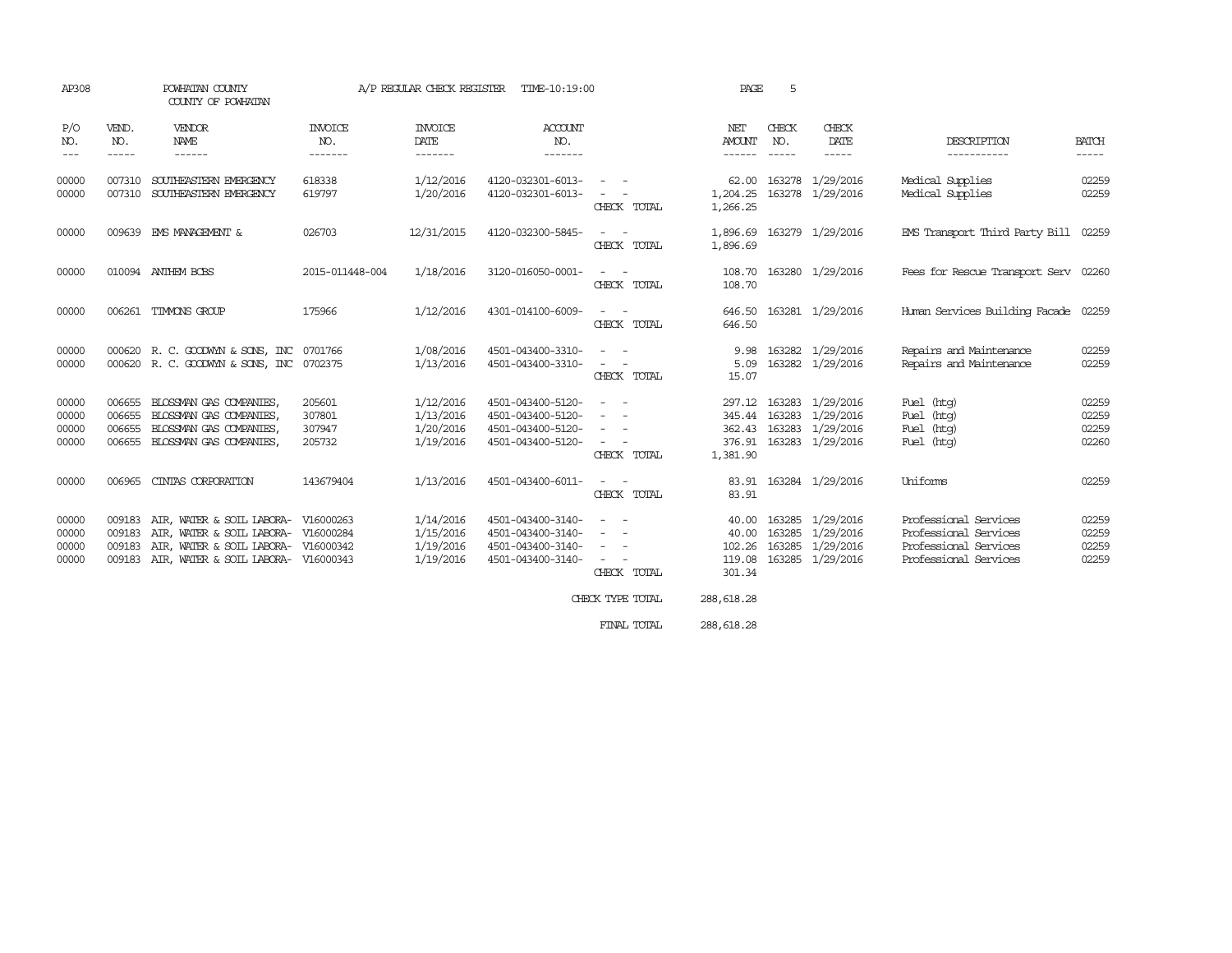AP308 POWHATAN COUNTY A/P REGULAR CHECK REGISTER TIME-10:19:00

COUNTY OF POWHATAN

| P/O NO. | VEND. NO. | VENDOR NAME | INVOICE NO. | INVOICE DATE | ACCOUNT NO. | | NET AMOUNT | CHECK NO. | CHECK DATE | DESCRIPTION | BATCH |
|---|---|---|---|---|---|---|---|---|---|---|---|
| 00000 | 007310 | SOUTHEASTERN EMERGENCY | 618338 | 1/12/2016 | 4120-032301-6013- | - - | 62.00 | 163278 | 1/29/2016 | Medical Supplies | 02259 |
| 00000 | 007310 | SOUTHEASTERN EMERGENCY | 619797 | 1/20/2016 | 4120-032301-6013- | - - | 1,204.25 | 163278 | 1/29/2016 | Medical Supplies | 02259 |
| | | | | | | CHECK TOTAL | 1,266.25 | | | | |
| 00000 | 009639 | EMS MANAGEMENT & | 026703 | 12/31/2015 | 4120-032300-5845- | - - | 1,896.69 | 163279 | 1/29/2016 | EMS Transport Third Party Bill | 02259 |
| | | | | | | CHECK TOTAL | 1,896.69 | | | | |
| 00000 | 010094 | ANTHEM BCBS | 2015-011448-004 | 1/18/2016 | 3120-016050-0001- | - - | 108.70 | 163280 | 1/29/2016 | Fees for Rescue Transport Serv | 02260 |
| | | | | | | CHECK TOTAL | 108.70 | | | | |
| 00000 | 006261 | TIMMONS GROUP | 175966 | 1/12/2016 | 4301-014100-6009- | - - | 646.50 | 163281 | 1/29/2016 | Human Services Building Facade | 02259 |
| | | | | | | CHECK TOTAL | 646.50 | | | | |
| 00000 | 000620 | R. C. GOODWYN & SONS, INC | 0701766 | 1/08/2016 | 4501-043400-3310- | - - | 9.98 | 163282 | 1/29/2016 | Repairs and Maintenance | 02259 |
| 00000 | 000620 | R. C. GOODWYN & SONS, INC | 0702375 | 1/13/2016 | 4501-043400-3310- | - - | 5.09 | 163282 | 1/29/2016 | Repairs and Maintenance | 02259 |
| | | | | | | CHECK TOTAL | 15.07 | | | | |
| 00000 | 006655 | BLOSSMAN GAS COMPANIES, | 205601 | 1/12/2016 | 4501-043400-5120- | - - | 297.12 | 163283 | 1/29/2016 | Fuel (htg) | 02259 |
| 00000 | 006655 | BLOSSMAN GAS COMPANIES, | 307801 | 1/13/2016 | 4501-043400-5120- | - - | 345.44 | 163283 | 1/29/2016 | Fuel (htg) | 02259 |
| 00000 | 006655 | BLOSSMAN GAS COMPANIES, | 307947 | 1/20/2016 | 4501-043400-5120- | - - | 362.43 | 163283 | 1/29/2016 | Fuel (htg) | 02259 |
| 00000 | 006655 | BLOSSMAN GAS COMPANIES, | 205732 | 1/19/2016 | 4501-043400-5120- | - - | 376.91 | 163283 | 1/29/2016 | Fuel (htg) | 02260 |
| | | | | | | CHECK TOTAL | 1,381.90 | | | | |
| 00000 | 006965 | CINTAS CORPORATION | 143679404 | 1/13/2016 | 4501-043400-6011- | - - | 83.91 | 163284 | 1/29/2016 | Uniforms | 02259 |
| | | | | | | CHECK TOTAL | 83.91 | | | | |
| 00000 | 009183 | AIR, WATER & SOIL LABORA- | V16000263 | 1/14/2016 | 4501-043400-3140- | - - | 40.00 | 163285 | 1/29/2016 | Professional Services | 02259 |
| 00000 | 009183 | AIR, WATER & SOIL LABORA- | V16000284 | 1/15/2016 | 4501-043400-3140- | - - | 40.00 | 163285 | 1/29/2016 | Professional Services | 02259 |
| 00000 | 009183 | AIR, WATER & SOIL LABORA- | V16000342 | 1/19/2016 | 4501-043400-3140- | - - | 102.26 | 163285 | 1/29/2016 | Professional Services | 02259 |
| 00000 | 009183 | AIR, WATER & SOIL LABORA- | V16000343 | 1/19/2016 | 4501-043400-3140- | - - | 119.08 | 163285 | 1/29/2016 | Professional Services | 02259 |
| | | | | | | CHECK TOTAL | 301.34 | | | | |
| | | | | | | CHECK TYPE TOTAL | 288,618.28 | | | | |
| | | | | | | FINAL TOTAL | 288,618.28 | | | | |